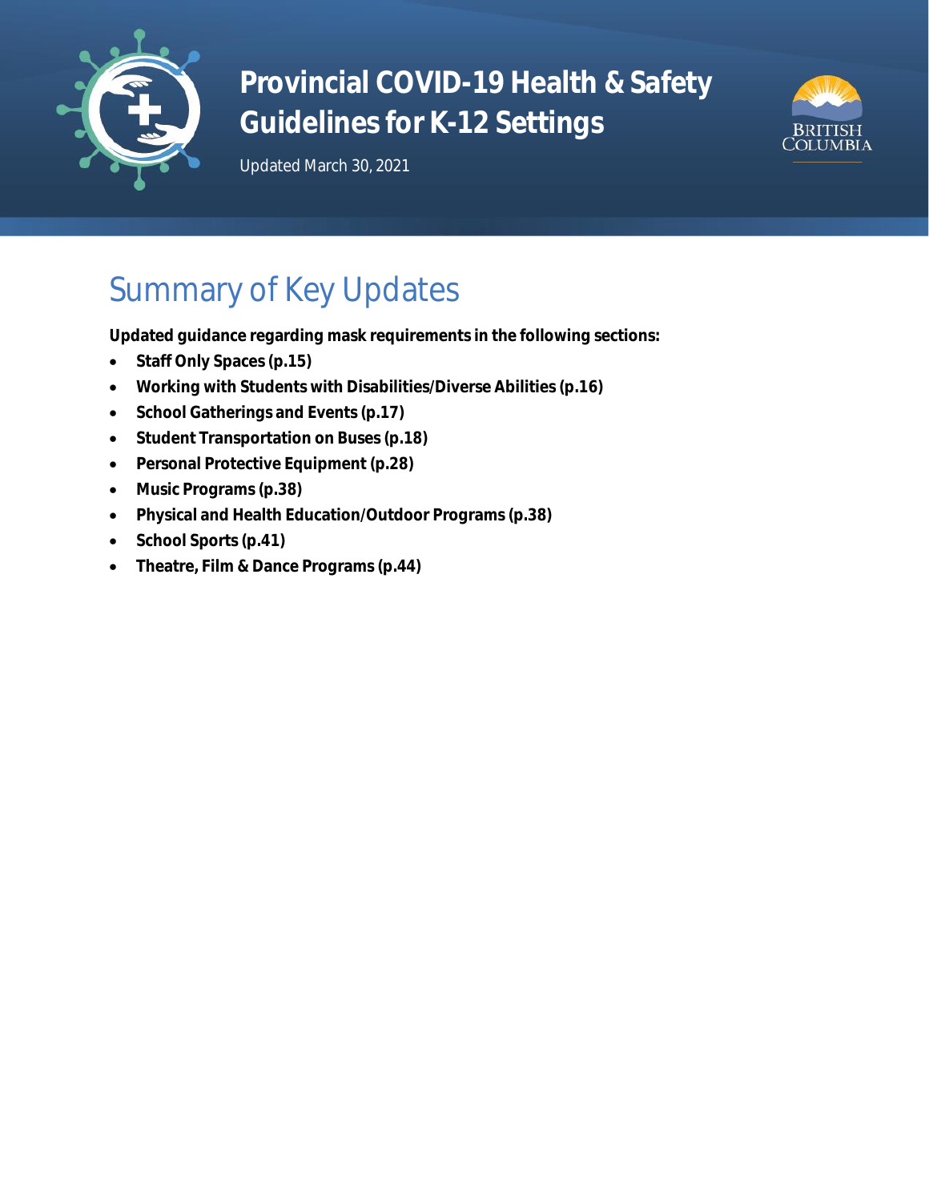# Provincial COVID-19 Health & Safety Guidelines for K-12 Settings

Updated March 30, 2021

## Summary of Key Updates

**Updated guidance regarding mask requirements in the following sections:**

- **Staff Only Spaces (p.15)**
- **Working with Students with Disabilities/Diverse Abilities (p.16)**
- **School Gatherings and Events (p.17)**
- **Student Transportation on Buses (p.18)**
- **Personal Protective Equipment (p.28)**
- **Music Programs (p.38)**
- **Physical and Health Education/Outdoor Programs (p.38)**
- **School Sports (p.41)**
- **Theatre, Film & Dance Programs (p.44)**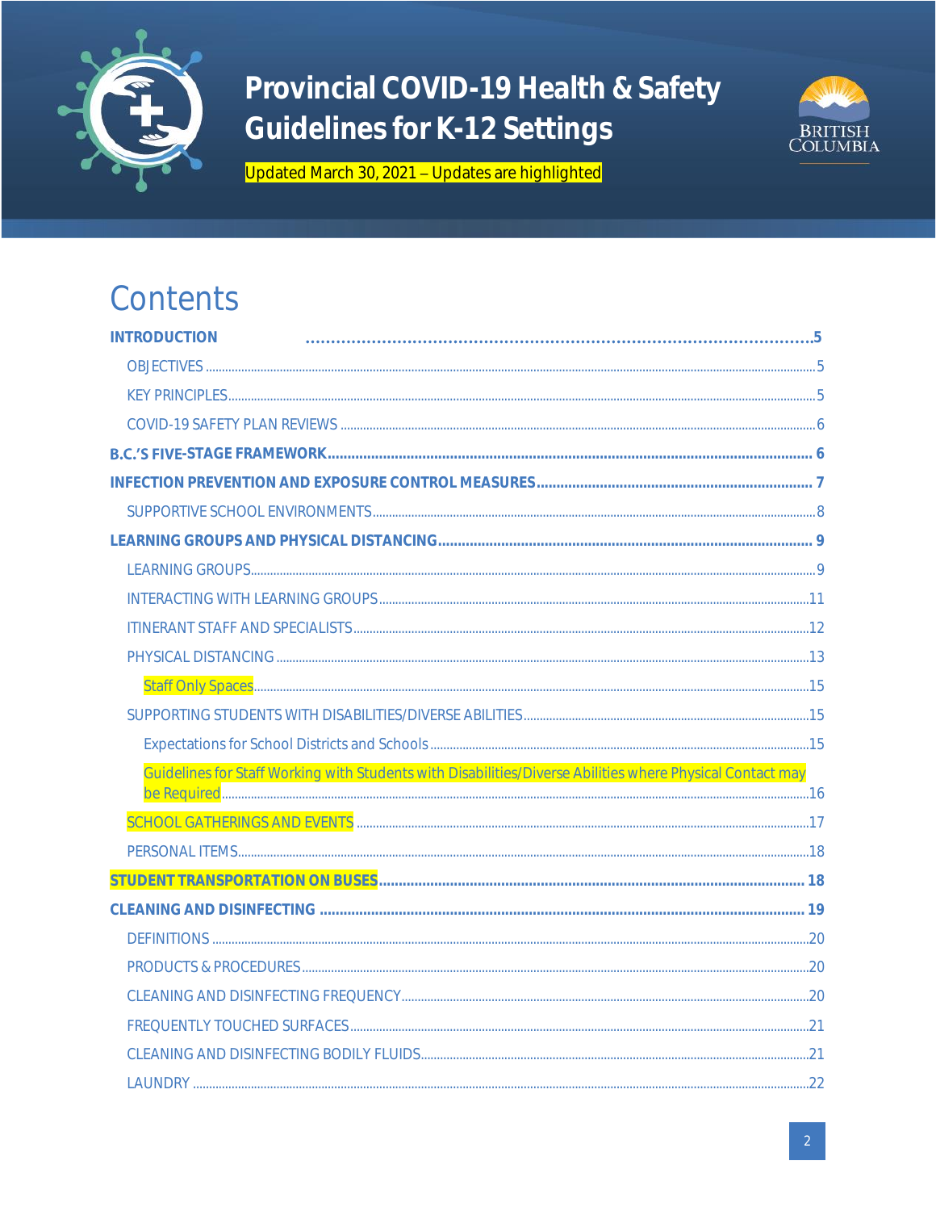# Provincial COVID-19 Health & Safety Guidelines for K-12 Settings

Updated March 30, 2021 – Updates are highlighted

## Contents

**INTRODUCTION** ..... 5

- OBJECTIVES ..... 5
- KEY PRINCIPLES ..... 5
- COVID-19 SAFETY PLAN REVIEWS ..... 6

**B.C.'S FIVE-STAGE FRAMEWORK** ..... 6

**INFECTION PREVENTION AND EXPOSURE CONTROL MEASURES** ..... 7

- SUPPORTIVE SCHOOL ENVIRONMENTS ..... 8

**LEARNING GROUPS AND PHYSICAL DISTANCING** ..... 9

- LEARNING GROUPS ..... 9
- INTERACTING WITH LEARNING GROUPS ..... 11
- ITINERANT STAFF AND SPECIALISTS ..... 12
- PHYSICAL DISTANCING ..... 13
  - Staff Only Spaces ..... 15
- SUPPORTING STUDENTS WITH DISABILITIES/DIVERSE ABILITIES ..... 15
  - Expectations for School Districts and Schools ..... 15
  - Guidelines for Staff Working with Students with Disabilities/Diverse Abilities where Physical Contact may be Required ..... 16
- SCHOOL GATHERINGS AND EVENTS ..... 17
- PERSONAL ITEMS ..... 18

**STUDENT TRANSPORTATION ON BUSES** ..... 18

**CLEANING AND DISINFECTING** ..... 19

- DEFINITIONS ..... 20
- PRODUCTS & PROCEDURES ..... 20
- CLEANING AND DISINFECTING FREQUENCY ..... 20
- FREQUENTLY TOUCHED SURFACES ..... 21
- CLEANING AND DISINFECTING BODILY FLUIDS ..... 21
- LAUNDRY ..... 22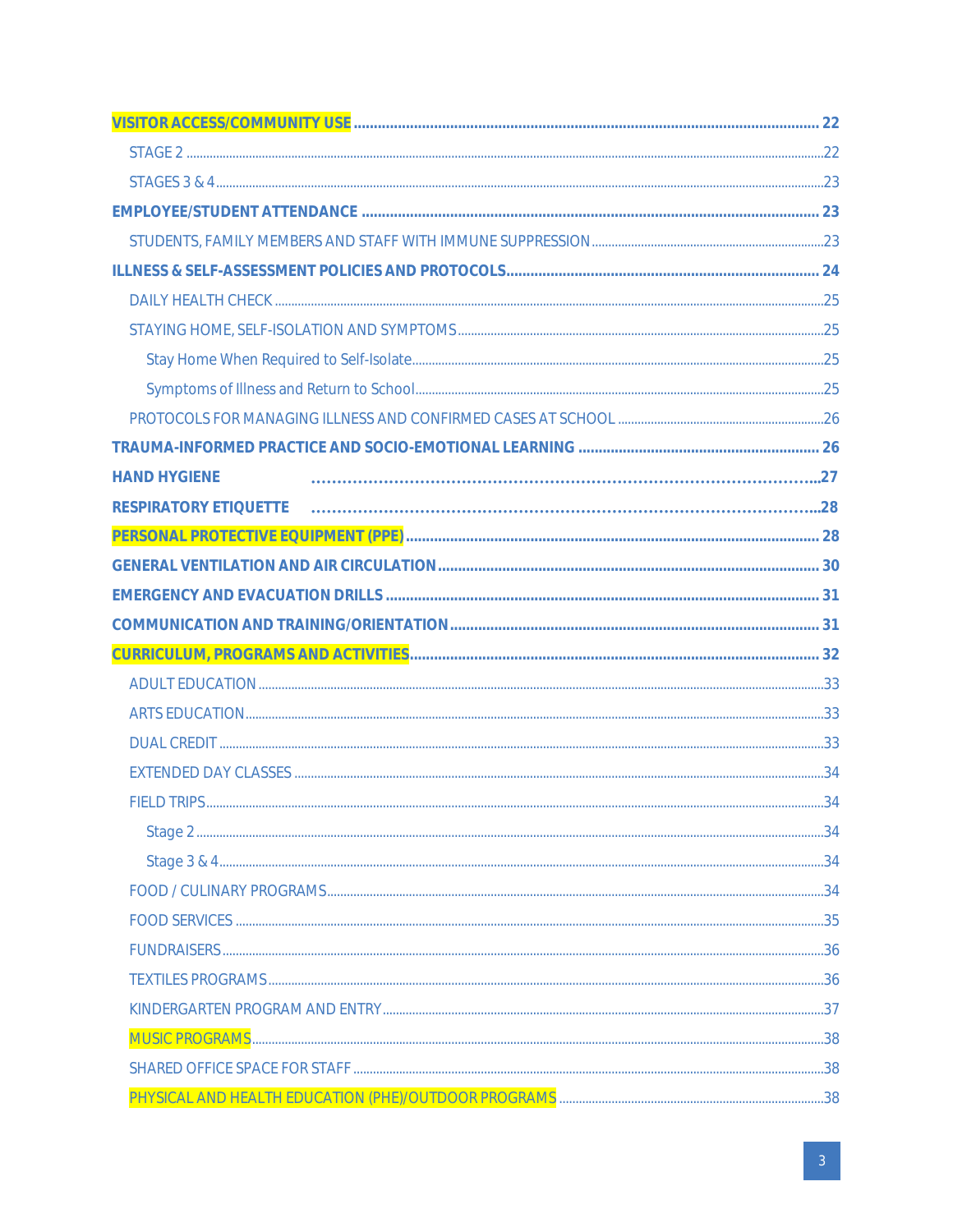- **VISITOR ACCESS/COMMUNITY USE** ... 22
  - STAGE 2 ... 22
  - STAGES 3 & 4 ... 23
- **EMPLOYEE/STUDENT ATTENDANCE** ... 23
  - STUDENTS, FAMILY MEMBERS AND STAFF WITH IMMUNE SUPPRESSION ... 23
- **ILLNESS & SELF-ASSESSMENT POLICIES AND PROTOCOLS** ... 24
  - DAILY HEALTH CHECK ... 25
  - STAYING HOME, SELF-ISOLATION AND SYMPTOMS ... 25
    - Stay Home When Required to Self-Isolate ... 25
    - Symptoms of Illness and Return to School ... 25
  - PROTOCOLS FOR MANAGING ILLNESS AND CONFIRMED CASES AT SCHOOL ... 26
- **TRAUMA-INFORMED PRACTICE AND SOCIO-EMOTIONAL LEARNING** ... 26
- **HAND HYGIENE** ... 27
- **RESPIRATORY ETIQUETTE** ... 28
- **PERSONAL PROTECTIVE EQUIPMENT (PPE)** ... 28
- **GENERAL VENTILATION AND AIR CIRCULATION** ... 30
- **EMERGENCY AND EVACUATION DRILLS** ... 31
- **COMMUNICATION AND TRAINING/ORIENTATION** ... 31
- **CURRICULUM, PROGRAMS AND ACTIVITIES** ... 32
  - ADULT EDUCATION ... 33
  - ARTS EDUCATION ... 33
  - DUAL CREDIT ... 33
  - EXTENDED DAY CLASSES ... 34
  - FIELD TRIPS ... 34
    - Stage 2 ... 34
    - Stage 3 & 4 ... 34
  - FOOD / CULINARY PROGRAMS ... 34
  - FOOD SERVICES ... 35
  - FUNDRAISERS ... 36
  - TEXTILES PROGRAMS ... 36
  - KINDERGARTEN PROGRAM AND ENTRY ... 37
  - MUSIC PROGRAMS ... 38
  - SHARED OFFICE SPACE FOR STAFF ... 38
  - PHYSICAL AND HEALTH EDUCATION (PHE)/OUTDOOR PROGRAMS ... 38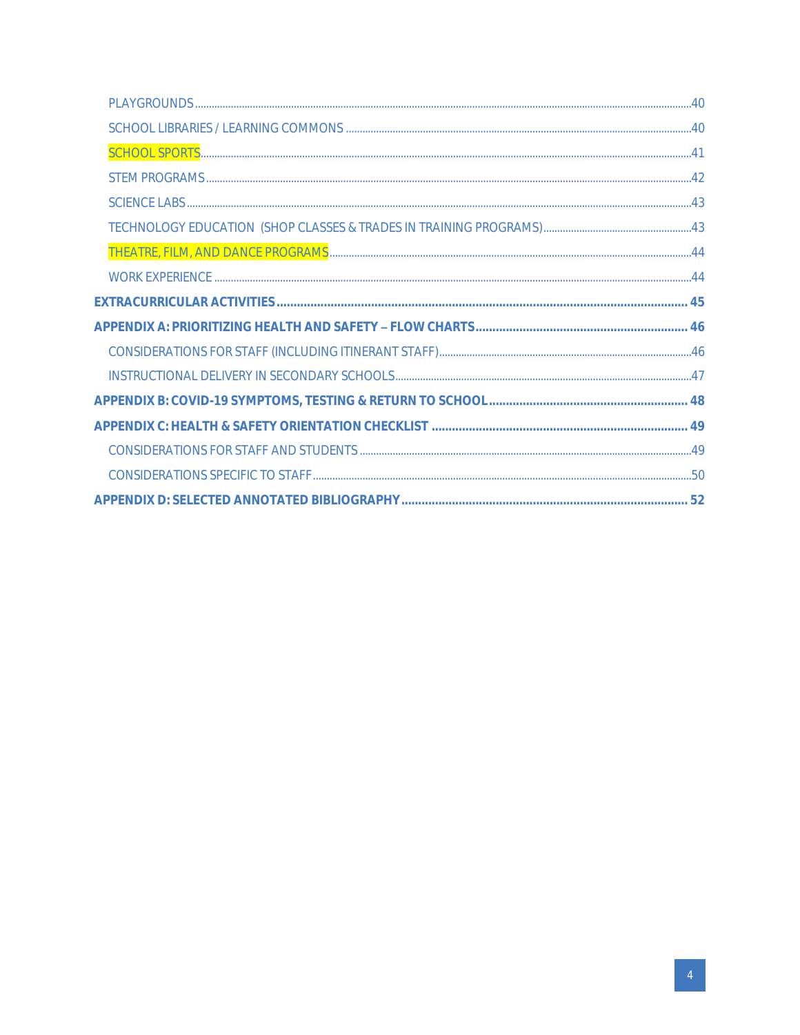- PLAYGROUNDS ....................................................................................................................................................40
- SCHOOL LIBRARIES / LEARNING COMMONS ..................................................................................................40
- SCHOOL SPORTS ...............................................................................................................................................41
- STEM PROGRAMS .............................................................................................................................................42
- SCIENCE LABS ....................................................................................................................................................43
- TECHNOLOGY EDUCATION (SHOP CLASSES & TRADES IN TRAINING PROGRAMS) .............................43
- THEATRE, FILM, AND DANCE PROGRAMS ......................................................................................................44
- WORK EXPERIENCE ...........................................................................................................................................44

**EXTRACURRICULAR ACTIVITIES ........................................................................................................ 45**

**APPENDIX A: PRIORITIZING HEALTH AND SAFETY – FLOW CHARTS ............................................... 46**

- CONSIDERATIONS FOR STAFF (INCLUDING ITINERANT STAFF) ................................................................46
- INSTRUCTIONAL DELIVERY IN SECONDARY SCHOOLS ................................................................................47

**APPENDIX B: COVID-19 SYMPTOMS, TESTING & RETURN TO SCHOOL ............................................ 48**

**APPENDIX C: HEALTH & SAFETY ORIENTATION CHECKLIST ............................................................ 49**

- CONSIDERATIONS FOR STAFF AND STUDENTS .............................................................................................49
- CONSIDERATIONS SPECIFIC TO STAFF ..........................................................................................................50

**APPENDIX D: SELECTED ANNOTATED BIBLIOGRAPHY ...................................................................... 52**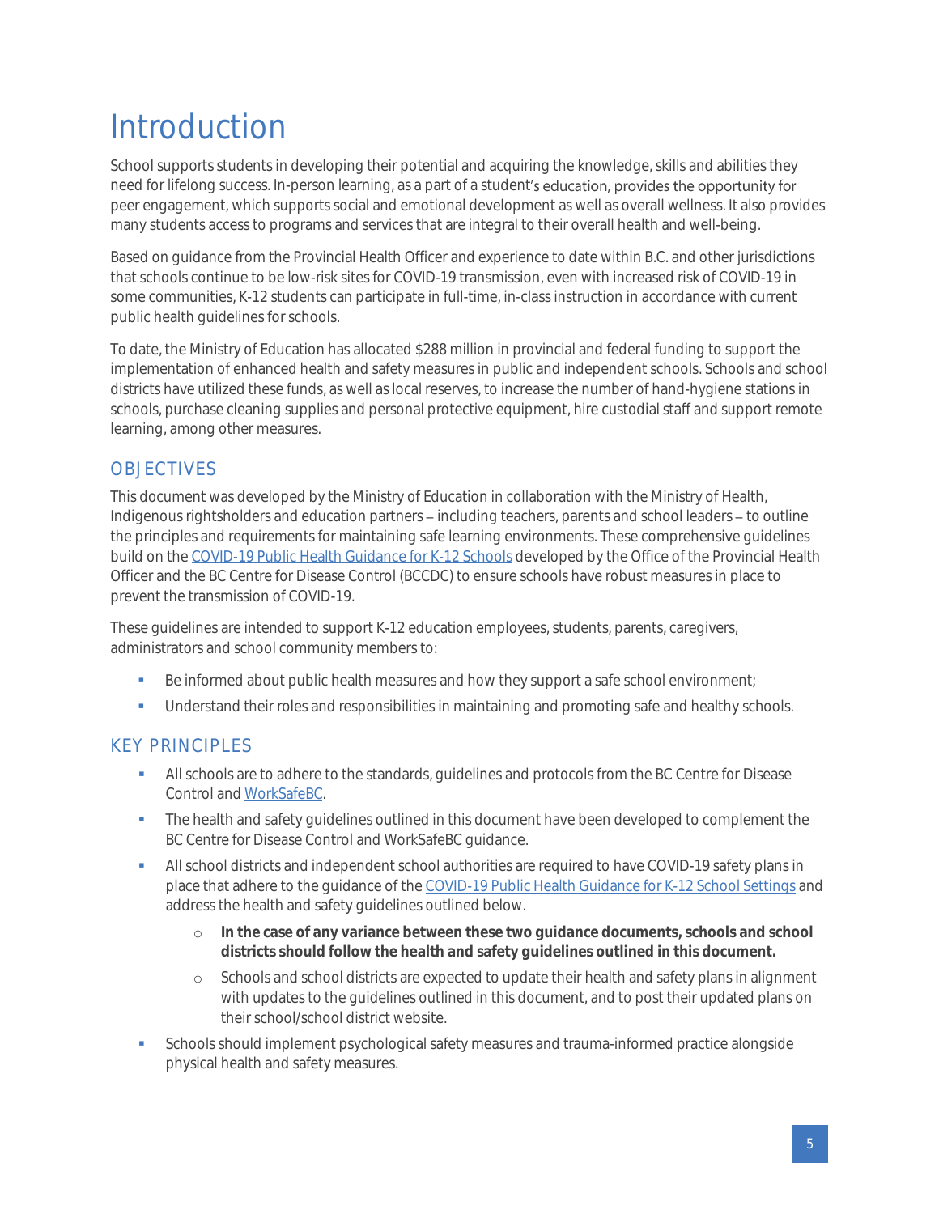# Introduction

School supports students in developing their potential and acquiring the knowledge, skills and abilities they need for lifelong success. In-person learning, as a part of a student's education, provides the opportunity for peer engagement, which supports social and emotional development as well as overall wellness. It also provides many students access to programs and services that are integral to their overall health and well-being.

Based on guidance from the Provincial Health Officer and experience to date within B.C. and other jurisdictions that schools continue to be low-risk sites for COVID-19 transmission, even with increased risk of COVID-19 in some communities, K-12 students can participate in full-time, in-class instruction in accordance with current public health guidelines for schools.

To date, the Ministry of Education has allocated $288 million in provincial and federal funding to support the implementation of enhanced health and safety measures in public and independent schools. Schools and school districts have utilized these funds, as well as local reserves, to increase the number of hand-hygiene stations in schools, purchase cleaning supplies and personal protective equipment, hire custodial staff and support remote learning, among other measures.

## OBJECTIVES

This document was developed by the Ministry of Education in collaboration with the Ministry of Health, Indigenous rightsholders and education partners – including teachers, parents and school leaders – to outline the principles and requirements for maintaining safe learning environments. These comprehensive guidelines build on the [COVID-19 Public Health Guidance for K-12 Schools](#) developed by the Office of the Provincial Health Officer and the BC Centre for Disease Control (BCCDC) to ensure schools have robust measures in place to prevent the transmission of COVID-19.

These guidelines are intended to support K-12 education employees, students, parents, caregivers, administrators and school community members to:

- Be informed about public health measures and how they support a safe school environment;
- Understand their roles and responsibilities in maintaining and promoting safe and healthy schools.

## KEY PRINCIPLES

- All schools are to adhere to the standards, guidelines and protocols from the BC Centre for Disease Control and [WorkSafeBC](#).
- The health and safety guidelines outlined in this document have been developed to complement the BC Centre for Disease Control and WorkSafeBC guidance.
- All school districts and independent school authorities are required to have COVID-19 safety plans in place that adhere to the guidance of the [COVID-19 Public Health Guidance for K-12 School Settings](#) and address the health and safety guidelines outlined below.
  - **In the case of any variance between these two guidance documents, schools and school districts should follow the health and safety guidelines outlined in this document.**
  - Schools and school districts are expected to update their health and safety plans in alignment with updates to the guidelines outlined in this document, and to post their updated plans on their school/school district website.
- Schools should implement psychological safety measures and trauma-informed practice alongside physical health and safety measures.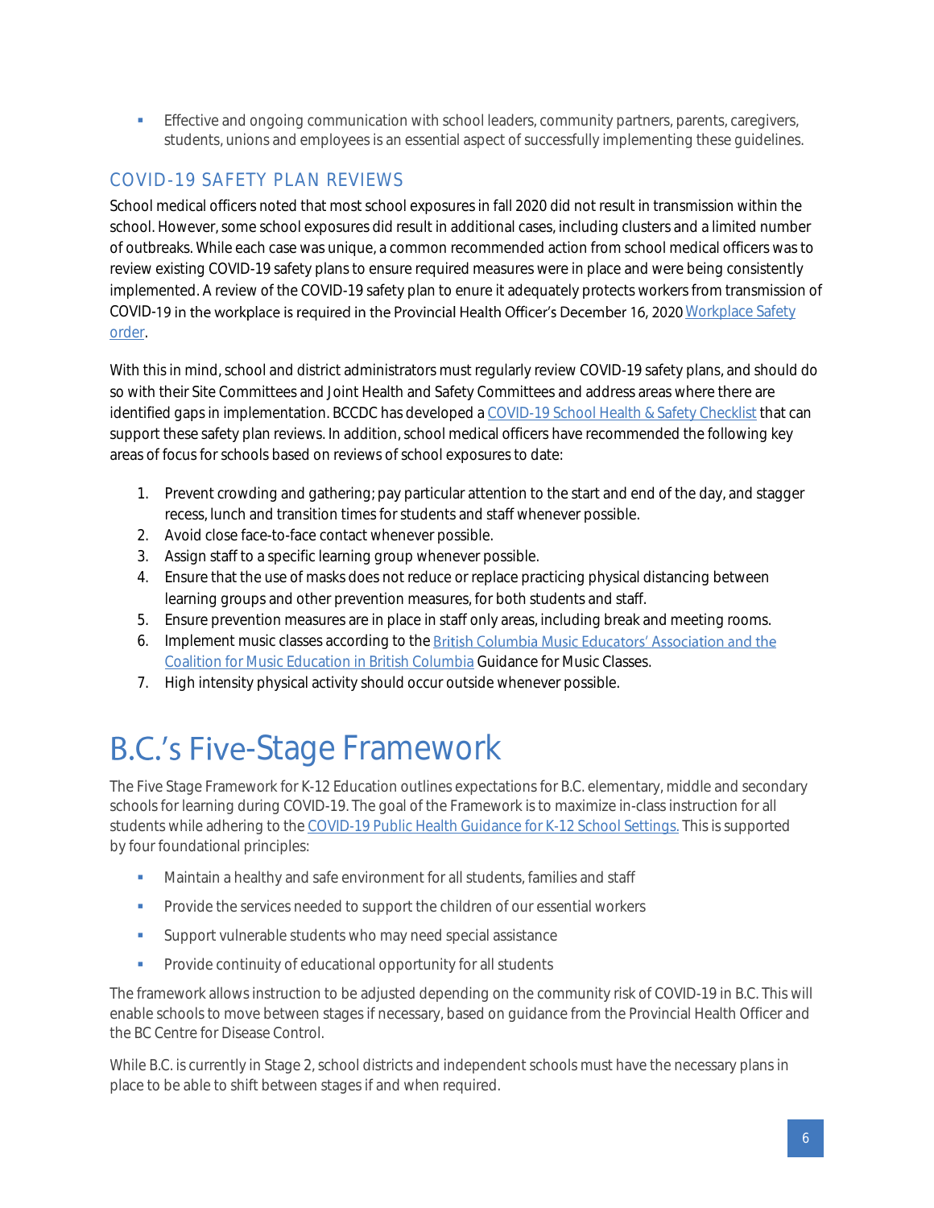- Effective and ongoing communication with school leaders, community partners, parents, caregivers, students, unions and employees is an essential aspect of successfully implementing these guidelines.

### COVID-19 SAFETY PLAN REVIEWS

School medical officers noted that most school exposures in fall 2020 did not result in transmission within the school. However, some school exposures did result in additional cases, including clusters and a limited number of outbreaks. While each case was unique, a common recommended action from school medical officers was to review existing COVID-19 safety plans to ensure required measures were in place and were being consistently implemented. A review of the COVID-19 safety plan to enure it adequately protects workers from transmission of COVID-19 in the workplace is required in the Provincial Health Officer's December 16, 2020 Workplace Safety order.

With this in mind, school and district administrators must regularly review COVID-19 safety plans, and should do so with their Site Committees and Joint Health and Safety Committees and address areas where there are identified gaps in implementation. BCCDC has developed a COVID-19 School Health & Safety Checklist that can support these safety plan reviews. In addition, school medical officers have recommended the following key areas of focus for schools based on reviews of school exposures to date:

1. Prevent crowding and gathering; pay particular attention to the start and end of the day, and stagger recess, lunch and transition times for students and staff whenever possible.
2. Avoid close face-to-face contact whenever possible.
3. Assign staff to a specific learning group whenever possible.
4. Ensure that the use of masks does not reduce or replace practicing physical distancing between learning groups and other prevention measures, for both students and staff.
5. Ensure prevention measures are in place in staff only areas, including break and meeting rooms.
6. Implement music classes according to the British Columbia Music Educators' Association and the Coalition for Music Education in British Columbia Guidance for Music Classes.
7. High intensity physical activity should occur outside whenever possible.

# B.C.'s Five-Stage Framework

The Five Stage Framework for K-12 Education outlines expectations for B.C. elementary, middle and secondary schools for learning during COVID-19. The goal of the Framework is to maximize in-class instruction for all students while adhering to the COVID-19 Public Health Guidance for K-12 School Settings. This is supported by four foundational principles:

- Maintain a healthy and safe environment for all students, families and staff
- Provide the services needed to support the children of our essential workers
- Support vulnerable students who may need special assistance
- Provide continuity of educational opportunity for all students

The framework allows instruction to be adjusted depending on the community risk of COVID-19 in B.C. This will enable schools to move between stages if necessary, based on guidance from the Provincial Health Officer and the BC Centre for Disease Control.

While B.C. is currently in Stage 2, school districts and independent schools must have the necessary plans in place to be able to shift between stages if and when required.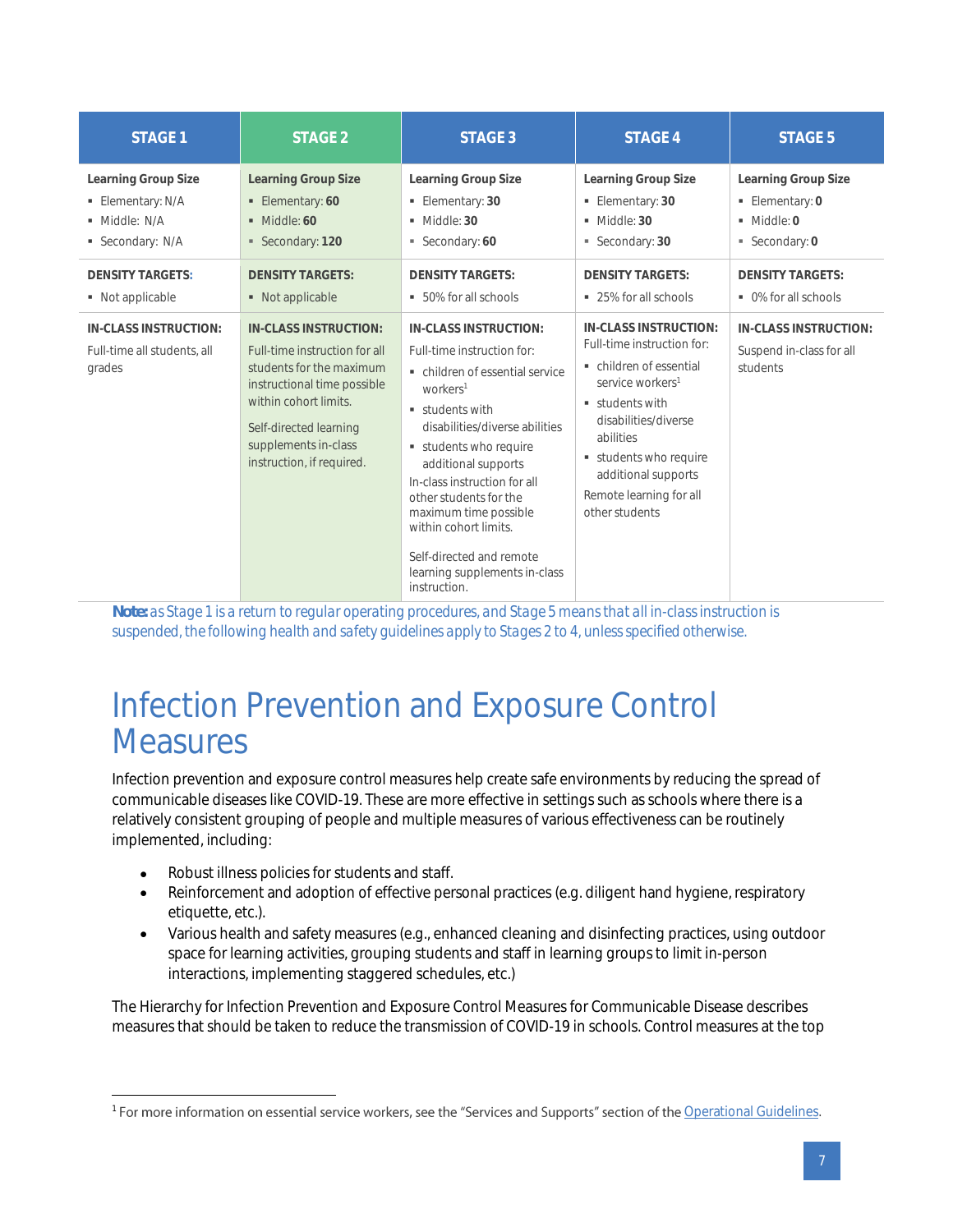| STAGE 1 | STAGE 2 | STAGE 3 | STAGE 4 | STAGE 5 |
|---|---|---|---|---|
| **Learning Group Size**<br>▪ Elementary: N/A<br>▪ Middle: N/A<br>▪ Secondary: N/A | **Learning Group Size**<br>▪ Elementary: **60**<br>▪ Middle: **60**<br>▪ Secondary: **120** | **Learning Group Size**<br>▪ Elementary: **30**<br>▪ Middle: **30**<br>▪ Secondary: **60** | **Learning Group Size**<br>▪ Elementary: **30**<br>▪ Middle: **30**<br>▪ Secondary: **30** | **Learning Group Size**<br>▪ Elementary: **0**<br>▪ Middle: **0**<br>▪ Secondary: **0** |
| **DENSITY TARGETS:**<br>▪ Not applicable | **DENSITY TARGETS:**<br>▪ Not applicable | **DENSITY TARGETS:**<br>▪ 50% for all schools | **DENSITY TARGETS:**<br>▪ 25% for all schools | **DENSITY TARGETS:**<br>▪ 0% for all schools |
| **IN-CLASS INSTRUCTION:**<br>Full-time all students, all grades | **IN-CLASS INSTRUCTION:**<br>Full-time instruction for all students for the maximum instructional time possible within cohort limits.<br>Self-directed learning supplements in-class instruction, if required. | **IN-CLASS INSTRUCTION:**<br>Full-time instruction for:<br>▪ children of essential service workers[1]<br>▪ students with disabilities/diverse abilities<br>▪ students who require additional supports<br>In-class instruction for all other students for the maximum time possible within cohort limits.<br>Self-directed and remote learning supplements in-class instruction. | **IN-CLASS INSTRUCTION:**<br>Full-time instruction for:<br>▪ children of essential service workers[1]<br>▪ students with disabilities/diverse abilities<br>▪ students who require additional supports<br>Remote learning for all other students | **IN-CLASS INSTRUCTION:**<br>Suspend in-class for all students |

***Note:** as Stage 1 is a return to regular operating procedures, and Stage 5 means that all in-class instruction is suspended, the following health and safety guidelines apply to Stages 2 to 4, unless specified otherwise.*

# Infection Prevention and Exposure Control Measures

Infection prevention and exposure control measures help create safe environments by reducing the spread of communicable diseases like COVID-19. These are more effective in settings such as schools where there is a relatively consistent grouping of people and multiple measures of various effectiveness can be routinely implemented, including:

- Robust illness policies for students and staff.
- Reinforcement and adoption of effective personal practices (e.g. diligent hand hygiene, respiratory etiquette, etc.).
- Various health and safety measures (e.g., enhanced cleaning and disinfecting practices, using outdoor space for learning activities, grouping students and staff in learning groups to limit in-person interactions, implementing staggered schedules, etc.)

The Hierarchy for Infection Prevention and Exposure Control Measures for Communicable Disease describes measures that should be taken to reduce the transmission of COVID-19 in schools. Control measures at the top

[1] For more information on essential service workers, see the "Services and Supports" section of the Operational Guidelines.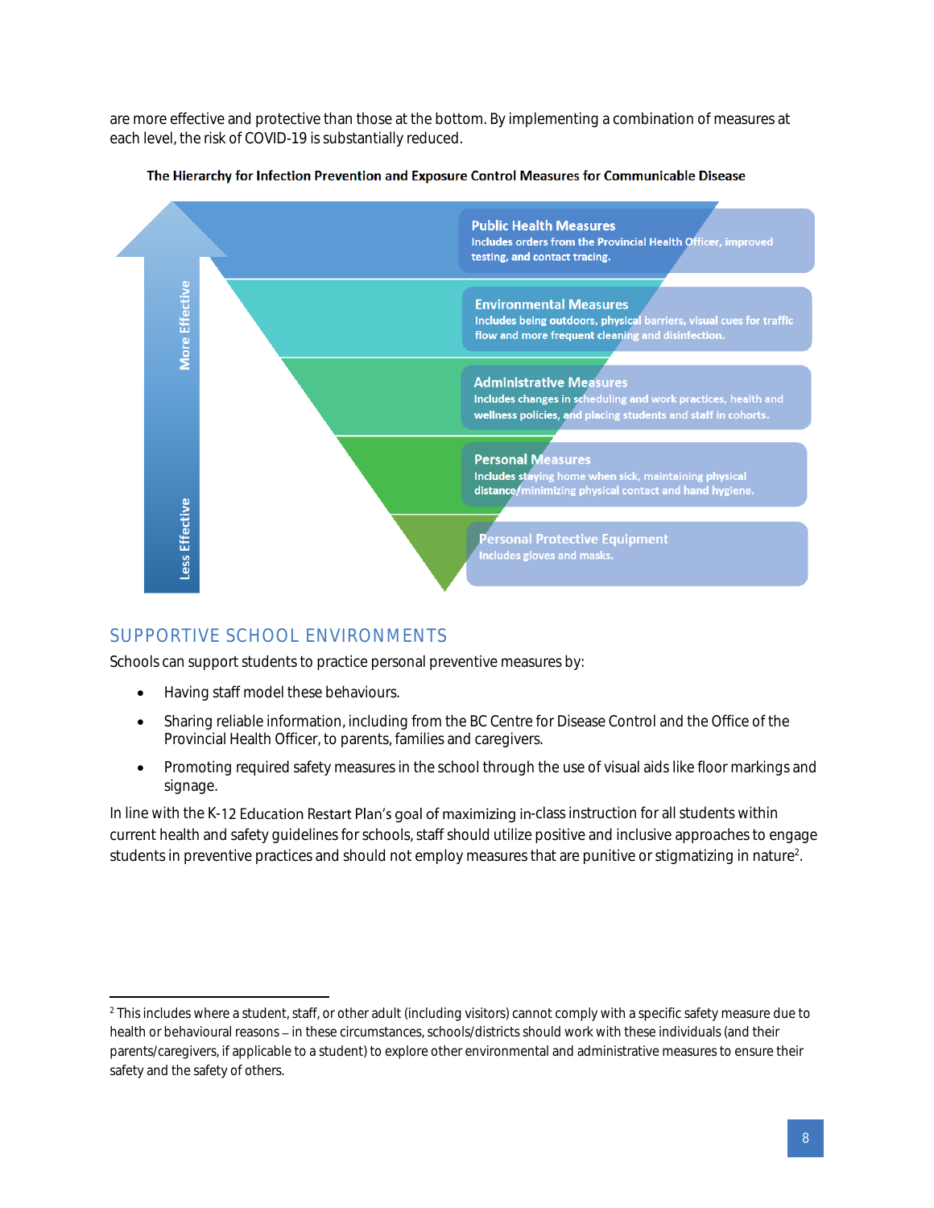are more effective and protective than those at the bottom. By implementing a combination of measures at each level, the risk of COVID-19 is substantially reduced.

**The Hierarchy for Infection Prevention and Exposure Control Measures for Communicable Disease**

More Effective

**Public Health Measures**
Includes orders from the Provincial Health Officer, improved testing, and contact tracing.

**Environmental Measures**
Includes being outdoors, physical barriers, visual cues for traffic flow and more frequent cleaning and disinfection.

**Administrative Measures**
Includes changes in scheduling and work practices, health and wellness policies, and placing students and staff in cohorts.

**Personal Measures**
Includes staying home when sick, maintaining physical distance/minimizing physical contact and hand hygiene.

**Personal Protective Equipment**
Includes gloves and masks.

Less Effective

## SUPPORTIVE SCHOOL ENVIRONMENTS

Schools can support students to practice personal preventive measures by:

- Having staff model these behaviours.
- Sharing reliable information, including from the BC Centre for Disease Control and the Office of the Provincial Health Officer, to parents, families and caregivers.
- Promoting required safety measures in the school through the use of visual aids like floor markings and signage.

In line with the K-12 Education Restart Plan's goal of maximizing in-class instruction for all students within current health and safety guidelines for schools, staff should utilize positive and inclusive approaches to engage students in preventive practices and should not employ measures that are punitive or stigmatizing in nature[2].

[2] This includes where a student, staff, or other adult (including visitors) cannot comply with a specific safety measure due to health or behavioural reasons – in these circumstances, schools/districts should work with these individuals (and their parents/caregivers, if applicable to a student) to explore other environmental and administrative measures to ensure their safety and the safety of others.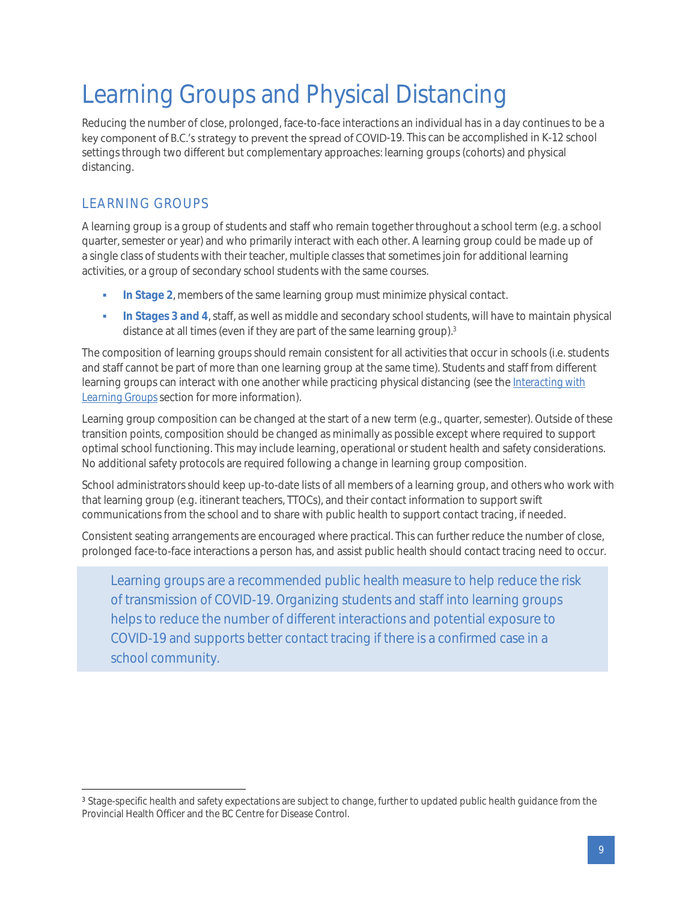# Learning Groups and Physical Distancing

Reducing the number of close, prolonged, face-to-face interactions an individual has in a day continues to be a key component of B.C.'s strategy to prevent the spread of COVID-19. This can be accomplished in K-12 school settings through two different but complementary approaches: learning groups (cohorts) and physical distancing.

## LEARNING GROUPS

A learning group is a group of students and staff who remain together throughout a school term (e.g. a school quarter, semester or year) and who primarily interact with each other. A learning group could be made up of a single class of students with their teacher, multiple classes that sometimes join for additional learning activities, or a group of secondary school students with the same courses.

- **In Stage 2**, members of the same learning group must minimize physical contact.
- **In Stages 3 and 4**, staff, as well as middle and secondary school students, will have to maintain physical distance at all times (even if they are part of the same learning group).[3]

The composition of learning groups should remain consistent for all activities that occur in schools (i.e. students and staff cannot be part of more than one learning group at the same time). Students and staff from different learning groups can interact with one another while practicing physical distancing (see the Interacting with Learning Groups section for more information).

Learning group composition can be changed at the start of a new term (e.g., quarter, semester). Outside of these transition points, composition should be changed as minimally as possible except where required to support optimal school functioning. This may include learning, operational or student health and safety considerations. No additional safety protocols are required following a change in learning group composition.

School administrators should keep up-to-date lists of all members of a learning group, and others who work with that learning group (e.g. itinerant teachers, TTOCs), and their contact information to support swift communications from the school and to share with public health to support contact tracing, if needed.

Consistent seating arrangements are encouraged where practical. This can further reduce the number of close, prolonged face-to-face interactions a person has, and assist public health should contact tracing need to occur.

> Learning groups are a recommended public health measure to help reduce the risk of transmission of COVID-19. Organizing students and staff into learning groups helps to reduce the number of different interactions and potential exposure to COVID-19 and supports better contact tracing if there is a confirmed case in a school community.

---

[3] Stage-specific health and safety expectations are subject to change, further to updated public health guidance from the Provincial Health Officer and the BC Centre for Disease Control.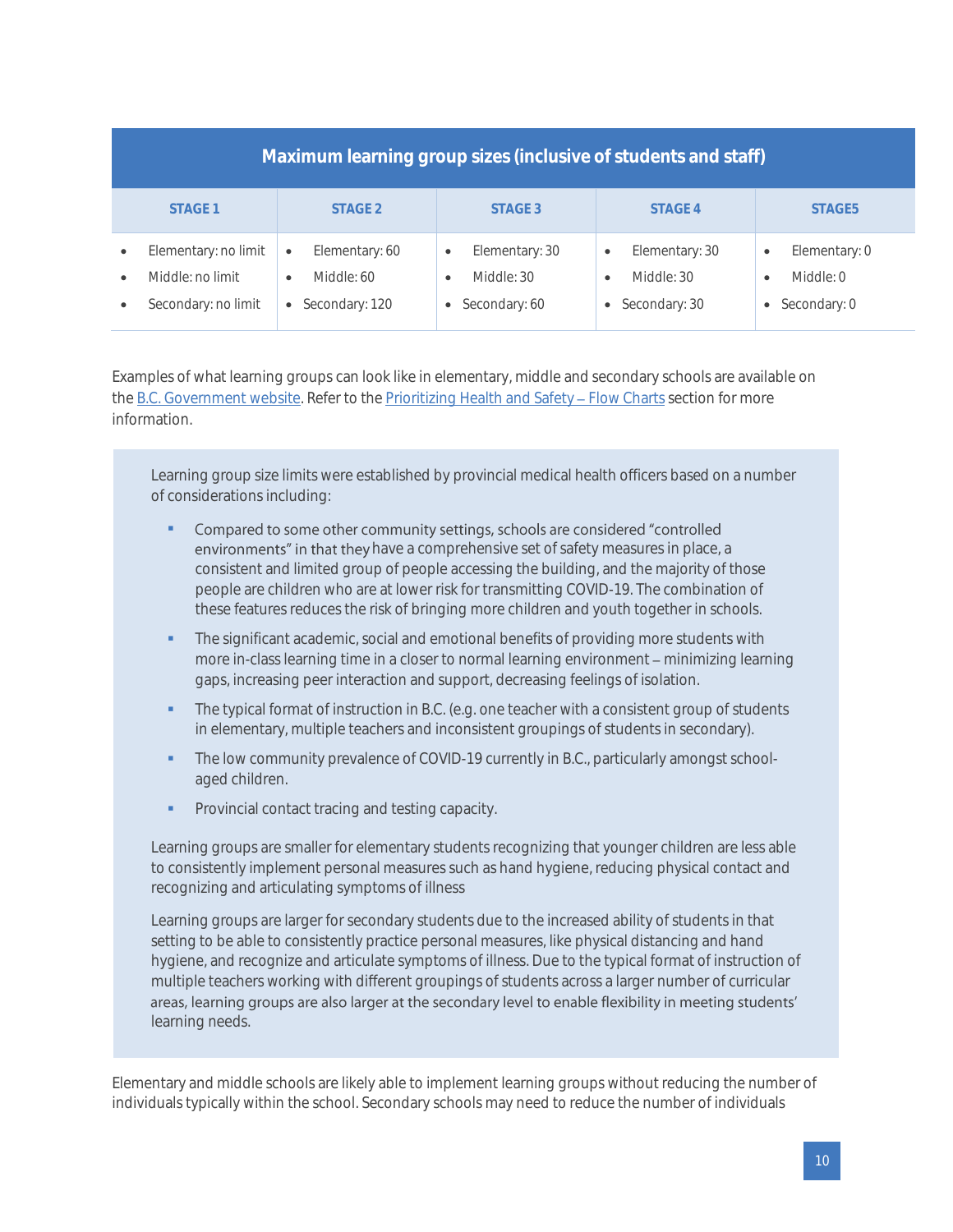| Maximum learning group sizes (inclusive of students and staff) | | | | |
|---|---|---|---|---|
| STAGE 1 | STAGE 2 | STAGE 3 | STAGE 4 | STAGE5 |
| • Elementary: no limit<br>• Middle: no limit<br>• Secondary: no limit | • Elementary: 60<br>• Middle: 60<br>• Secondary: 120 | • Elementary: 30<br>• Middle: 30<br>• Secondary: 60 | • Elementary: 30<br>• Middle: 30<br>• Secondary: 30 | • Elementary: 0<br>• Middle: 0<br>• Secondary: 0 |

Examples of what learning groups can look like in elementary, middle and secondary schools are available on the [B.C. Government website](). Refer to the [Prioritizing Health and Safety – Flow Charts]() section for more information.

> Learning group size limits were established by provincial medical health officers based on a number of considerations including:
>
> - Compared to some other community settings, schools are considered "controlled environments" in that they have a comprehensive set of safety measures in place, a consistent and limited group of people accessing the building, and the majority of those people are children who are at lower risk for transmitting COVID-19. The combination of these features reduces the risk of bringing more children and youth together in schools.
> - The significant academic, social and emotional benefits of providing more students with more in-class learning time in a closer to normal learning environment – minimizing learning gaps, increasing peer interaction and support, decreasing feelings of isolation.
> - The typical format of instruction in B.C. (e.g. one teacher with a consistent group of students in elementary, multiple teachers and inconsistent groupings of students in secondary).
> - The low community prevalence of COVID-19 currently in B.C., particularly amongst school-aged children.
> - Provincial contact tracing and testing capacity.
>
> Learning groups are smaller for elementary students recognizing that younger children are less able to consistently implement personal measures such as hand hygiene, reducing physical contact and recognizing and articulating symptoms of illness
>
> Learning groups are larger for secondary students due to the increased ability of students in that setting to be able to consistently practice personal measures, like physical distancing and hand hygiene, and recognize and articulate symptoms of illness. Due to the typical format of instruction of multiple teachers working with different groupings of students across a larger number of curricular areas, learning groups are also larger at the secondary level to enable flexibility in meeting students' learning needs.

Elementary and middle schools are likely able to implement learning groups without reducing the number of individuals typically within the school. Secondary schools may need to reduce the number of individuals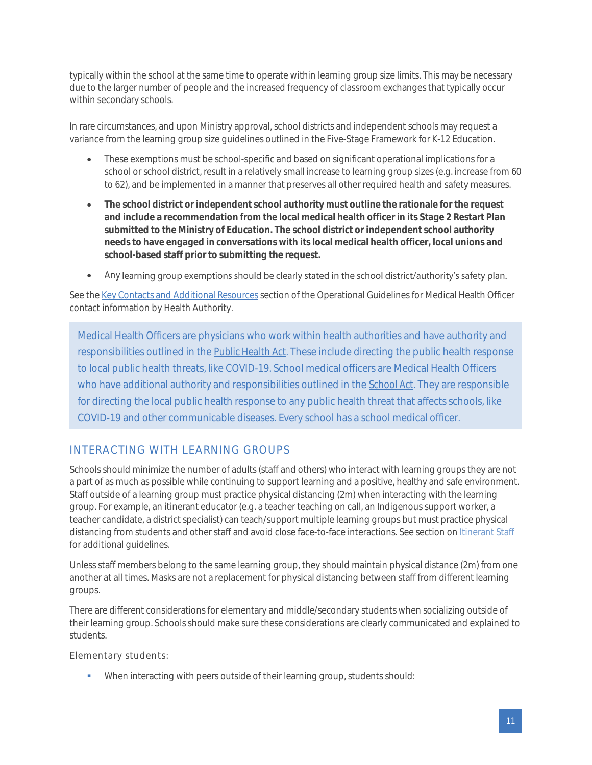typically within the school at the same time to operate within learning group size limits. This may be necessary due to the larger number of people and the increased frequency of classroom exchanges that typically occur within secondary schools.

In rare circumstances, and upon Ministry approval, school districts and independent schools may request a variance from the learning group size guidelines outlined in the Five-Stage Framework for K-12 Education.

- These exemptions must be school-specific and based on significant operational implications for a school or school district, result in a relatively small increase to learning group sizes (e.g. increase from 60 to 62), and be implemented in a manner that preserves all other required health and safety measures.
- **The school district or independent school authority must outline the rationale for the request and include a recommendation from the local medical health officer in its Stage 2 Restart Plan submitted to the Ministry of Education. The school district or independent school authority needs to have engaged in conversations with its local medical health officer, local unions and school-based staff prior to submitting the request.**
- Any learning group exemptions should be clearly stated in the school district/authority's safety plan.

See the Key Contacts and Additional Resources section of the Operational Guidelines for Medical Health Officer contact information by Health Authority.

> Medical Health Officers are physicians who work within health authorities and have authority and responsibilities outlined in the Public Health Act. These include directing the public health response to local public health threats, like COVID-19. School medical officers are Medical Health Officers who have additional authority and responsibilities outlined in the School Act. They are responsible for directing the local public health response to any public health threat that affects schools, like COVID-19 and other communicable diseases. Every school has a school medical officer.

## INTERACTING WITH LEARNING GROUPS

Schools should minimize the number of adults (staff and others) who interact with learning groups they are not a part of as much as possible while continuing to support learning and a positive, healthy and safe environment. Staff outside of a learning group must practice physical distancing (2m) when interacting with the learning group. For example, an itinerant educator (e.g. a teacher teaching on call, an Indigenous support worker, a teacher candidate, a district specialist) can teach/support multiple learning groups but must practice physical distancing from students and other staff and avoid close face-to-face interactions. See section on Itinerant Staff for additional guidelines.

Unless staff members belong to the same learning group, they should maintain physical distance (2m) from one another at all times. Masks are not a replacement for physical distancing between staff from different learning groups.

There are different considerations for elementary and middle/secondary students when socializing outside of their learning group. Schools should make sure these considerations are clearly communicated and explained to students.

Elementary students:

- When interacting with peers outside of their learning group, students should: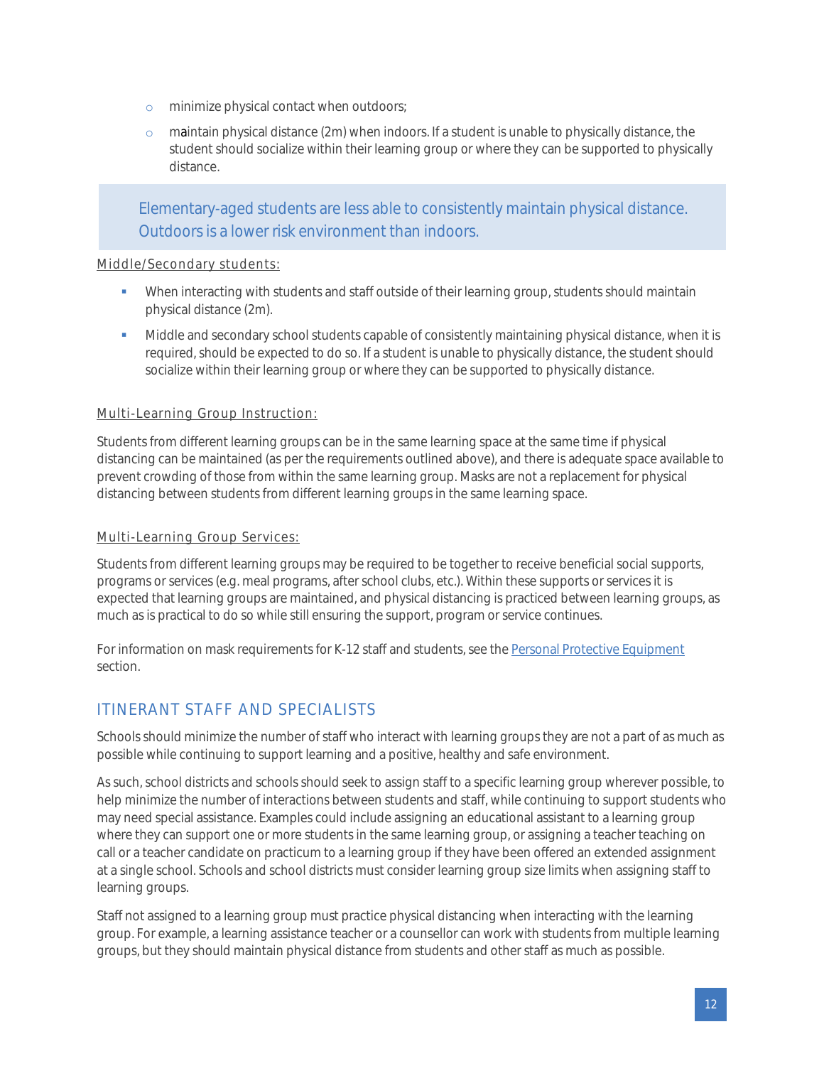- minimize physical contact when outdoors;
  - maintain physical distance (2m) when indoors. If a student is unable to physically distance, the student should socialize within their learning group or where they can be supported to physically distance.

> Elementary-aged students are less able to consistently maintain physical distance. Outdoors is a lower risk environment than indoors.

Middle/Secondary students:

- When interacting with students and staff outside of their learning group, students should maintain physical distance (2m).
- Middle and secondary school students capable of consistently maintaining physical distance, when it is required, should be expected to do so. If a student is unable to physically distance, the student should socialize within their learning group or where they can be supported to physically distance.

Multi-Learning Group Instruction:

Students from different learning groups can be in the same learning space at the same time if physical distancing can be maintained (as per the requirements outlined above), and there is adequate space available to prevent crowding of those from within the same learning group. Masks are not a replacement for physical distancing between students from different learning groups in the same learning space.

Multi-Learning Group Services:

Students from different learning groups may be required to be together to receive beneficial social supports, programs or services (e.g. meal programs, after school clubs, etc.). Within these supports or services it is expected that learning groups are maintained, and physical distancing is practiced between learning groups, as much as is practical to do so while still ensuring the support, program or service continues.

For information on mask requirements for K-12 staff and students, see the Personal Protective Equipment section.

## ITINERANT STAFF AND SPECIALISTS

Schools should minimize the number of staff who interact with learning groups they are not a part of as much as possible while continuing to support learning and a positive, healthy and safe environment.

As such, school districts and schools should seek to assign staff to a specific learning group wherever possible, to help minimize the number of interactions between students and staff, while continuing to support students who may need special assistance. Examples could include assigning an educational assistant to a learning group where they can support one or more students in the same learning group, or assigning a teacher teaching on call or a teacher candidate on practicum to a learning group if they have been offered an extended assignment at a single school. Schools and school districts must consider learning group size limits when assigning staff to learning groups.

Staff not assigned to a learning group must practice physical distancing when interacting with the learning group. For example, a learning assistance teacher or a counsellor can work with students from multiple learning groups, but they should maintain physical distance from students and other staff as much as possible.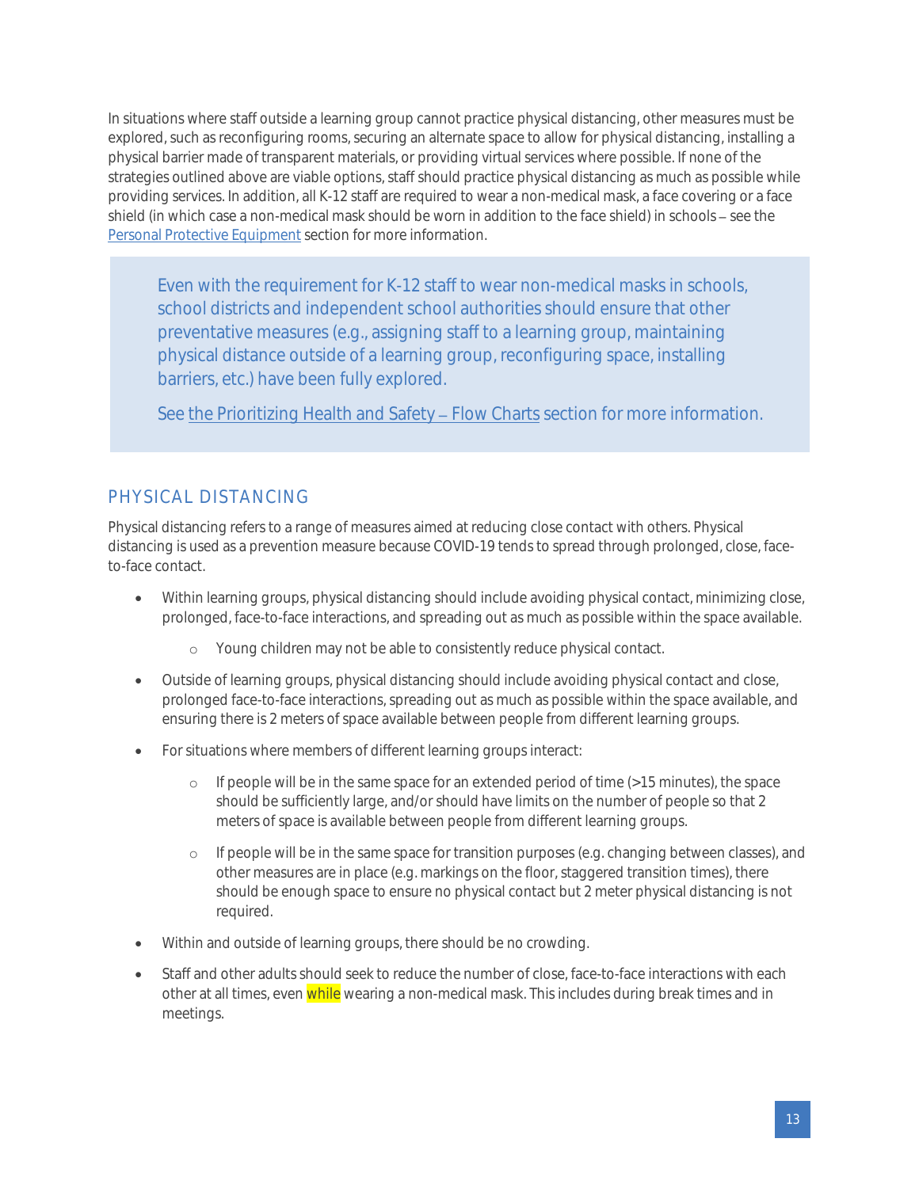In situations where staff outside a learning group cannot practice physical distancing, other measures must be explored, such as reconfiguring rooms, securing an alternate space to allow for physical distancing, installing a physical barrier made of transparent materials, or providing virtual services where possible. If none of the strategies outlined above are viable options, staff should practice physical distancing as much as possible while providing services. In addition, all K-12 staff are required to wear a non-medical mask, a face covering or a face shield (in which case a non-medical mask should be worn in addition to the face shield) in schools – see the Personal Protective Equipment section for more information.

> Even with the requirement for K-12 staff to wear non-medical masks in schools, school districts and independent school authorities should ensure that other preventative measures (e.g., assigning staff to a learning group, maintaining physical distance outside of a learning group, reconfiguring space, installing barriers, etc.) have been fully explored.
>
> See the Prioritizing Health and Safety – Flow Charts section for more information.

## PHYSICAL DISTANCING

Physical distancing refers to a range of measures aimed at reducing close contact with others. Physical distancing is used as a prevention measure because COVID-19 tends to spread through prolonged, close, face-to-face contact.

- Within learning groups, physical distancing should include avoiding physical contact, minimizing close, prolonged, face-to-face interactions, and spreading out as much as possible within the space available.
  - Young children may not be able to consistently reduce physical contact.
- Outside of learning groups, physical distancing should include avoiding physical contact and close, prolonged face-to-face interactions, spreading out as much as possible within the space available, and ensuring there is 2 meters of space available between people from different learning groups.
- For situations where members of different learning groups interact:
  - If people will be in the same space for an extended period of time (>15 minutes), the space should be sufficiently large, and/or should have limits on the number of people so that 2 meters of space is available between people from different learning groups.
  - If people will be in the same space for transition purposes (e.g. changing between classes), and other measures are in place (e.g. markings on the floor, staggered transition times), there should be enough space to ensure no physical contact but 2 meter physical distancing is not required.
- Within and outside of learning groups, there should be no crowding.
- Staff and other adults should seek to reduce the number of close, face-to-face interactions with each other at all times, even while wearing a non-medical mask. This includes during break times and in meetings.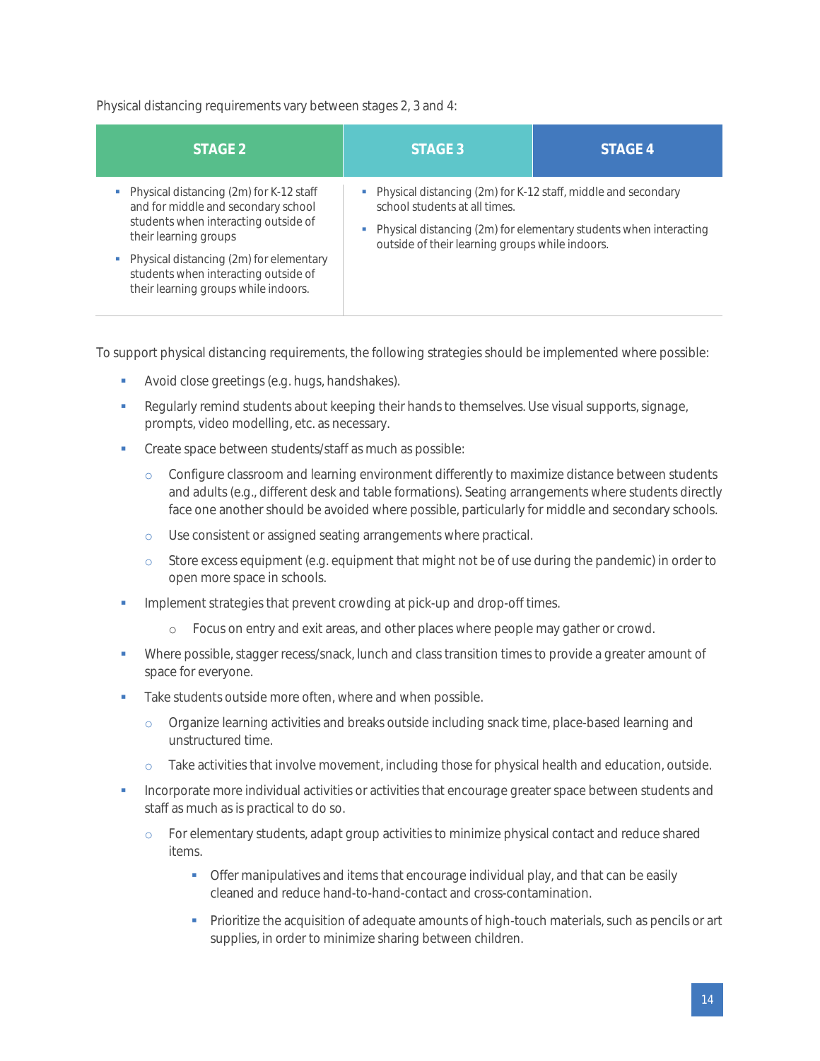Physical distancing requirements vary between stages 2, 3 and 4:

| STAGE 2 | STAGE 3 | STAGE 4 |
|---|---|---|
| ▪ Physical distancing (2m) for K-12 staff and for middle and secondary school students when interacting outside of their learning groups<br>▪ Physical distancing (2m) for elementary students when interacting outside of their learning groups while indoors. | ▪ Physical distancing (2m) for K-12 staff, middle and secondary school students at all times.<br>▪ Physical distancing (2m) for elementary students when interacting outside of their learning groups while indoors. | |

To support physical distancing requirements, the following strategies should be implemented where possible:

- Avoid close greetings (e.g. hugs, handshakes).
- Regularly remind students about keeping their hands to themselves. Use visual supports, signage, prompts, video modelling, etc. as necessary.
- Create space between students/staff as much as possible:
  - Configure classroom and learning environment differently to maximize distance between students and adults (e.g., different desk and table formations). Seating arrangements where students directly face one another should be avoided where possible, particularly for middle and secondary schools.
  - Use consistent or assigned seating arrangements where practical.
  - Store excess equipment (e.g. equipment that might not be of use during the pandemic) in order to open more space in schools.
- Implement strategies that prevent crowding at pick-up and drop-off times.
  - Focus on entry and exit areas, and other places where people may gather or crowd.
- Where possible, stagger recess/snack, lunch and class transition times to provide a greater amount of space for everyone.
- Take students outside more often, where and when possible.
  - Organize learning activities and breaks outside including snack time, place-based learning and unstructured time.
  - Take activities that involve movement, including those for physical health and education, outside.
- Incorporate more individual activities or activities that encourage greater space between students and staff as much as is practical to do so.
  - For elementary students, adapt group activities to minimize physical contact and reduce shared items.
    - Offer manipulatives and items that encourage individual play, and that can be easily cleaned and reduce hand-to-hand-contact and cross-contamination.
    - Prioritize the acquisition of adequate amounts of high-touch materials, such as pencils or art supplies, in order to minimize sharing between children.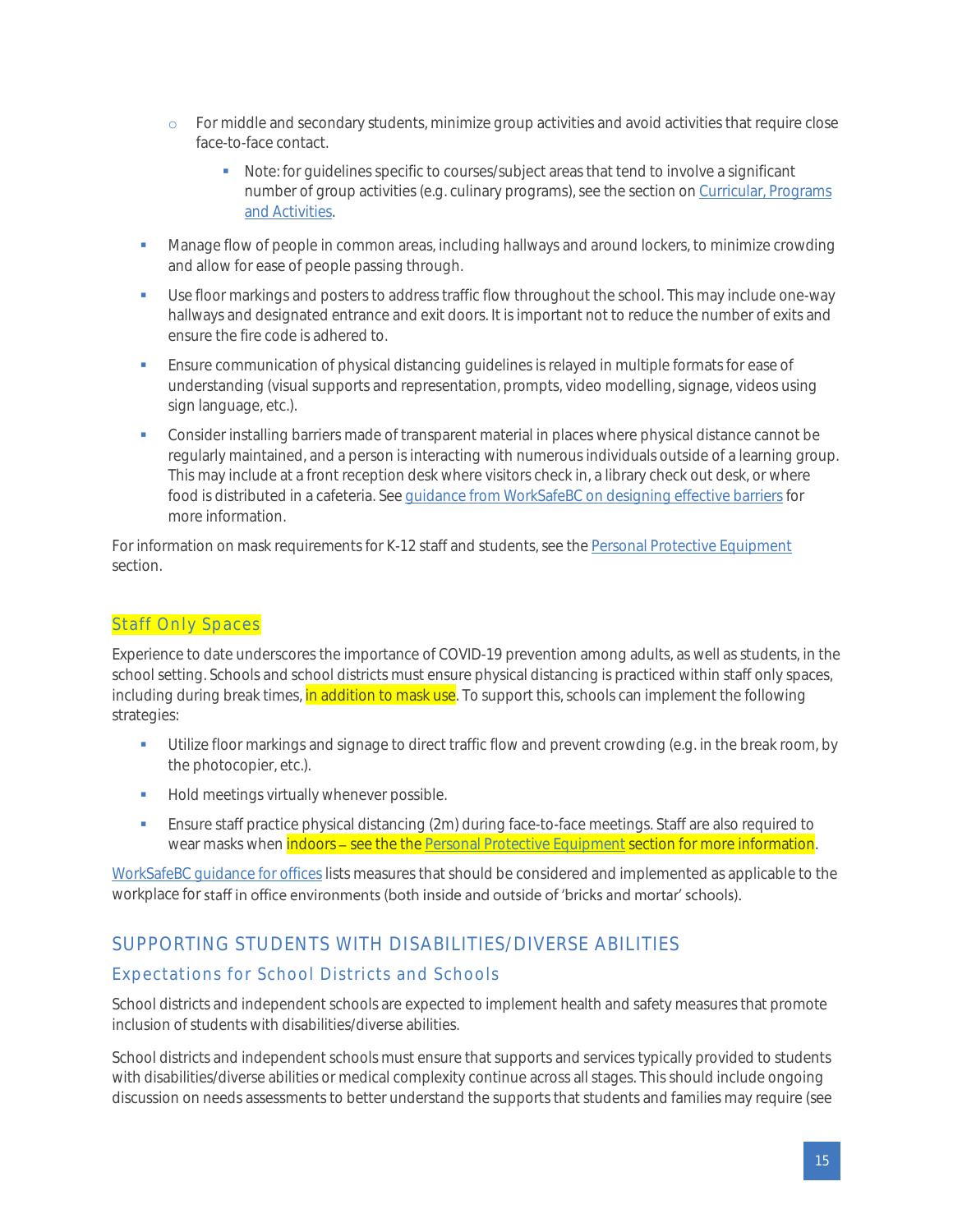- For middle and secondary students, minimize group activities and avoid activities that require close face-to-face contact.
     - Note: for guidelines specific to courses/subject areas that tend to involve a significant number of group activities (e.g. culinary programs), see the section on [Curricular, Programs and Activities](#).
- Manage flow of people in common areas, including hallways and around lockers, to minimize crowding and allow for ease of people passing through.
- Use floor markings and posters to address traffic flow throughout the school. This may include one-way hallways and designated entrance and exit doors. It is important not to reduce the number of exits and ensure the fire code is adhered to.
- Ensure communication of physical distancing guidelines is relayed in multiple formats for ease of understanding (visual supports and representation, prompts, video modelling, signage, videos using sign language, etc.).
- Consider installing barriers made of transparent material in places where physical distance cannot be regularly maintained, and a person is interacting with numerous individuals outside of a learning group. This may include at a front reception desk where visitors check in, a library check out desk, or where food is distributed in a cafeteria. See [guidance from WorkSafeBC on designing effective barriers](#) for more information.

For information on mask requirements for K-12 staff and students, see the [Personal Protective Equipment](#) section.

### Staff Only Spaces

Experience to date underscores the importance of COVID-19 prevention among adults, as well as students, in the school setting. Schools and school districts must ensure physical distancing is practiced within staff only spaces, including during break times, in addition to mask use. To support this, schools can implement the following strategies:

- Utilize floor markings and signage to direct traffic flow and prevent crowding (e.g. in the break room, by the photocopier, etc.).
- Hold meetings virtually whenever possible.
- Ensure staff practice physical distancing (2m) during face-to-face meetings. Staff are also required to wear masks when indoors – see the the [Personal Protective Equipment](#) section for more information.

[WorkSafeBC guidance for offices](#) lists measures that should be considered and implemented as applicable to the workplace for staff in office environments (both inside and outside of 'bricks and mortar' schools).

## SUPPORTING STUDENTS WITH DISABILITIES/DIVERSE ABILITIES

### Expectations for School Districts and Schools

School districts and independent schools are expected to implement health and safety measures that promote inclusion of students with disabilities/diverse abilities.

School districts and independent schools must ensure that supports and services typically provided to students with disabilities/diverse abilities or medical complexity continue across all stages. This should include ongoing discussion on needs assessments to better understand the supports that students and families may require (see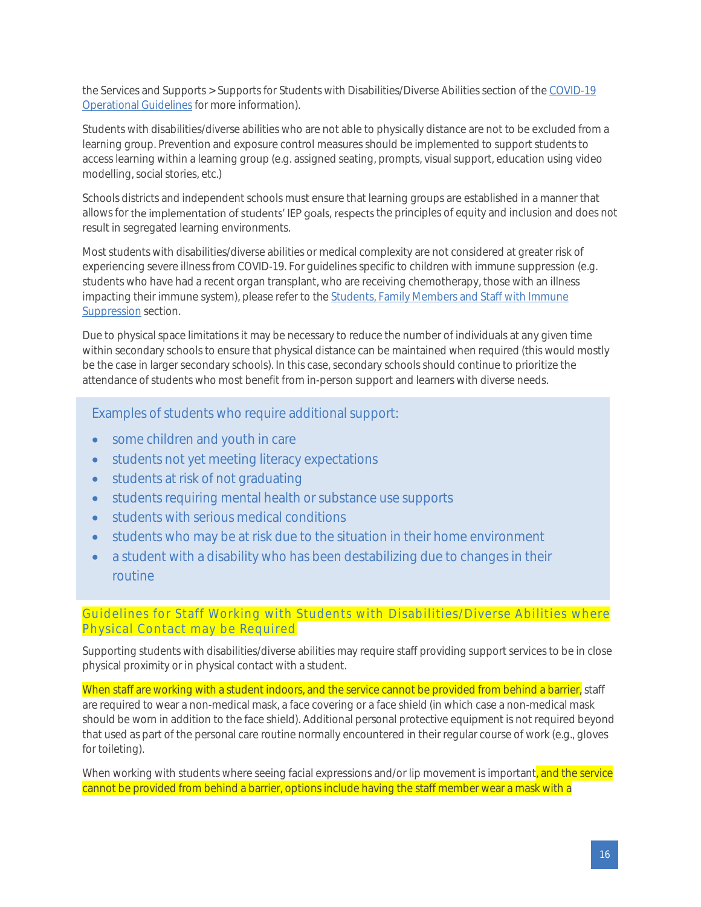the Services and Supports > Supports for Students with Disabilities/Diverse Abilities section of the [COVID-19 Operational Guidelines](#) for more information).

Students with disabilities/diverse abilities who are not able to physically distance are not to be excluded from a learning group. Prevention and exposure control measures should be implemented to support students to access learning within a learning group (e.g. assigned seating, prompts, visual support, education using video modelling, social stories, etc.)

Schools districts and independent schools must ensure that learning groups are established in a manner that allows for the implementation of students' IEP goals, respects the principles of equity and inclusion and does not result in segregated learning environments.

Most students with disabilities/diverse abilities or medical complexity are not considered at greater risk of experiencing severe illness from COVID-19. For guidelines specific to children with immune suppression (e.g. students who have had a recent organ transplant, who are receiving chemotherapy, those with an illness impacting their immune system), please refer to the [Students, Family Members and Staff with Immune Suppression](#) section.

Due to physical space limitations it may be necessary to reduce the number of individuals at any given time within secondary schools to ensure that physical distance can be maintained when required (this would mostly be the case in larger secondary schools). In this case, secondary schools should continue to prioritize the attendance of students who most benefit from in-person support and learners with diverse needs.

> Examples of students who require additional support:
>
> - some children and youth in care
> - students not yet meeting literacy expectations
> - students at risk of not graduating
> - students requiring mental health or substance use supports
> - students with serious medical conditions
> - students who may be at risk due to the situation in their home environment
> - a student with a disability who has been destabilizing due to changes in their routine

### Guidelines for Staff Working with Students with Disabilities/Diverse Abilities where Physical Contact may be Required

Supporting students with disabilities/diverse abilities may require staff providing support services to be in close physical proximity or in physical contact with a student.

When staff are working with a student indoors, and the service cannot be provided from behind a barrier, staff are required to wear a non-medical mask, a face covering or a face shield (in which case a non-medical mask should be worn in addition to the face shield). Additional personal protective equipment is not required beyond that used as part of the personal care routine normally encountered in their regular course of work (e.g., gloves for toileting).

When working with students where seeing facial expressions and/or lip movement is important, and the service cannot be provided from behind a barrier, options include having the staff member wear a mask with a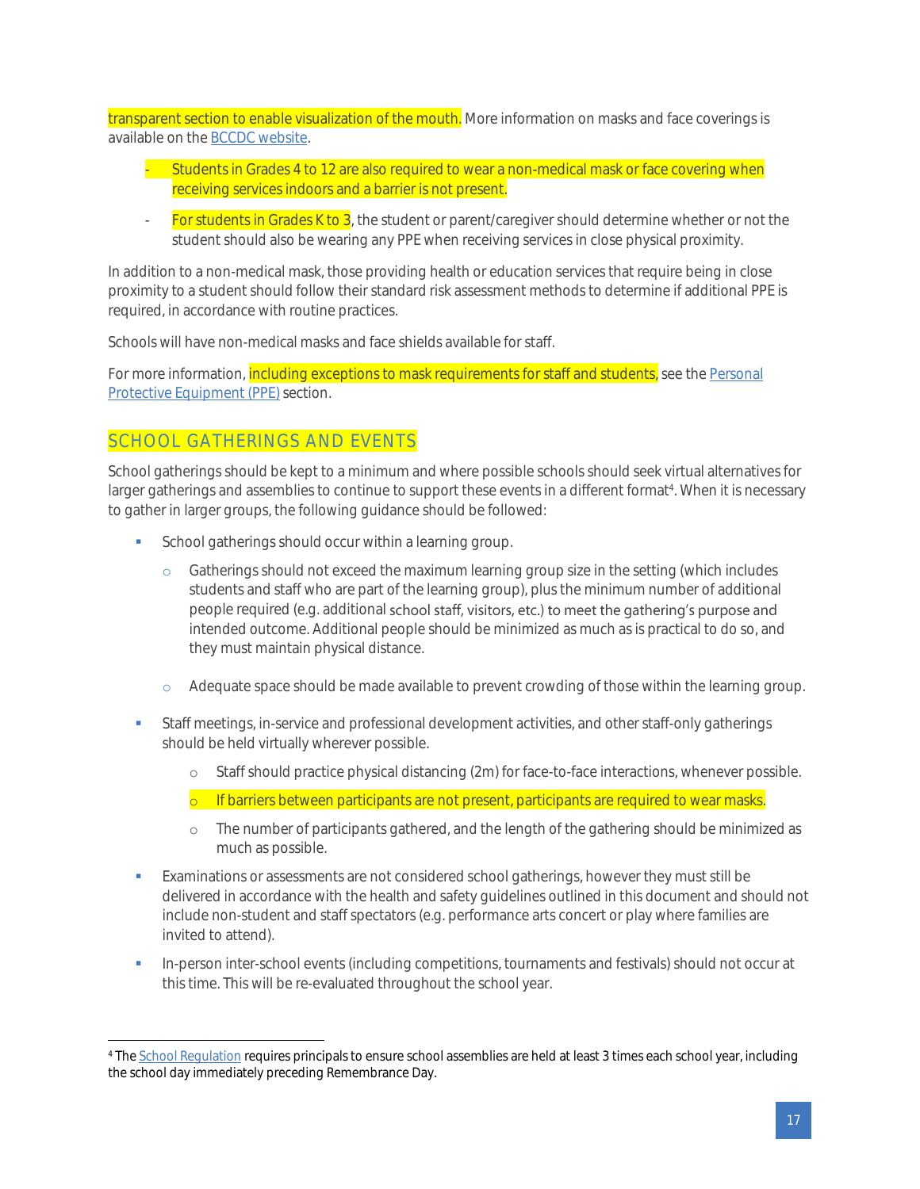transparent section to enable visualization of the mouth. More information on masks and face coverings is available on the BCCDC website.

- Students in Grades 4 to 12 are also required to wear a non-medical mask or face covering when receiving services indoors and a barrier is not present.
- For students in Grades K to 3, the student or parent/caregiver should determine whether or not the student should also be wearing any PPE when receiving services in close physical proximity.

In addition to a non-medical mask, those providing health or education services that require being in close proximity to a student should follow their standard risk assessment methods to determine if additional PPE is required, in accordance with routine practices.

Schools will have non-medical masks and face shields available for staff.

For more information, including exceptions to mask requirements for staff and students, see the Personal Protective Equipment (PPE) section.

## SCHOOL GATHERINGS AND EVENTS

School gatherings should be kept to a minimum and where possible schools should seek virtual alternatives for larger gatherings and assemblies to continue to support these events in a different format[4]. When it is necessary to gather in larger groups, the following guidance should be followed:

- School gatherings should occur within a learning group.
  - Gatherings should not exceed the maximum learning group size in the setting (which includes students and staff who are part of the learning group), plus the minimum number of additional people required (e.g. additional school staff, visitors, etc.) to meet the gathering's purpose and intended outcome. Additional people should be minimized as much as is practical to do so, and they must maintain physical distance.
  - Adequate space should be made available to prevent crowding of those within the learning group.
- Staff meetings, in-service and professional development activities, and other staff-only gatherings should be held virtually wherever possible.
  - Staff should practice physical distancing (2m) for face-to-face interactions, whenever possible.
  - If barriers between participants are not present, participants are required to wear masks.
  - The number of participants gathered, and the length of the gathering should be minimized as much as possible.
- Examinations or assessments are not considered school gatherings, however they must still be delivered in accordance with the health and safety guidelines outlined in this document and should not include non-student and staff spectators (e.g. performance arts concert or play where families are invited to attend).
- In-person inter-school events (including competitions, tournaments and festivals) should not occur at this time. This will be re-evaluated throughout the school year.

---

[4] The School Regulation requires principals to ensure school assemblies are held at least 3 times each school year, including the school day immediately preceding Remembrance Day.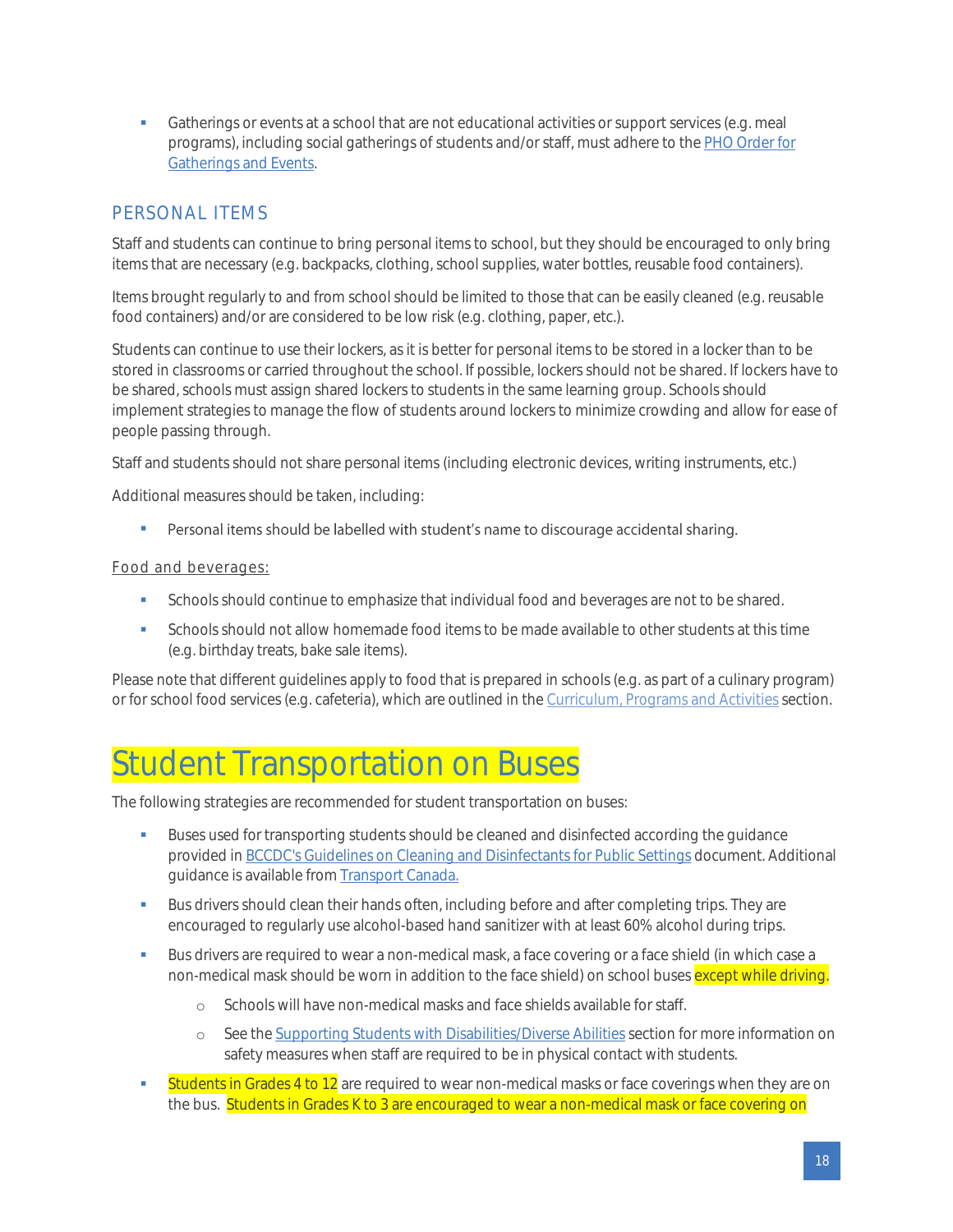- Gatherings or events at a school that are not educational activities or support services (e.g. meal programs), including social gatherings of students and/or staff, must adhere to the PHO Order for Gatherings and Events.

### PERSONAL ITEMS

Staff and students can continue to bring personal items to school, but they should be encouraged to only bring items that are necessary (e.g. backpacks, clothing, school supplies, water bottles, reusable food containers).

Items brought regularly to and from school should be limited to those that can be easily cleaned (e.g. reusable food containers) and/or are considered to be low risk (e.g. clothing, paper, etc.).

Students can continue to use their lockers, as it is better for personal items to be stored in a locker than to be stored in classrooms or carried throughout the school. If possible, lockers should not be shared. If lockers have to be shared, schools must assign shared lockers to students in the same learning group. Schools should implement strategies to manage the flow of students around lockers to minimize crowding and allow for ease of people passing through.

Staff and students should not share personal items (including electronic devices, writing instruments, etc.)

Additional measures should be taken, including:

- Personal items should be labelled with student's name to discourage accidental sharing.

#### Food and beverages:

- Schools should continue to emphasize that individual food and beverages are not to be shared.
- Schools should not allow homemade food items to be made available to other students at this time (e.g. birthday treats, bake sale items).

Please note that different guidelines apply to food that is prepared in schools (e.g. as part of a culinary program) or for school food services (e.g. cafeteria), which are outlined in the Curriculum, Programs and Activities section.

# Student Transportation on Buses

The following strategies are recommended for student transportation on buses:

- Buses used for transporting students should be cleaned and disinfected according the guidance provided in BCCDC's Guidelines on Cleaning and Disinfectants for Public Settings document. Additional guidance is available from Transport Canada.
- Bus drivers should clean their hands often, including before and after completing trips. They are encouraged to regularly use alcohol-based hand sanitizer with at least 60% alcohol during trips.
- Bus drivers are required to wear a non-medical mask, a face covering or a face shield (in which case a non-medical mask should be worn in addition to the face shield) on school buses except while driving.
    - Schools will have non-medical masks and face shields available for staff.
    - See the Supporting Students with Disabilities/Diverse Abilities section for more information on safety measures when staff are required to be in physical contact with students.
- Students in Grades 4 to 12 are required to wear non-medical masks or face coverings when they are on the bus. Students in Grades K to 3 are encouraged to wear a non-medical mask or face covering on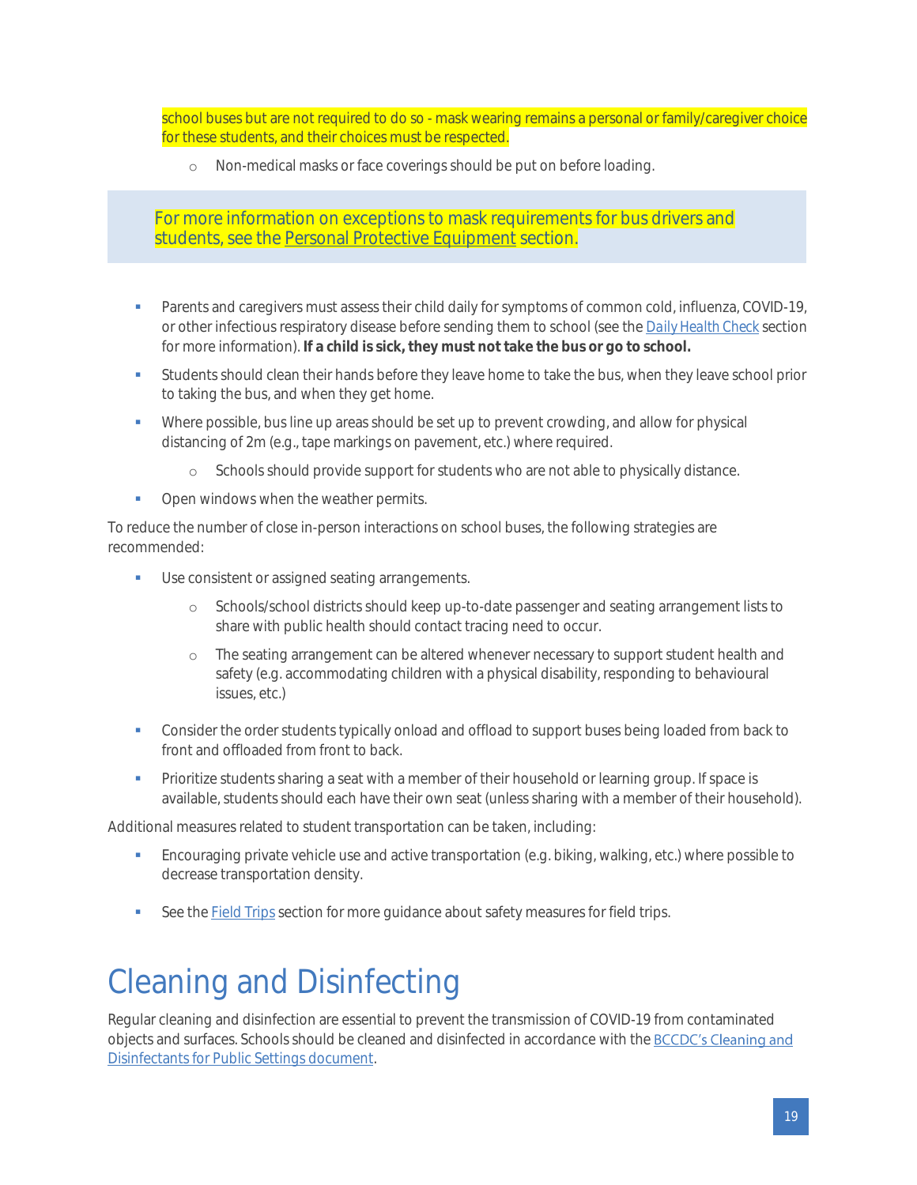school buses but are not required to do so - mask wearing remains a personal or family/caregiver choice for these students, and their choices must be respected.

- Non-medical masks or face coverings should be put on before loading.

> For more information on exceptions to mask requirements for bus drivers and students, see the Personal Protective Equipment section.

- Parents and caregivers must assess their child daily for symptoms of common cold, influenza, COVID-19, or other infectious respiratory disease before sending them to school (see the Daily Health Check section for more information). **If a child is sick, they must not take the bus or go to school.**
- Students should clean their hands before they leave home to take the bus, when they leave school prior to taking the bus, and when they get home.
- Where possible, bus line up areas should be set up to prevent crowding, and allow for physical distancing of 2m (e.g., tape markings on pavement, etc.) where required.
  - Schools should provide support for students who are not able to physically distance.
- Open windows when the weather permits.

To reduce the number of close in-person interactions on school buses, the following strategies are recommended:

- Use consistent or assigned seating arrangements.
  - Schools/school districts should keep up-to-date passenger and seating arrangement lists to share with public health should contact tracing need to occur.
  - The seating arrangement can be altered whenever necessary to support student health and safety (e.g. accommodating children with a physical disability, responding to behavioural issues, etc.)
- Consider the order students typically onload and offload to support buses being loaded from back to front and offloaded from front to back.
- Prioritize students sharing a seat with a member of their household or learning group. If space is available, students should each have their own seat (unless sharing with a member of their household).

Additional measures related to student transportation can be taken, including:

- Encouraging private vehicle use and active transportation (e.g. biking, walking, etc.) where possible to decrease transportation density.
- See the Field Trips section for more guidance about safety measures for field trips.

# Cleaning and Disinfecting

Regular cleaning and disinfection are essential to prevent the transmission of COVID-19 from contaminated objects and surfaces. Schools should be cleaned and disinfected in accordance with the BCCDC's Cleaning and Disinfectants for Public Settings document.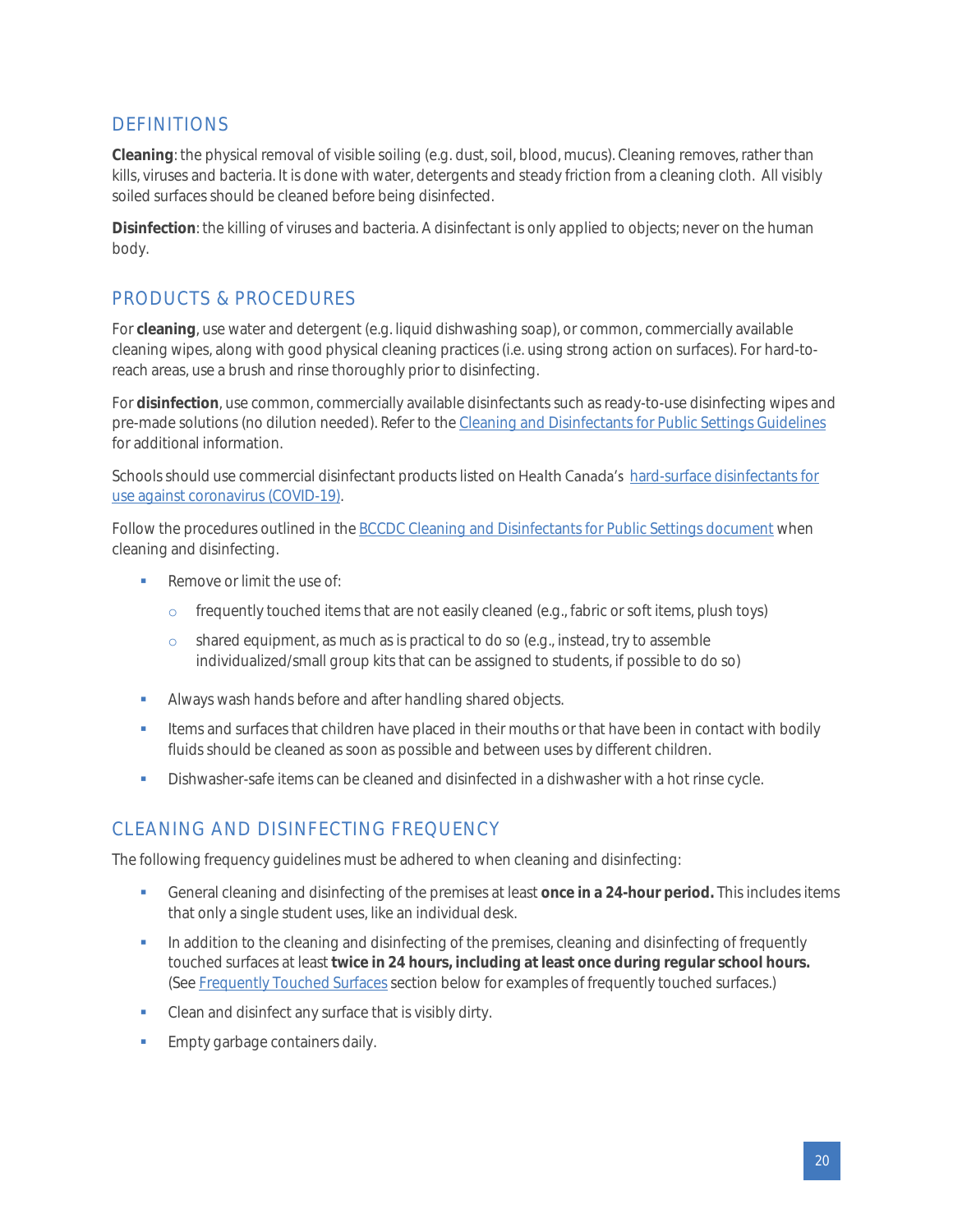## DEFINITIONS

**Cleaning**: the physical removal of visible soiling (e.g. dust, soil, blood, mucus). Cleaning removes, rather than kills, viruses and bacteria. It is done with water, detergents and steady friction from a cleaning cloth. All visibly soiled surfaces should be cleaned before being disinfected.

**Disinfection**: the killing of viruses and bacteria. A disinfectant is only applied to objects; never on the human body.

## PRODUCTS & PROCEDURES

For **cleaning**, use water and detergent (e.g. liquid dishwashing soap), or common, commercially available cleaning wipes, along with good physical cleaning practices (i.e. using strong action on surfaces). For hard-to-reach areas, use a brush and rinse thoroughly prior to disinfecting.

For **disinfection**, use common, commercially available disinfectants such as ready-to-use disinfecting wipes and pre-made solutions (no dilution needed). Refer to the Cleaning and Disinfectants for Public Settings Guidelines for additional information.

Schools should use commercial disinfectant products listed on Health Canada's hard-surface disinfectants for use against coronavirus (COVID-19).

Follow the procedures outlined in the BCCDC Cleaning and Disinfectants for Public Settings document when cleaning and disinfecting.

- Remove or limit the use of:
  - frequently touched items that are not easily cleaned (e.g., fabric or soft items, plush toys)
  - shared equipment, as much as is practical to do so (e.g., instead, try to assemble individualized/small group kits that can be assigned to students, if possible to do so)
- Always wash hands before and after handling shared objects.
- Items and surfaces that children have placed in their mouths or that have been in contact with bodily fluids should be cleaned as soon as possible and between uses by different children.
- Dishwasher-safe items can be cleaned and disinfected in a dishwasher with a hot rinse cycle.

## CLEANING AND DISINFECTING FREQUENCY

The following frequency guidelines must be adhered to when cleaning and disinfecting:

- General cleaning and disinfecting of the premises at least **once in a 24-hour period.** This includes items that only a single student uses, like an individual desk.
- In addition to the cleaning and disinfecting of the premises, cleaning and disinfecting of frequently touched surfaces at least **twice in 24 hours, including at least once during regular school hours.** (See Frequently Touched Surfaces section below for examples of frequently touched surfaces.)
- Clean and disinfect any surface that is visibly dirty.
- Empty garbage containers daily.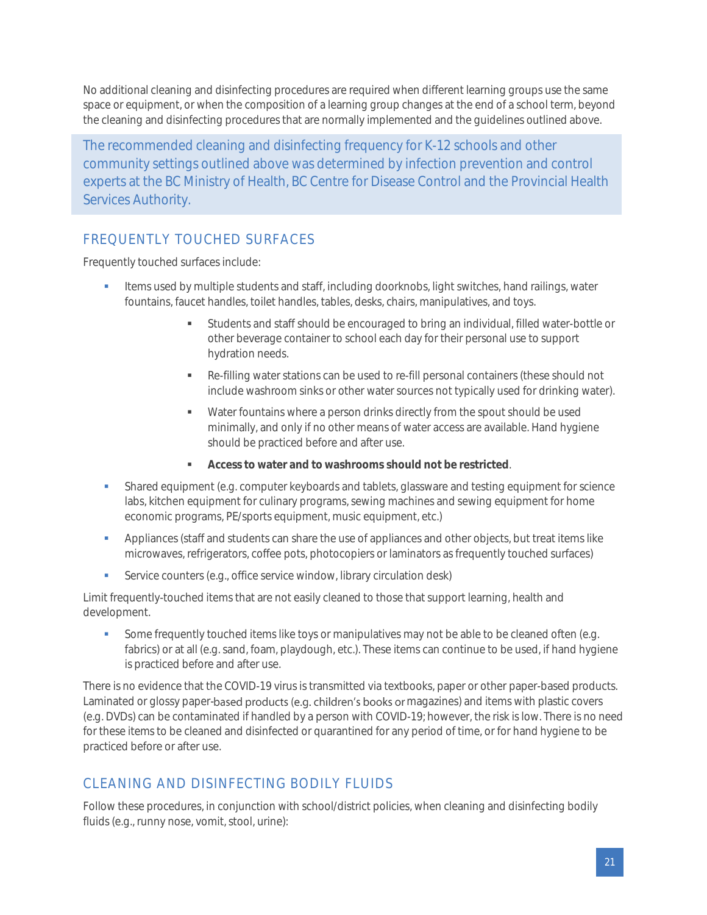No additional cleaning and disinfecting procedures are required when different learning groups use the same space or equipment, or when the composition of a learning group changes at the end of a school term, beyond the cleaning and disinfecting procedures that are normally implemented and the guidelines outlined above.

> The recommended cleaning and disinfecting frequency for K-12 schools and other community settings outlined above was determined by infection prevention and control experts at the BC Ministry of Health, BC Centre for Disease Control and the Provincial Health Services Authority.

## FREQUENTLY TOUCHED SURFACES

Frequently touched surfaces include:

- Items used by multiple students and staff, including doorknobs, light switches, hand railings, water fountains, faucet handles, toilet handles, tables, desks, chairs, manipulatives, and toys.
    - Students and staff should be encouraged to bring an individual, filled water-bottle or other beverage container to school each day for their personal use to support hydration needs.
    - Re-filling water stations can be used to re-fill personal containers (these should not include washroom sinks or other water sources not typically used for drinking water).
    - Water fountains where a person drinks directly from the spout should be used minimally, and only if no other means of water access are available. Hand hygiene should be practiced before and after use.
    - **Access to water and to washrooms should not be restricted**.
- Shared equipment (e.g. computer keyboards and tablets, glassware and testing equipment for science labs, kitchen equipment for culinary programs, sewing machines and sewing equipment for home economic programs, PE/sports equipment, music equipment, etc.)
- Appliances (staff and students can share the use of appliances and other objects, but treat items like microwaves, refrigerators, coffee pots, photocopiers or laminators as frequently touched surfaces)
- Service counters (e.g., office service window, library circulation desk)

Limit frequently-touched items that are not easily cleaned to those that support learning, health and development.

- Some frequently touched items like toys or manipulatives may not be able to be cleaned often (e.g. fabrics) or at all (e.g. sand, foam, playdough, etc.). These items can continue to be used, if hand hygiene is practiced before and after use.

There is no evidence that the COVID-19 virus is transmitted via textbooks, paper or other paper-based products. Laminated or glossy paper-based products (e.g. children's books or magazines) and items with plastic covers (e.g. DVDs) can be contaminated if handled by a person with COVID-19; however, the risk is low. There is no need for these items to be cleaned and disinfected or quarantined for any period of time, or for hand hygiene to be practiced before or after use.

## CLEANING AND DISINFECTING BODILY FLUIDS

Follow these procedures, in conjunction with school/district policies, when cleaning and disinfecting bodily fluids (e.g., runny nose, vomit, stool, urine):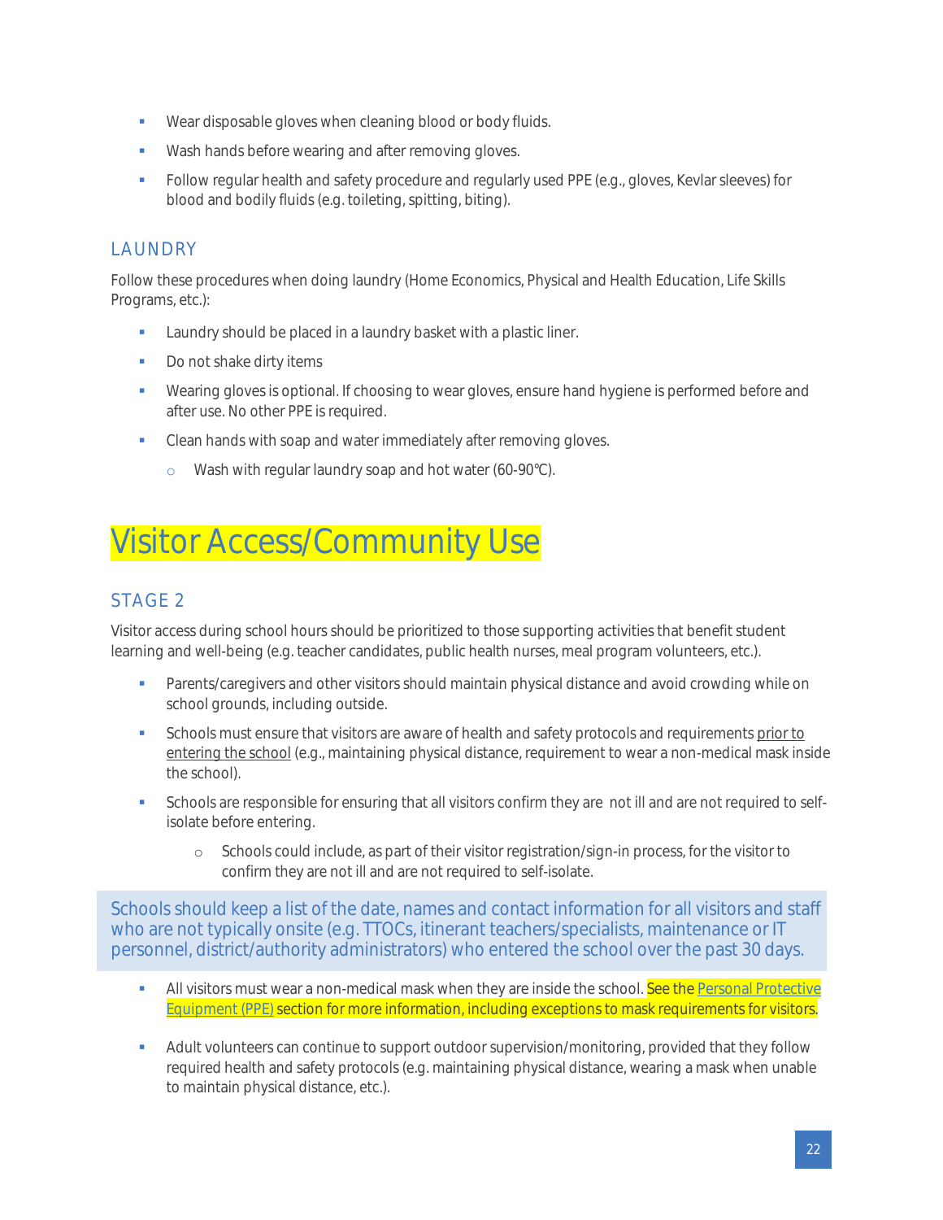- Wear disposable gloves when cleaning blood or body fluids.
- Wash hands before wearing and after removing gloves.
- Follow regular health and safety procedure and regularly used PPE (e.g., gloves, Kevlar sleeves) for blood and bodily fluids (e.g. toileting, spitting, biting).

### LAUNDRY

Follow these procedures when doing laundry (Home Economics, Physical and Health Education, Life Skills Programs, etc.):

- Laundry should be placed in a laundry basket with a plastic liner.
- Do not shake dirty items
- Wearing gloves is optional. If choosing to wear gloves, ensure hand hygiene is performed before and after use. No other PPE is required.
- Clean hands with soap and water immediately after removing gloves.
    - Wash with regular laundry soap and hot water (60-90℃).

# Visitor Access/Community Use

### STAGE 2

Visitor access during school hours should be prioritized to those supporting activities that benefit student learning and well-being (e.g. teacher candidates, public health nurses, meal program volunteers, etc.).

- Parents/caregivers and other visitors should maintain physical distance and avoid crowding while on school grounds, including outside.
- Schools must ensure that visitors are aware of health and safety protocols and requirements prior to entering the school (e.g., maintaining physical distance, requirement to wear a non-medical mask inside the school).
- Schools are responsible for ensuring that all visitors confirm they are not ill and are not required to self-isolate before entering.
    - Schools could include, as part of their visitor registration/sign-in process, for the visitor to confirm they are not ill and are not required to self-isolate.

Schools should keep a list of the date, names and contact information for all visitors and staff who are not typically onsite (e.g. TTOCs, itinerant teachers/specialists, maintenance or IT personnel, district/authority administrators) who entered the school over the past 30 days.

- All visitors must wear a non-medical mask when they are inside the school. See the Personal Protective Equipment (PPE) section for more information, including exceptions to mask requirements for visitors.
- Adult volunteers can continue to support outdoor supervision/monitoring, provided that they follow required health and safety protocols (e.g. maintaining physical distance, wearing a mask when unable to maintain physical distance, etc.).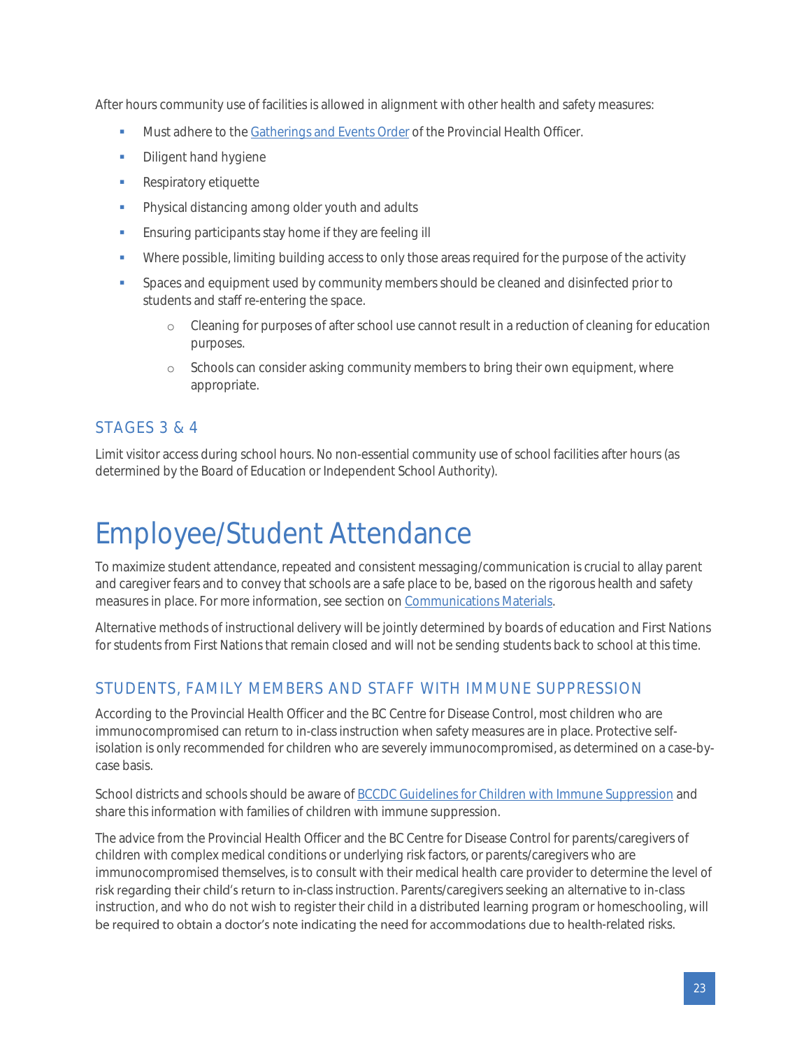After hours community use of facilities is allowed in alignment with other health and safety measures:

- Must adhere to the [Gatherings and Events Order](#) of the Provincial Health Officer.
- Diligent hand hygiene
- Respiratory etiquette
- Physical distancing among older youth and adults
- Ensuring participants stay home if they are feeling ill
- Where possible, limiting building access to only those areas required for the purpose of the activity
- Spaces and equipment used by community members should be cleaned and disinfected prior to students and staff re-entering the space.
    - Cleaning for purposes of after school use cannot result in a reduction of cleaning for education purposes.
    - Schools can consider asking community members to bring their own equipment, where appropriate.

### STAGES 3 & 4

Limit visitor access during school hours. No non-essential community use of school facilities after hours (as determined by the Board of Education or Independent School Authority).

# Employee/Student Attendance

To maximize student attendance, repeated and consistent messaging/communication is crucial to allay parent and caregiver fears and to convey that schools are a safe place to be, based on the rigorous health and safety measures in place. For more information, see section on Communications Materials.

Alternative methods of instructional delivery will be jointly determined by boards of education and First Nations for students from First Nations that remain closed and will not be sending students back to school at this time.

### STUDENTS, FAMILY MEMBERS AND STAFF WITH IMMUNE SUPPRESSION

According to the Provincial Health Officer and the BC Centre for Disease Control, most children who are immunocompromised can return to in-class instruction when safety measures are in place. Protective self-isolation is only recommended for children who are severely immunocompromised, as determined on a case-by-case basis.

School districts and schools should be aware of BCCDC Guidelines for Children with Immune Suppression and share this information with families of children with immune suppression.

The advice from the Provincial Health Officer and the BC Centre for Disease Control for parents/caregivers of children with complex medical conditions or underlying risk factors, or parents/caregivers who are immunocompromised themselves, is to consult with their medical health care provider to determine the level of risk regarding their child's return to in-class instruction. Parents/caregivers seeking an alternative to in-class instruction, and who do not wish to register their child in a distributed learning program or homeschooling, will be required to obtain a doctor's note indicating the need for accommodations due to health-related risks.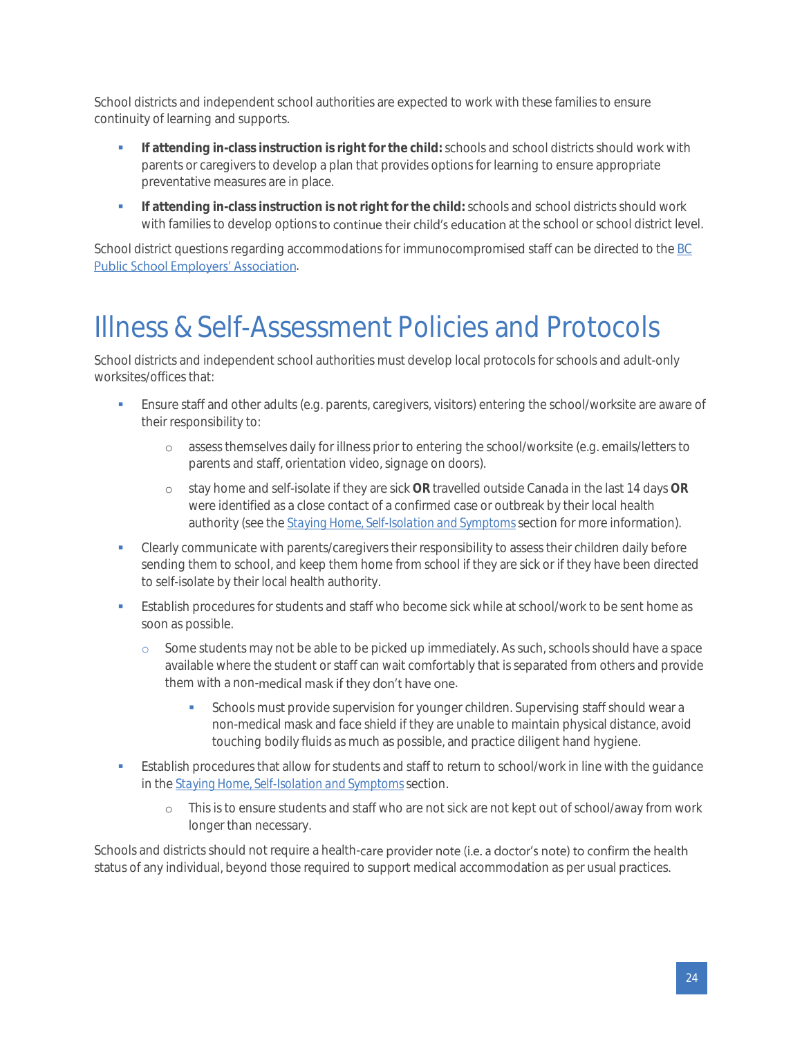School districts and independent school authorities are expected to work with these families to ensure continuity of learning and supports.

- **If attending in-class instruction is right for the child:** schools and school districts should work with parents or caregivers to develop a plan that provides options for learning to ensure appropriate preventative measures are in place.
- **If attending in-class instruction is not right for the child:** schools and school districts should work with families to develop options to continue their child's education at the school or school district level.

School district questions regarding accommodations for immunocompromised staff can be directed to the [BC Public School Employers' Association](#).

# Illness & Self-Assessment Policies and Protocols

School districts and independent school authorities must develop local protocols for schools and adult-only worksites/offices that:

- Ensure staff and other adults (e.g. parents, caregivers, visitors) entering the school/worksite are aware of their responsibility to:
  - assess themselves daily for illness prior to entering the school/worksite (e.g. emails/letters to parents and staff, orientation video, signage on doors).
  - stay home and self-isolate if they are sick **OR** travelled outside Canada in the last 14 days **OR** were identified as a close contact of a confirmed case or outbreak by their local health authority (see the [Staying Home, Self-Isolation and Symptoms](#) section for more information).
- Clearly communicate with parents/caregivers their responsibility to assess their children daily before sending them to school, and keep them home from school if they are sick or if they have been directed to self-isolate by their local health authority.
- Establish procedures for students and staff who become sick while at school/work to be sent home as soon as possible.
  - Some students may not be able to be picked up immediately. As such, schools should have a space available where the student or staff can wait comfortably that is separated from others and provide them with a non-medical mask if they don't have one.
    - Schools must provide supervision for younger children. Supervising staff should wear a non-medical mask and face shield if they are unable to maintain physical distance, avoid touching bodily fluids as much as possible, and practice diligent hand hygiene.
- Establish procedures that allow for students and staff to return to school/work in line with the guidance in the [Staying Home, Self-Isolation and Symptoms](#) section.
  - This is to ensure students and staff who are not sick are not kept out of school/away from work longer than necessary.

Schools and districts should not require a health-care provider note (i.e. a doctor's note) to confirm the health status of any individual, beyond those required to support medical accommodation as per usual practices.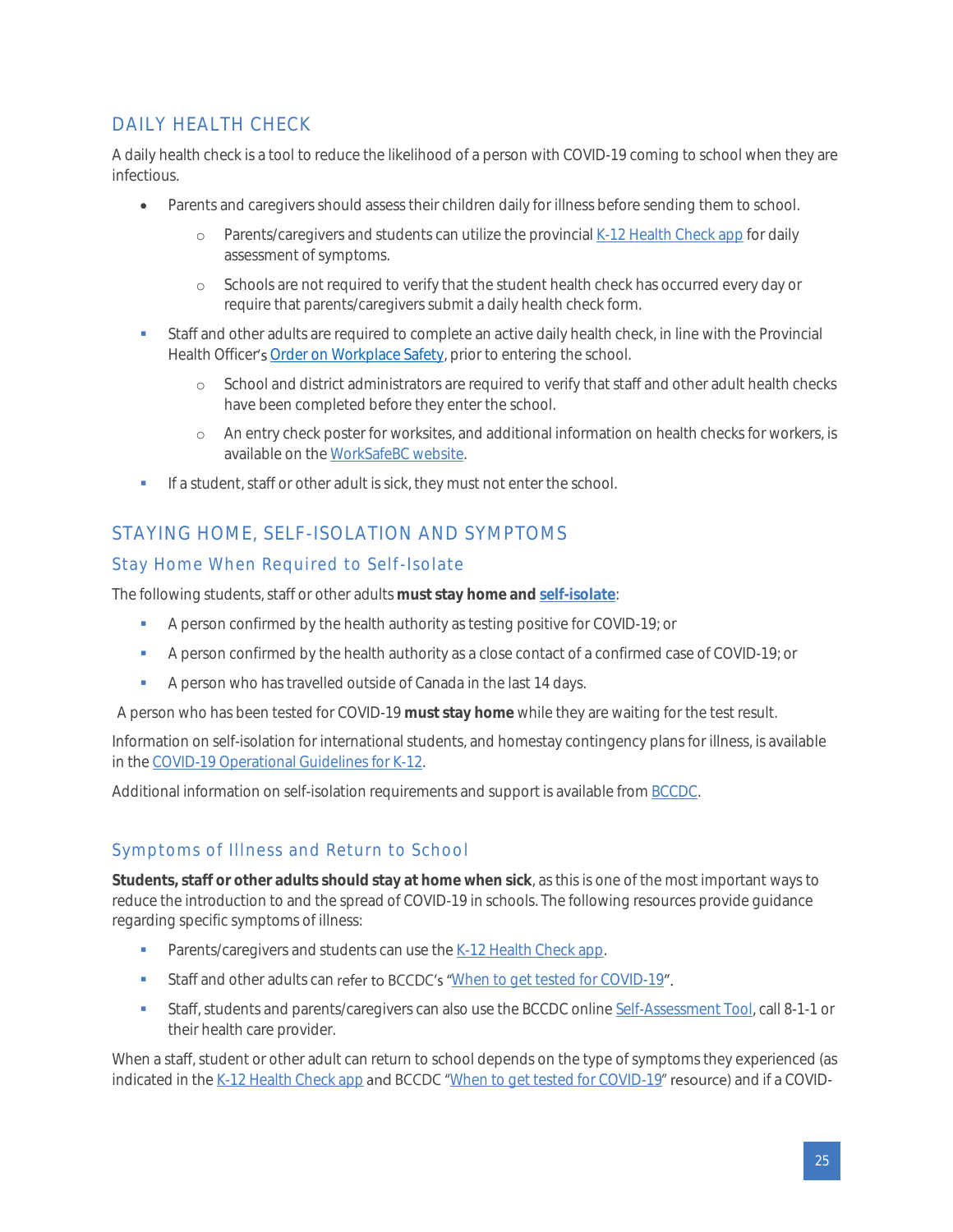## DAILY HEALTH CHECK

A daily health check is a tool to reduce the likelihood of a person with COVID-19 coming to school when they are infectious.

- Parents and caregivers should assess their children daily for illness before sending them to school.
  - Parents/caregivers and students can utilize the provincial [K-12 Health Check app](#) for daily assessment of symptoms.
  - Schools are not required to verify that the student health check has occurred every day or require that parents/caregivers submit a daily health check form.
- Staff and other adults are required to complete an active daily health check, in line with the Provincial Health Officer's [Order on Workplace Safety](#), prior to entering the school.
  - School and district administrators are required to verify that staff and other adult health checks have been completed before they enter the school.
  - An entry check poster for worksites, and additional information on health checks for workers, is available on the [WorkSafeBC website](#).
- If a student, staff or other adult is sick, they must not enter the school.

## STAYING HOME, SELF-ISOLATION AND SYMPTOMS

### Stay Home When Required to Self-Isolate

The following students, staff or other adults **must stay home and [self-isolate](#)**:

- A person confirmed by the health authority as testing positive for COVID-19; or
- A person confirmed by the health authority as a close contact of a confirmed case of COVID-19; or
- A person who has travelled outside of Canada in the last 14 days.

A person who has been tested for COVID-19 **must stay home** while they are waiting for the test result.

Information on self-isolation for international students, and homestay contingency plans for illness, is available in the [COVID-19 Operational Guidelines for K-12](#).

Additional information on self-isolation requirements and support is available from [BCCDC](#).

### Symptoms of Illness and Return to School

**Students, staff or other adults should stay at home when sick**, as this is one of the most important ways to reduce the introduction to and the spread of COVID-19 in schools. The following resources provide guidance regarding specific symptoms of illness:

- Parents/caregivers and students can use the [K-12 Health Check app](#).
- Staff and other adults can refer to BCCDC's "[When to get tested for COVID-19](#)".
- Staff, students and parents/caregivers can also use the BCCDC online [Self-Assessment Tool](#), call 8-1-1 or their health care provider.

When a staff, student or other adult can return to school depends on the type of symptoms they experienced (as indicated in the [K-12 Health Check app](#) and BCCDC "[When to get tested for COVID-19](#)" resource) and if a COVID-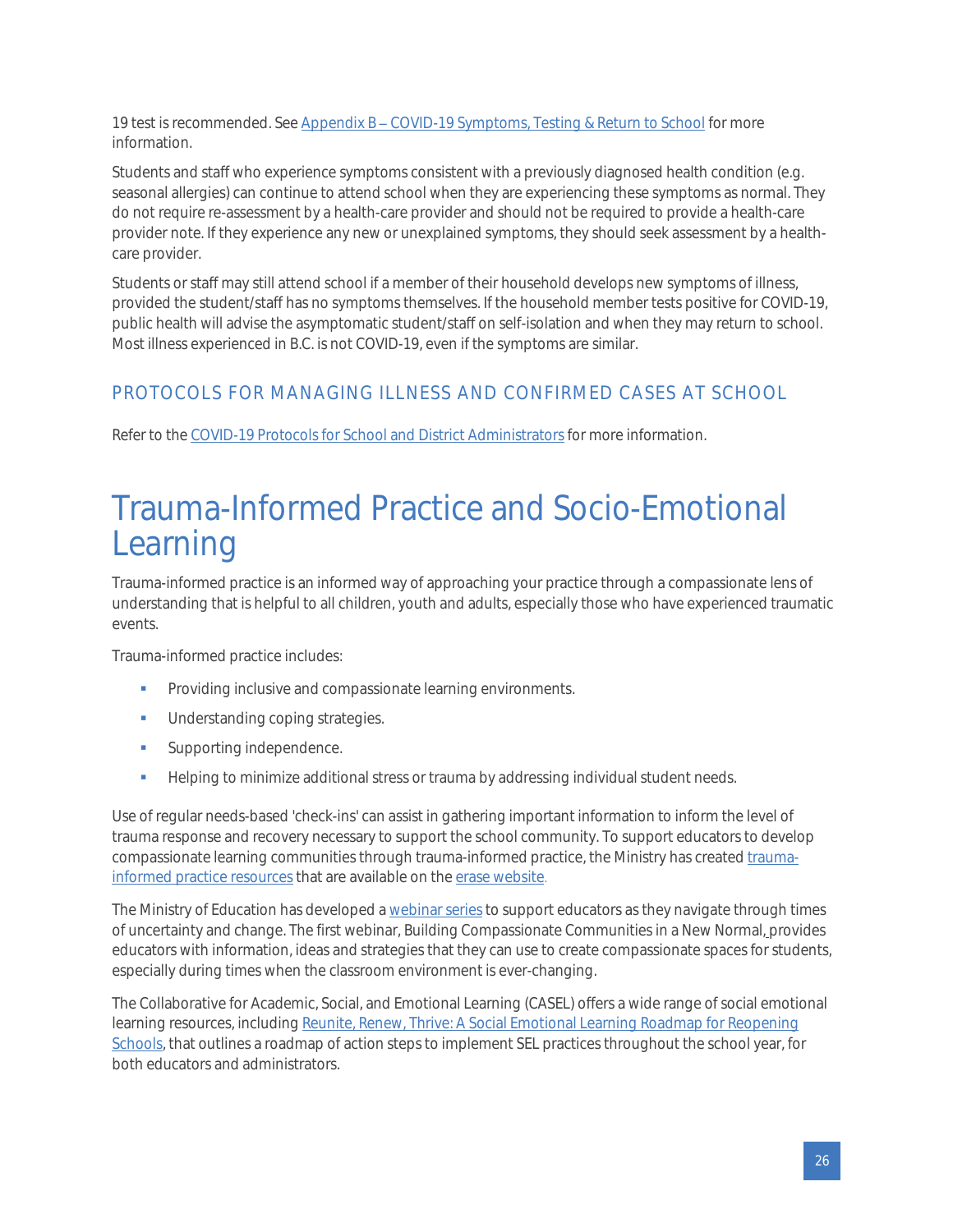19 test is recommended. See Appendix B – COVID-19 Symptoms, Testing & Return to School for more information.

Students and staff who experience symptoms consistent with a previously diagnosed health condition (e.g. seasonal allergies) can continue to attend school when they are experiencing these symptoms as normal. They do not require re-assessment by a health-care provider and should not be required to provide a health-care provider note. If they experience any new or unexplained symptoms, they should seek assessment by a health-care provider.

Students or staff may still attend school if a member of their household develops new symptoms of illness, provided the student/staff has no symptoms themselves. If the household member tests positive for COVID-19, public health will advise the asymptomatic student/staff on self-isolation and when they may return to school. Most illness experienced in B.C. is not COVID-19, even if the symptoms are similar.

### PROTOCOLS FOR MANAGING ILLNESS AND CONFIRMED CASES AT SCHOOL

Refer to the COVID-19 Protocols for School and District Administrators for more information.

# Trauma-Informed Practice and Socio-Emotional Learning

Trauma-informed practice is an informed way of approaching your practice through a compassionate lens of understanding that is helpful to all children, youth and adults, especially those who have experienced traumatic events.

Trauma-informed practice includes:

- Providing inclusive and compassionate learning environments.
- Understanding coping strategies.
- Supporting independence.
- Helping to minimize additional stress or trauma by addressing individual student needs.

Use of regular needs-based 'check-ins' can assist in gathering important information to inform the level of trauma response and recovery necessary to support the school community. To support educators to develop compassionate learning communities through trauma-informed practice, the Ministry has created trauma-informed practice resources that are available on the erase website.

The Ministry of Education has developed a webinar series to support educators as they navigate through times of uncertainty and change. The first webinar, Building Compassionate Communities in a New Normal, provides educators with information, ideas and strategies that they can use to create compassionate spaces for students, especially during times when the classroom environment is ever-changing.

The Collaborative for Academic, Social, and Emotional Learning (CASEL) offers a wide range of social emotional learning resources, including Reunite, Renew, Thrive: A Social Emotional Learning Roadmap for Reopening Schools, that outlines a roadmap of action steps to implement SEL practices throughout the school year, for both educators and administrators.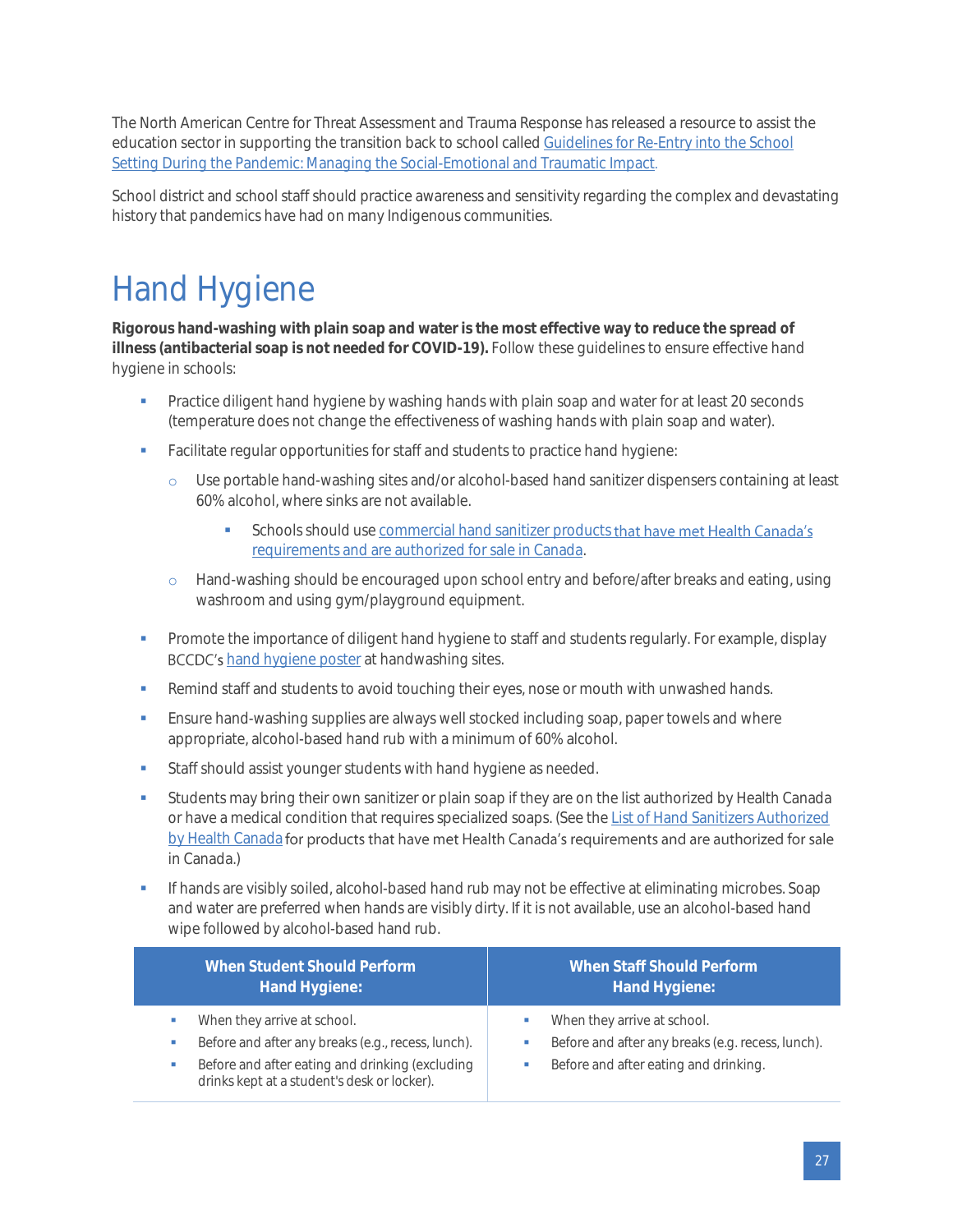The North American Centre for Threat Assessment and Trauma Response has released a resource to assist the education sector in supporting the transition back to school called Guidelines for Re-Entry into the School Setting During the Pandemic: Managing the Social-Emotional and Traumatic Impact.

School district and school staff should practice awareness and sensitivity regarding the complex and devastating history that pandemics have had on many Indigenous communities.

# Hand Hygiene

**Rigorous hand-washing with plain soap and water is the most effective way to reduce the spread of illness (antibacterial soap is not needed for COVID-19).** Follow these guidelines to ensure effective hand hygiene in schools:

- Practice diligent hand hygiene by washing hands with plain soap and water for at least 20 seconds (temperature does not change the effectiveness of washing hands with plain soap and water).
- Facilitate regular opportunities for staff and students to practice hand hygiene:
  - Use portable hand-washing sites and/or alcohol-based hand sanitizer dispensers containing at least 60% alcohol, where sinks are not available.
    - Schools should use commercial hand sanitizer products that have met Health Canada's requirements and are authorized for sale in Canada.
  - Hand-washing should be encouraged upon school entry and before/after breaks and eating, using washroom and using gym/playground equipment.
- Promote the importance of diligent hand hygiene to staff and students regularly. For example, display BCCDC's hand hygiene poster at handwashing sites.
- Remind staff and students to avoid touching their eyes, nose or mouth with unwashed hands.
- Ensure hand-washing supplies are always well stocked including soap, paper towels and where appropriate, alcohol-based hand rub with a minimum of 60% alcohol.
- Staff should assist younger students with hand hygiene as needed.
- Students may bring their own sanitizer or plain soap if they are on the list authorized by Health Canada or have a medical condition that requires specialized soaps. (See the List of Hand Sanitizers Authorized by Health Canada for products that have met Health Canada's requirements and are authorized for sale in Canada.)
- If hands are visibly soiled, alcohol-based hand rub may not be effective at eliminating microbes. Soap and water are preferred when hands are visibly dirty. If it is not available, use an alcohol-based hand wipe followed by alcohol-based hand rub.

| When Student Should Perform Hand Hygiene: | When Staff Should Perform Hand Hygiene: |
|---|---|
| • When they arrive at school.<br>• Before and after any breaks (e.g., recess, lunch).<br>• Before and after eating and drinking (excluding drinks kept at a student's desk or locker). | • When they arrive at school.<br>• Before and after any breaks (e.g. recess, lunch).<br>• Before and after eating and drinking. |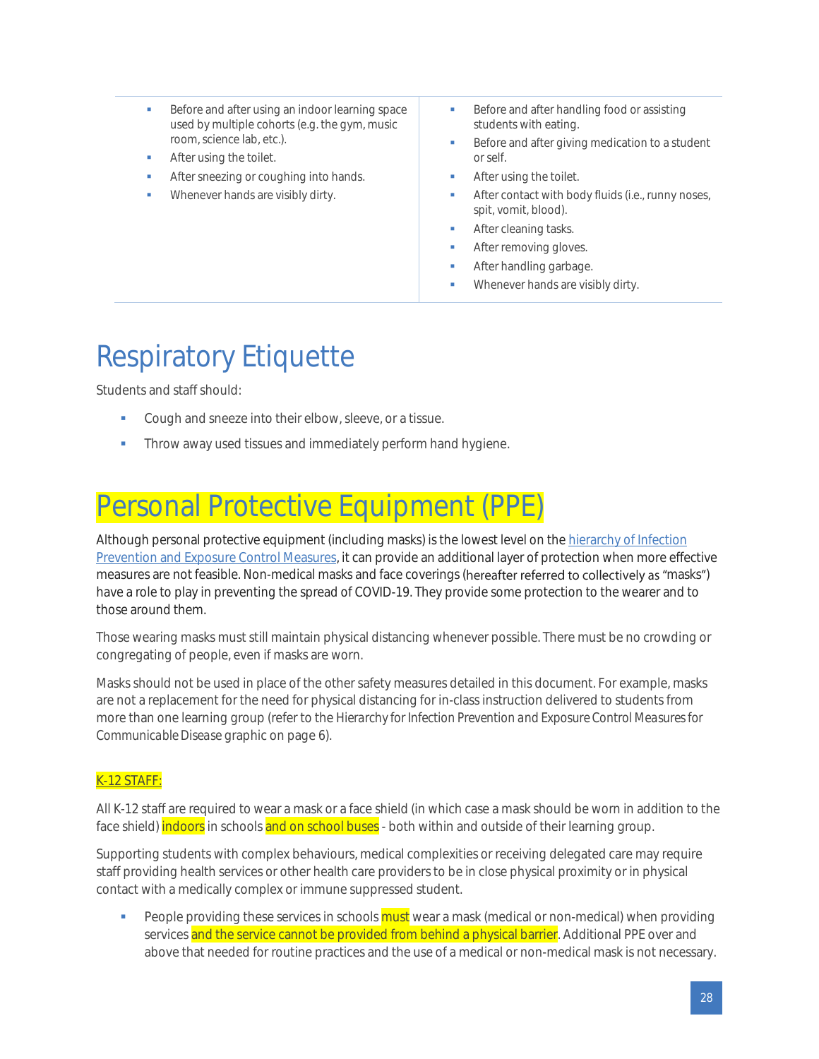| | |
|---|---|
| - Before and after using an indoor learning space used by multiple cohorts (e.g. the gym, music room, science lab, etc.).<br>- After using the toilet.<br>- After sneezing or coughing into hands.<br>- Whenever hands are visibly dirty. | - Before and after handling food or assisting students with eating.<br>- Before and after giving medication to a student or self.<br>- After using the toilet.<br>- After contact with body fluids (i.e., runny noses, spit, vomit, blood).<br>- After cleaning tasks.<br>- After removing gloves.<br>- After handling garbage.<br>- Whenever hands are visibly dirty. |

# Respiratory Etiquette

Students and staff should:

- Cough and sneeze into their elbow, sleeve, or a tissue.
- Throw away used tissues and immediately perform hand hygiene.

# Personal Protective Equipment (PPE)

Although personal protective equipment (including masks) is the lowest level on the hierarchy of Infection Prevention and Exposure Control Measures, it can provide an additional layer of protection when more effective measures are not feasible. Non-medical masks and face coverings (hereafter referred to collectively as "masks") have a role to play in preventing the spread of COVID-19. They provide some protection to the wearer and to those around them.

Those wearing masks must still maintain physical distancing whenever possible. There must be no crowding or congregating of people, even if masks are worn.

Masks should not be used in place of the other safety measures detailed in this document. For example, masks are not a replacement for the need for physical distancing for in-class instruction delivered to students from more than one learning group (refer to the *Hierarchy for Infection Prevention and Exposure Control Measures for Communicable Disease* graphic on page 6).

#### K-12 STAFF:

All K-12 staff are required to wear a mask or a face shield (in which case a mask should be worn in addition to the face shield) indoors in schools and on school buses - both within and outside of their learning group.

Supporting students with complex behaviours, medical complexities or receiving delegated care may require staff providing health services or other health care providers to be in close physical proximity or in physical contact with a medically complex or immune suppressed student.

- People providing these services in schools must wear a mask (medical or non-medical) when providing services and the service cannot be provided from behind a physical barrier. Additional PPE over and above that needed for routine practices and the use of a medical or non-medical mask is not necessary.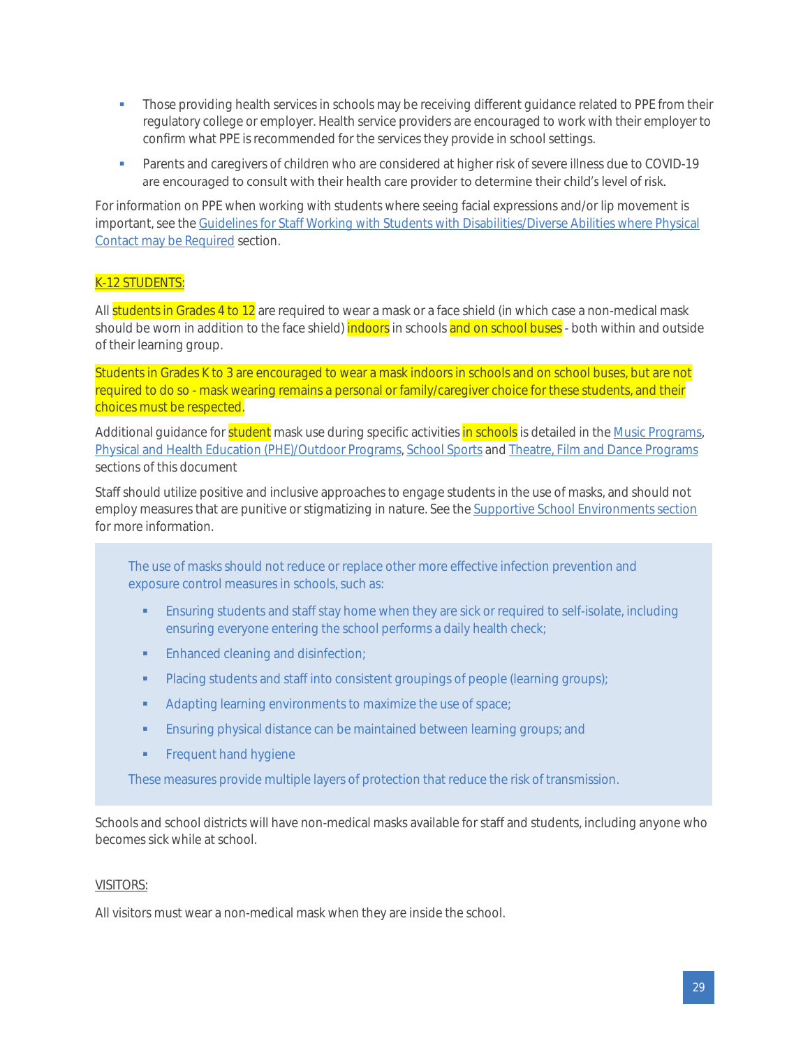- Those providing health services in schools may be receiving different guidance related to PPE from their regulatory college or employer. Health service providers are encouraged to work with their employer to confirm what PPE is recommended for the services they provide in school settings.
- Parents and caregivers of children who are considered at higher risk of severe illness due to COVID-19 are encouraged to consult with their health care provider to determine their child's level of risk.

For information on PPE when working with students where seeing facial expressions and/or lip movement is important, see the Guidelines for Staff Working with Students with Disabilities/Diverse Abilities where Physical Contact may be Required section.

K-12 STUDENTS:

All students in Grades 4 to 12 are required to wear a mask or a face shield (in which case a non-medical mask should be worn in addition to the face shield) indoors in schools and on school buses - both within and outside of their learning group.

Students in Grades K to 3 are encouraged to wear a mask indoors in schools and on school buses, but are not required to do so - mask wearing remains a personal or family/caregiver choice for these students, and their choices must be respected.

Additional guidance for student mask use during specific activities in schools is detailed in the Music Programs, Physical and Health Education (PHE)/Outdoor Programs, School Sports and Theatre, Film and Dance Programs sections of this document

Staff should utilize positive and inclusive approaches to engage students in the use of masks, and should not employ measures that are punitive or stigmatizing in nature. See the Supportive School Environments section for more information.

> The use of masks should not reduce or replace other more effective infection prevention and exposure control measures in schools, such as:
>
> - Ensuring students and staff stay home when they are sick or required to self-isolate, including ensuring everyone entering the school performs a daily health check;
> - Enhanced cleaning and disinfection;
> - Placing students and staff into consistent groupings of people (learning groups);
> - Adapting learning environments to maximize the use of space;
> - Ensuring physical distance can be maintained between learning groups; and
> - Frequent hand hygiene
>
> These measures provide multiple layers of protection that reduce the risk of transmission.

Schools and school districts will have non-medical masks available for staff and students, including anyone who becomes sick while at school.

VISITORS:

All visitors must wear a non-medical mask when they are inside the school.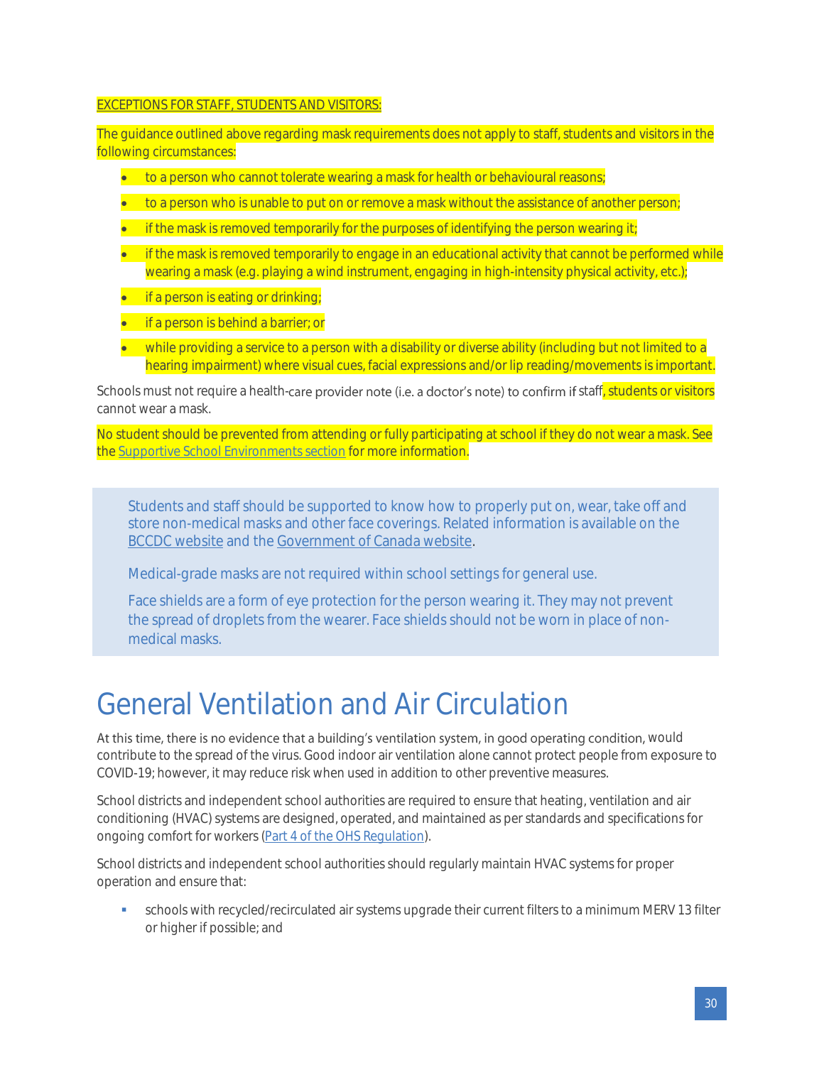EXCEPTIONS FOR STAFF, STUDENTS AND VISITORS:

The guidance outlined above regarding mask requirements does not apply to staff, students and visitors in the following circumstances:

- to a person who cannot tolerate wearing a mask for health or behavioural reasons;
- to a person who is unable to put on or remove a mask without the assistance of another person;
- if the mask is removed temporarily for the purposes of identifying the person wearing it;
- if the mask is removed temporarily to engage in an educational activity that cannot be performed while wearing a mask (e.g. playing a wind instrument, engaging in high-intensity physical activity, etc.);
- if a person is eating or drinking;
- if a person is behind a barrier; or
- while providing a service to a person with a disability or diverse ability (including but not limited to a hearing impairment) where visual cues, facial expressions and/or lip reading/movements is important.

Schools must not require a health-care provider note (i.e. a doctor's note) to confirm if staff, students or visitors cannot wear a mask.

No student should be prevented from attending or fully participating at school if they do not wear a mask. See the Supportive School Environments section for more information.

> Students and staff should be supported to know how to properly put on, wear, take off and store non-medical masks and other face coverings. Related information is available on the BCCDC website and the Government of Canada website.
>
> Medical-grade masks are not required within school settings for general use.
>
> Face shields are a form of eye protection for the person wearing it. They may not prevent the spread of droplets from the wearer. Face shields should not be worn in place of non-medical masks.

# General Ventilation and Air Circulation

At this time, there is no evidence that a building's ventilation system, in good operating condition, would contribute to the spread of the virus. Good indoor air ventilation alone cannot protect people from exposure to COVID-19; however, it may reduce risk when used in addition to other preventive measures.

School districts and independent school authorities are required to ensure that heating, ventilation and air conditioning (HVAC) systems are designed, operated, and maintained as per standards and specifications for ongoing comfort for workers (Part 4 of the OHS Regulation).

School districts and independent school authorities should regularly maintain HVAC systems for proper operation and ensure that:

- schools with recycled/recirculated air systems upgrade their current filters to a minimum MERV 13 filter or higher if possible; and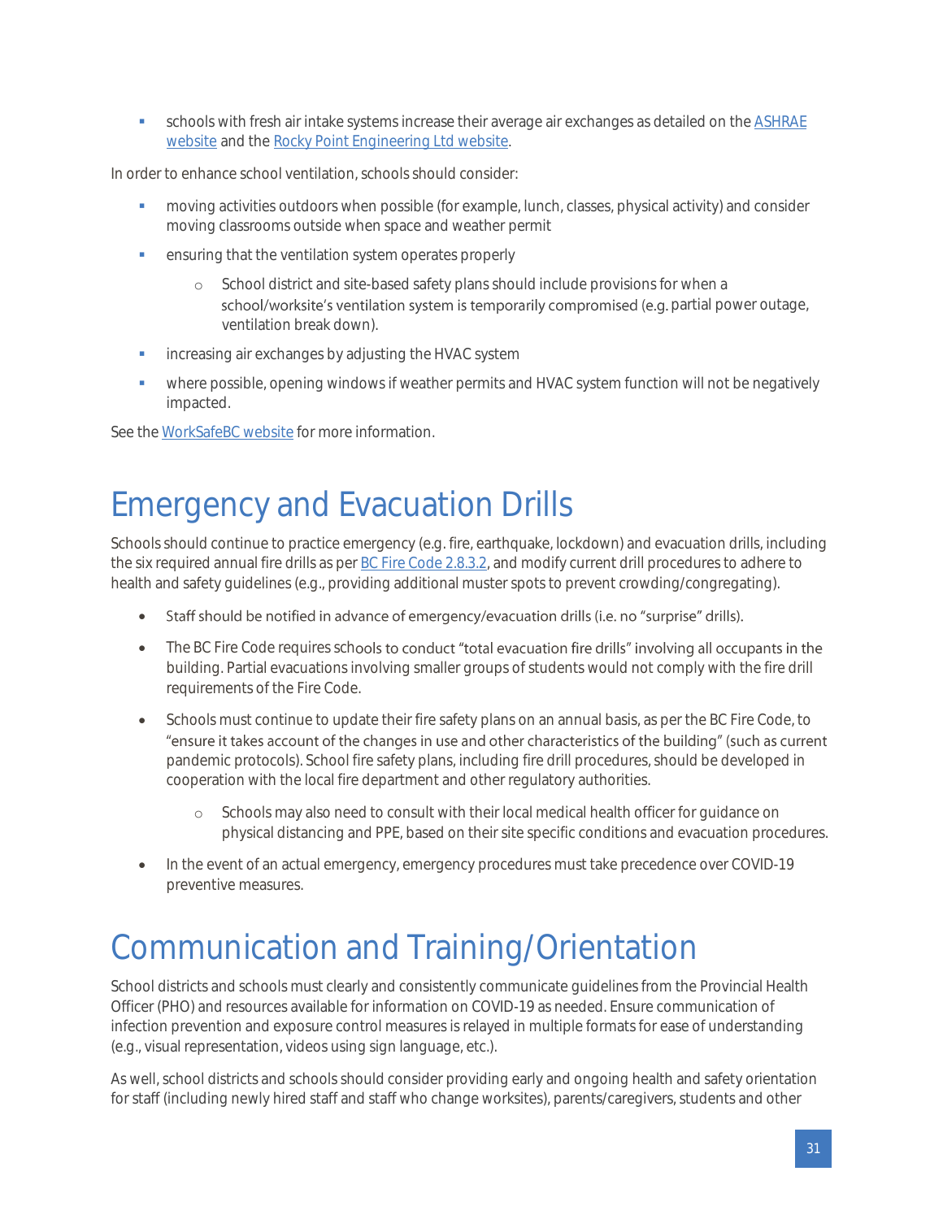- schools with fresh air intake systems increase their average air exchanges as detailed on the [ASHRAE website](#) and the [Rocky Point Engineering Ltd website](#).

In order to enhance school ventilation, schools should consider:

- moving activities outdoors when possible (for example, lunch, classes, physical activity) and consider moving classrooms outside when space and weather permit
- ensuring that the ventilation system operates properly
  - School district and site-based safety plans should include provisions for when a school/worksite's ventilation system is temporarily compromised (e.g. partial power outage, ventilation break down).
- increasing air exchanges by adjusting the HVAC system
- where possible, opening windows if weather permits and HVAC system function will not be negatively impacted.

See the [WorkSafeBC website](#) for more information.

# Emergency and Evacuation Drills

Schools should continue to practice emergency (e.g. fire, earthquake, lockdown) and evacuation drills, including the six required annual fire drills as per [BC Fire Code 2.8.3.2](#), and modify current drill procedures to adhere to health and safety guidelines (e.g., providing additional muster spots to prevent crowding/congregating).

- Staff should be notified in advance of emergency/evacuation drills (i.e. no "surprise" drills).
- The BC Fire Code requires schools to conduct "total evacuation fire drills" involving all occupants in the building. Partial evacuations involving smaller groups of students would not comply with the fire drill requirements of the Fire Code.
- Schools must continue to update their fire safety plans on an annual basis, as per the BC Fire Code, to "ensure it takes account of the changes in use and other characteristics of the building" (such as current pandemic protocols). School fire safety plans, including fire drill procedures, should be developed in cooperation with the local fire department and other regulatory authorities.
  - Schools may also need to consult with their local medical health officer for guidance on physical distancing and PPE, based on their site specific conditions and evacuation procedures.
- In the event of an actual emergency, emergency procedures must take precedence over COVID-19 preventive measures.

# Communication and Training/Orientation

School districts and schools must clearly and consistently communicate guidelines from the Provincial Health Officer (PHO) and resources available for information on COVID-19 as needed. Ensure communication of infection prevention and exposure control measures is relayed in multiple formats for ease of understanding (e.g., visual representation, videos using sign language, etc.).

As well, school districts and schools should consider providing early and ongoing health and safety orientation for staff (including newly hired staff and staff who change worksites), parents/caregivers, students and other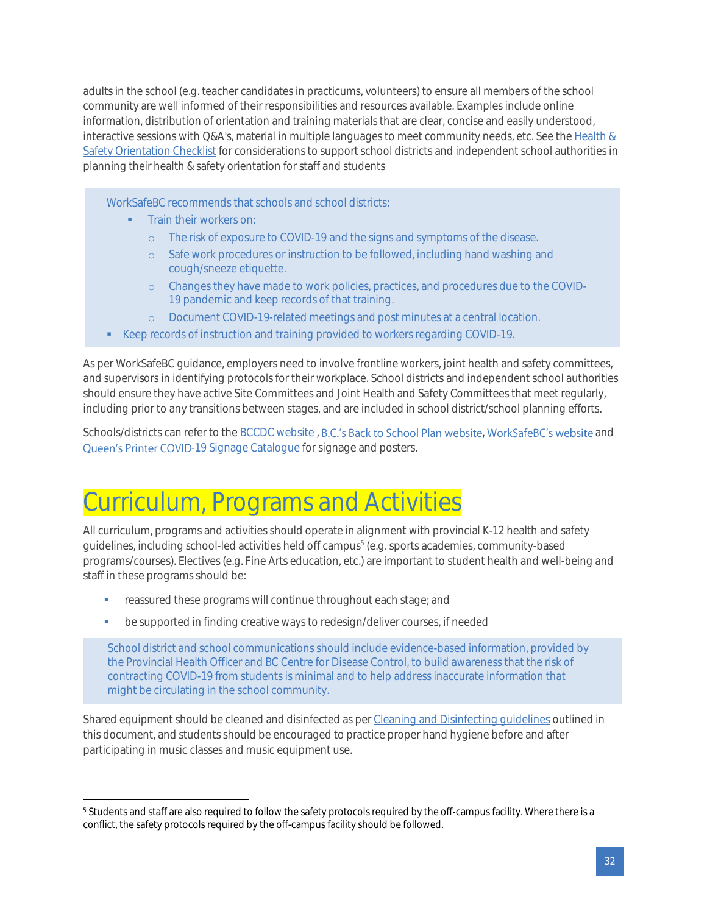adults in the school (e.g. teacher candidates in practicums, volunteers) to ensure all members of the school community are well informed of their responsibilities and resources available. Examples include online information, distribution of orientation and training materials that are clear, concise and easily understood, interactive sessions with Q&A's, material in multiple languages to meet community needs, etc. See the Health & Safety Orientation Checklist for considerations to support school districts and independent school authorities in planning their health & safety orientation for staff and students

> WorkSafeBC recommends that schools and school districts:
>
> - Train their workers on:
>   - The risk of exposure to COVID-19 and the signs and symptoms of the disease.
>   - Safe work procedures or instruction to be followed, including hand washing and cough/sneeze etiquette.
>   - Changes they have made to work policies, practices, and procedures due to the COVID-19 pandemic and keep records of that training.
>   - Document COVID-19-related meetings and post minutes at a central location.
> - Keep records of instruction and training provided to workers regarding COVID-19.

As per WorkSafeBC guidance, employers need to involve frontline workers, joint health and safety committees, and supervisors in identifying protocols for their workplace. School districts and independent school authorities should ensure they have active Site Committees and Joint Health and Safety Committees that meet regularly, including prior to any transitions between stages, and are included in school district/school planning efforts.

Schools/districts can refer to the BCCDC website , B.C.'s Back to School Plan website, WorkSafeBC's website and Queen's Printer COVID-19 Signage Catalogue for signage and posters.

# Curriculum, Programs and Activities

All curriculum, programs and activities should operate in alignment with provincial K-12 health and safety guidelines, including school-led activities held off campus[5] (e.g. sports academies, community-based programs/courses). Electives (e.g. Fine Arts education, etc.) are important to student health and well-being and staff in these programs should be:

- reassured these programs will continue throughout each stage; and
- be supported in finding creative ways to redesign/deliver courses, if needed

> School district and school communications should include evidence-based information, provided by the Provincial Health Officer and BC Centre for Disease Control, to build awareness that the risk of contracting COVID-19 from students is minimal and to help address inaccurate information that might be circulating in the school community.

Shared equipment should be cleaned and disinfected as per Cleaning and Disinfecting guidelines outlined in this document, and students should be encouraged to practice proper hand hygiene before and after participating in music classes and music equipment use.

[5] Students and staff are also required to follow the safety protocols required by the off-campus facility. Where there is a conflict, the safety protocols required by the off-campus facility should be followed.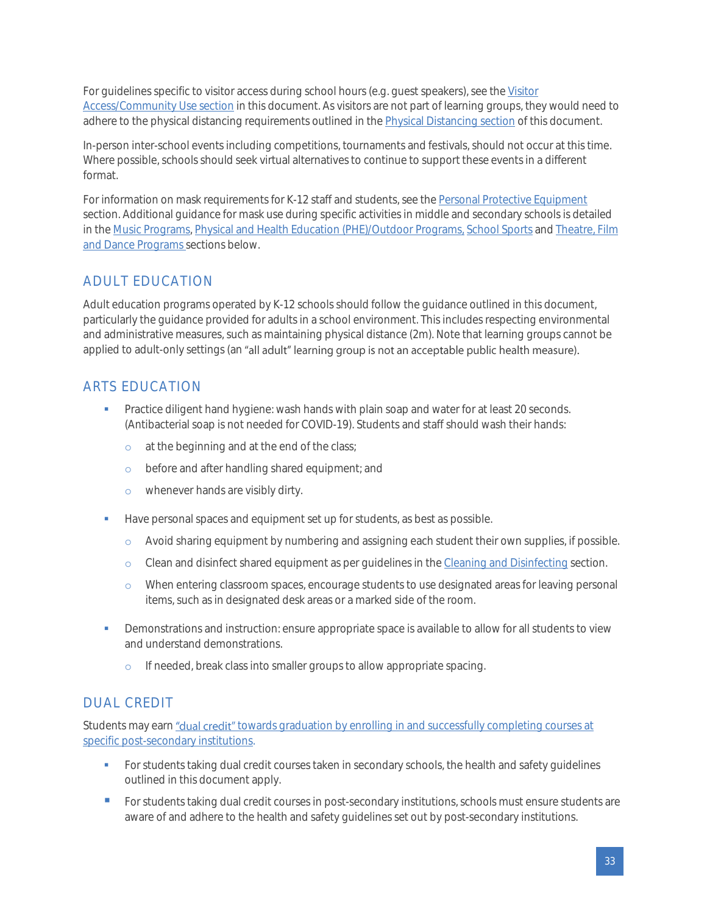For guidelines specific to visitor access during school hours (e.g. guest speakers), see the Visitor Access/Community Use section in this document. As visitors are not part of learning groups, they would need to adhere to the physical distancing requirements outlined in the Physical Distancing section of this document.

In-person inter-school events including competitions, tournaments and festivals, should not occur at this time. Where possible, schools should seek virtual alternatives to continue to support these events in a different format.

For information on mask requirements for K-12 staff and students, see the Personal Protective Equipment section. Additional guidance for mask use during specific activities in middle and secondary schools is detailed in the Music Programs, Physical and Health Education (PHE)/Outdoor Programs, School Sports and Theatre, Film and Dance Programs sections below.

## ADULT EDUCATION

Adult education programs operated by K-12 schools should follow the guidance outlined in this document, particularly the guidance provided for adults in a school environment. This includes respecting environmental and administrative measures, such as maintaining physical distance (2m). Note that learning groups cannot be applied to adult-only settings (an "all adult" learning group is not an acceptable public health measure).

## ARTS EDUCATION

- Practice diligent hand hygiene: wash hands with plain soap and water for at least 20 seconds. (Antibacterial soap is not needed for COVID-19). Students and staff should wash their hands:
  - at the beginning and at the end of the class;
  - before and after handling shared equipment; and
  - whenever hands are visibly dirty.
- Have personal spaces and equipment set up for students, as best as possible.
  - Avoid sharing equipment by numbering and assigning each student their own supplies, if possible.
  - Clean and disinfect shared equipment as per guidelines in the Cleaning and Disinfecting section.
  - When entering classroom spaces, encourage students to use designated areas for leaving personal items, such as in designated desk areas or a marked side of the room.
- Demonstrations and instruction: ensure appropriate space is available to allow for all students to view and understand demonstrations.
  - If needed, break class into smaller groups to allow appropriate spacing.

## DUAL CREDIT

Students may earn "dual credit" towards graduation by enrolling in and successfully completing courses at specific post-secondary institutions.

- For students taking dual credit courses taken in secondary schools, the health and safety guidelines outlined in this document apply.
- For students taking dual credit courses in post-secondary institutions, schools must ensure students are aware of and adhere to the health and safety guidelines set out by post-secondary institutions.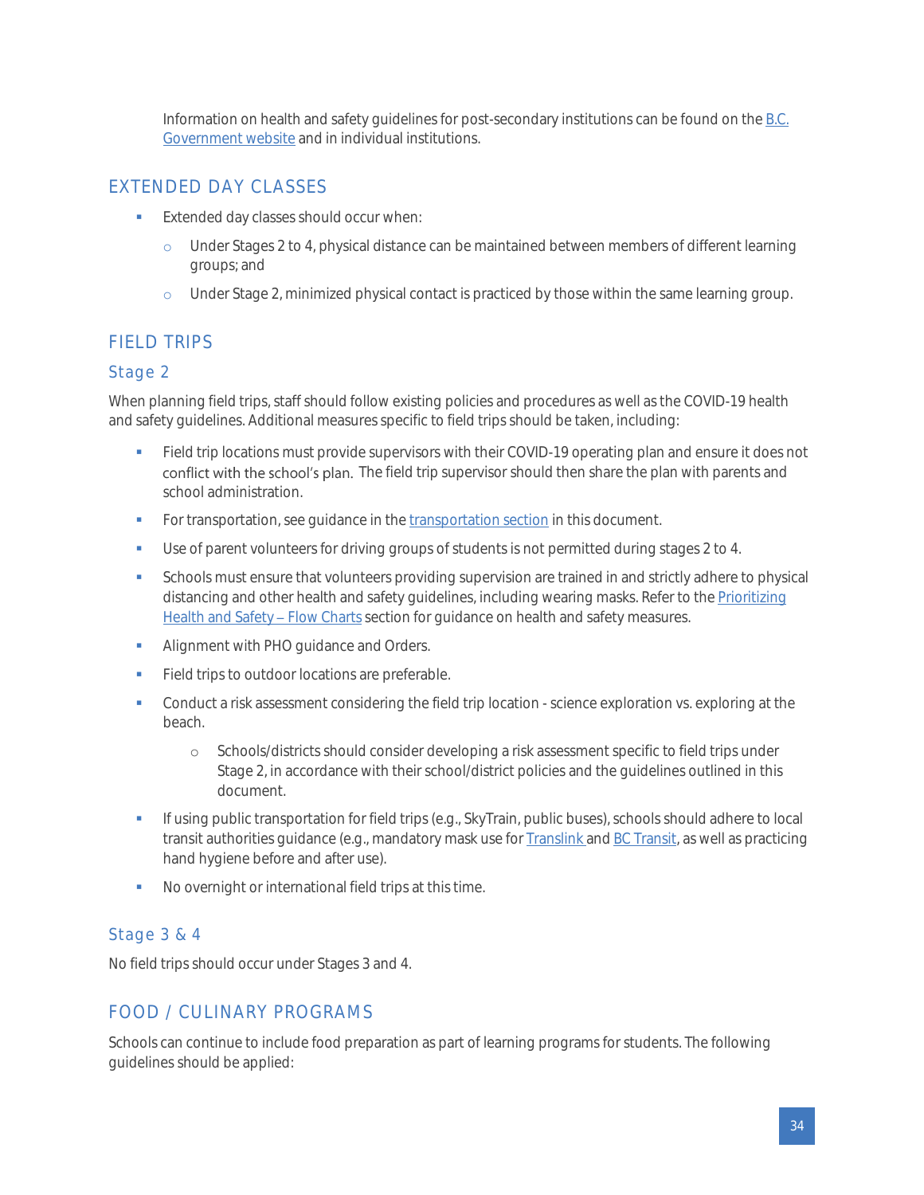Information on health and safety guidelines for post-secondary institutions can be found on the [B.C. Government website](#) and in individual institutions.

## EXTENDED DAY CLASSES

- Extended day classes should occur when:
  - Under Stages 2 to 4, physical distance can be maintained between members of different learning groups; and
  - Under Stage 2, minimized physical contact is practiced by those within the same learning group.

## FIELD TRIPS

### Stage 2

When planning field trips, staff should follow existing policies and procedures as well as the COVID-19 health and safety guidelines. Additional measures specific to field trips should be taken, including:

- Field trip locations must provide supervisors with their COVID-19 operating plan and ensure it does not conflict with the school's plan. The field trip supervisor should then share the plan with parents and school administration.
- For transportation, see guidance in the [transportation section](#) in this document.
- Use of parent volunteers for driving groups of students is not permitted during stages 2 to 4.
- Schools must ensure that volunteers providing supervision are trained in and strictly adhere to physical distancing and other health and safety guidelines, including wearing masks. Refer to the [Prioritizing Health and Safety – Flow Charts](#) section for guidance on health and safety measures.
- Alignment with PHO guidance and Orders.
- Field trips to outdoor locations are preferable.
- Conduct a risk assessment considering the field trip location - science exploration vs. exploring at the beach.
  - Schools/districts should consider developing a risk assessment specific to field trips under Stage 2, in accordance with their school/district policies and the guidelines outlined in this document.
- If using public transportation for field trips (e.g., SkyTrain, public buses), schools should adhere to local transit authorities guidance (e.g., mandatory mask use for [Translink](#) and [BC Transit](#), as well as practicing hand hygiene before and after use).
- No overnight or international field trips at this time.

### Stage 3 & 4

No field trips should occur under Stages 3 and 4.

## FOOD / CULINARY PROGRAMS

Schools can continue to include food preparation as part of learning programs for students. The following guidelines should be applied: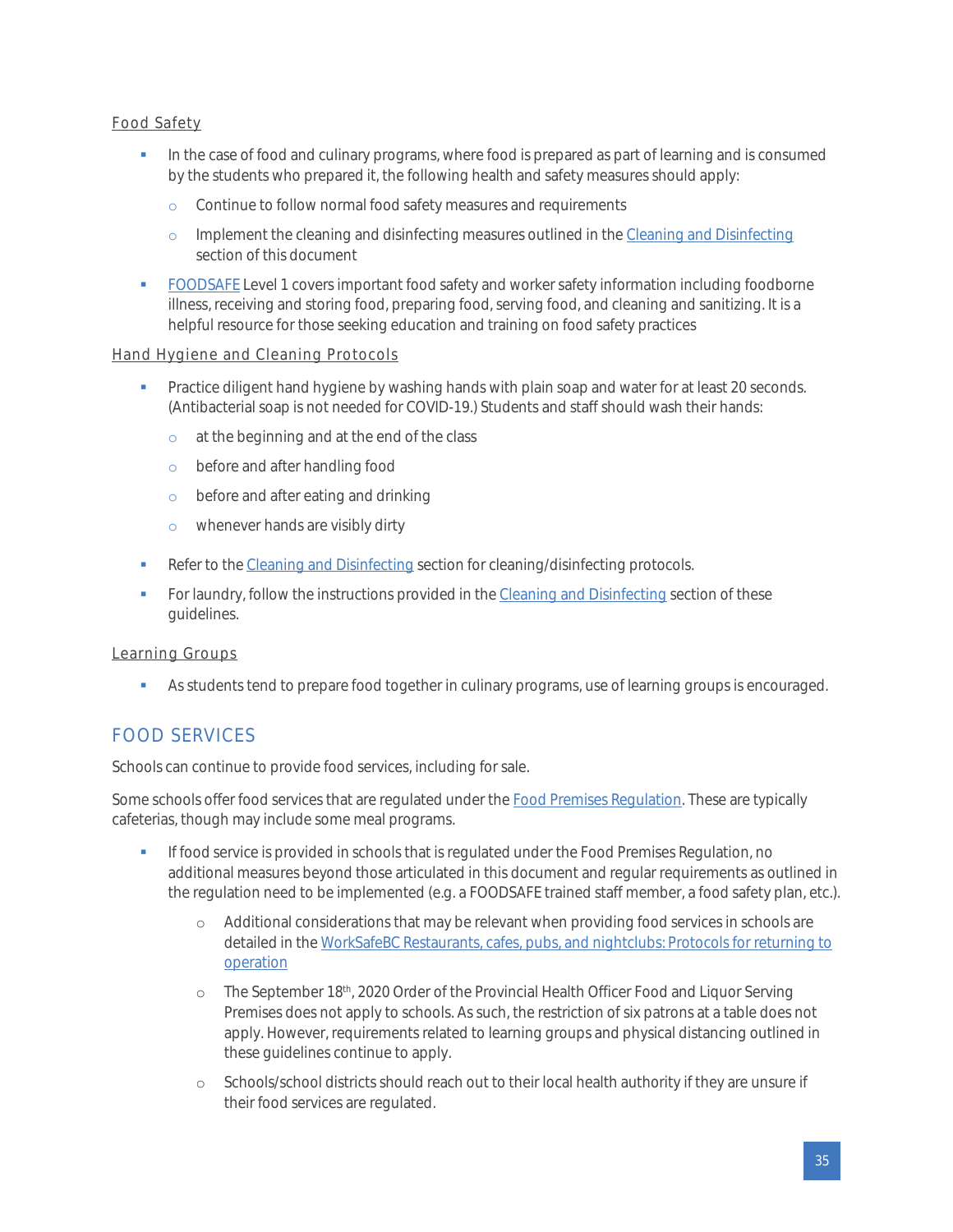#### Food Safety

- In the case of food and culinary programs, where food is prepared as part of learning and is consumed by the students who prepared it, the following health and safety measures should apply:
  - Continue to follow normal food safety measures and requirements
  - Implement the cleaning and disinfecting measures outlined in the Cleaning and Disinfecting section of this document
- FOODSAFE Level 1 covers important food safety and worker safety information including foodborne illness, receiving and storing food, preparing food, serving food, and cleaning and sanitizing. It is a helpful resource for those seeking education and training on food safety practices

#### Hand Hygiene and Cleaning Protocols

- Practice diligent hand hygiene by washing hands with plain soap and water for at least 20 seconds. (Antibacterial soap is not needed for COVID-19.) Students and staff should wash their hands:
  - at the beginning and at the end of the class
  - before and after handling food
  - before and after eating and drinking
  - whenever hands are visibly dirty
- Refer to the Cleaning and Disinfecting section for cleaning/disinfecting protocols.
- For laundry, follow the instructions provided in the Cleaning and Disinfecting section of these guidelines.

#### Learning Groups

- As students tend to prepare food together in culinary programs, use of learning groups is encouraged.

## FOOD SERVICES

Schools can continue to provide food services, including for sale.

Some schools offer food services that are regulated under the Food Premises Regulation. These are typically cafeterias, though may include some meal programs.

- If food service is provided in schools that is regulated under the Food Premises Regulation, no additional measures beyond those articulated in this document and regular requirements as outlined in the regulation need to be implemented (e.g. a FOODSAFE trained staff member, a food safety plan, etc.).
  - Additional considerations that may be relevant when providing food services in schools are detailed in the WorkSafeBC Restaurants, cafes, pubs, and nightclubs: Protocols for returning to operation
  - The September 18th, 2020 Order of the Provincial Health Officer Food and Liquor Serving Premises does not apply to schools. As such, the restriction of six patrons at a table does not apply. However, requirements related to learning groups and physical distancing outlined in these guidelines continue to apply.
  - Schools/school districts should reach out to their local health authority if they are unsure if their food services are regulated.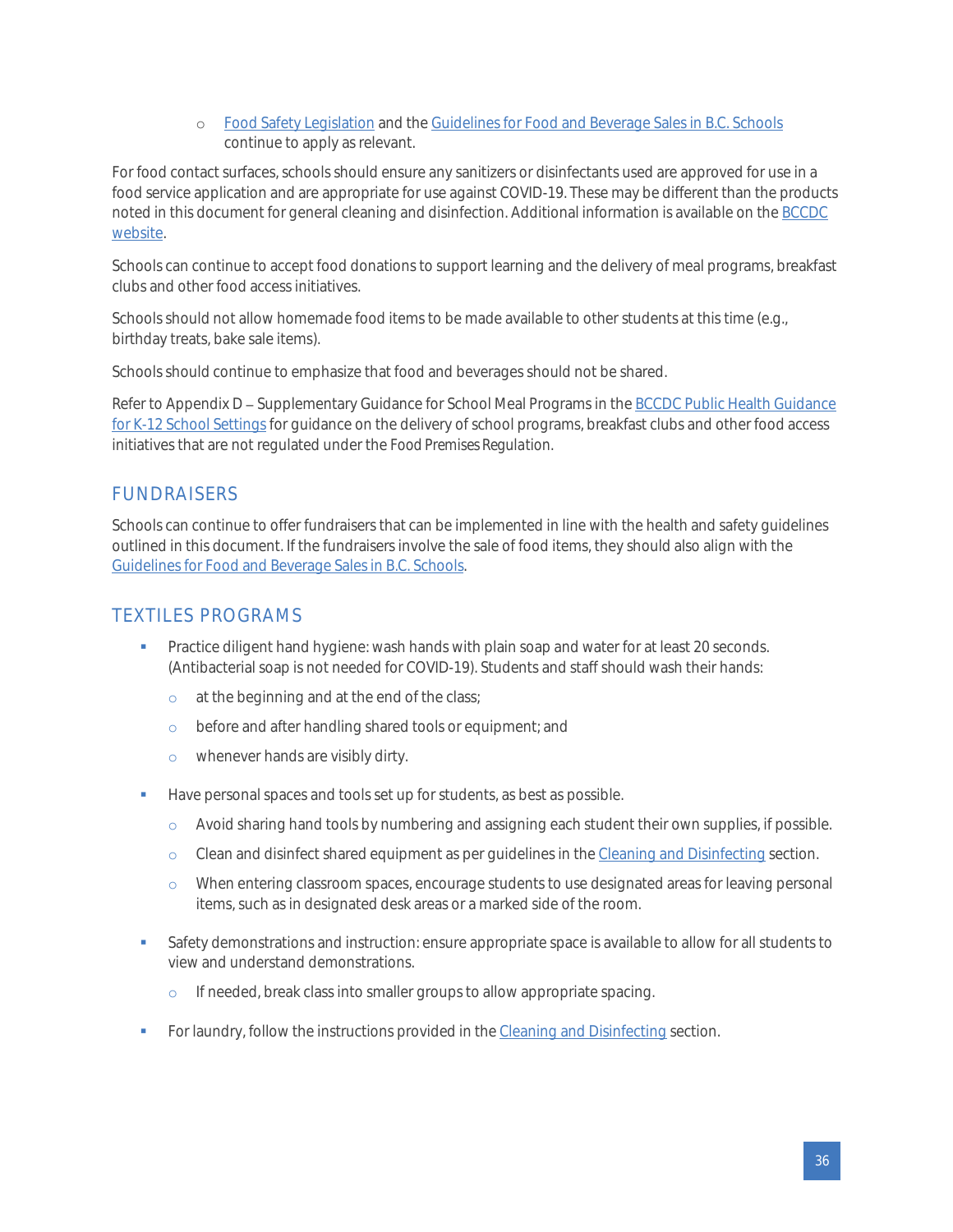- Food Safety Legislation and the Guidelines for Food and Beverage Sales in B.C. Schools continue to apply as relevant.

For food contact surfaces, schools should ensure any sanitizers or disinfectants used are approved for use in a food service application and are appropriate for use against COVID-19. These may be different than the products noted in this document for general cleaning and disinfection. Additional information is available on the BCCDC website.

Schools can continue to accept food donations to support learning and the delivery of meal programs, breakfast clubs and other food access initiatives.

Schools should not allow homemade food items to be made available to other students at this time (e.g., birthday treats, bake sale items).

Schools should continue to emphasize that food and beverages should not be shared.

Refer to Appendix D – Supplementary Guidance for School Meal Programs in the BCCDC Public Health Guidance for K-12 School Settings for guidance on the delivery of school programs, breakfast clubs and other food access initiatives that are not regulated under the *Food Premises Regulation*.

## FUNDRAISERS

Schools can continue to offer fundraisers that can be implemented in line with the health and safety guidelines outlined in this document. If the fundraisers involve the sale of food items, they should also align with the Guidelines for Food and Beverage Sales in B.C. Schools.

## TEXTILES PROGRAMS

- Practice diligent hand hygiene: wash hands with plain soap and water for at least 20 seconds. (Antibacterial soap is not needed for COVID-19). Students and staff should wash their hands:
  - at the beginning and at the end of the class;
  - before and after handling shared tools or equipment; and
  - whenever hands are visibly dirty.
- Have personal spaces and tools set up for students, as best as possible.
  - Avoid sharing hand tools by numbering and assigning each student their own supplies, if possible.
  - Clean and disinfect shared equipment as per guidelines in the Cleaning and Disinfecting section.
  - When entering classroom spaces, encourage students to use designated areas for leaving personal items, such as in designated desk areas or a marked side of the room.
- Safety demonstrations and instruction: ensure appropriate space is available to allow for all students to view and understand demonstrations.
  - If needed, break class into smaller groups to allow appropriate spacing.
- For laundry, follow the instructions provided in the Cleaning and Disinfecting section.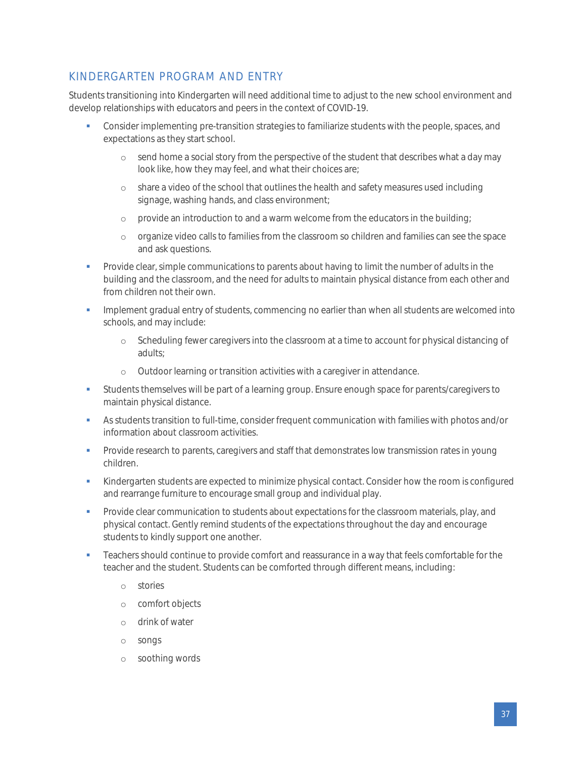## KINDERGARTEN PROGRAM AND ENTRY

Students transitioning into Kindergarten will need additional time to adjust to the new school environment and develop relationships with educators and peers in the context of COVID-19.

- Consider implementing pre-transition strategies to familiarize students with the people, spaces, and expectations as they start school.
  - send home a social story from the perspective of the student that describes what a day may look like, how they may feel, and what their choices are;
  - share a video of the school that outlines the health and safety measures used including signage, washing hands, and class environment;
  - provide an introduction to and a warm welcome from the educators in the building;
  - organize video calls to families from the classroom so children and families can see the space and ask questions.
- Provide clear, simple communications to parents about having to limit the number of adults in the building and the classroom, and the need for adults to maintain physical distance from each other and from children not their own.
- Implement gradual entry of students, commencing no earlier than when all students are welcomed into schools, and may include:
  - Scheduling fewer caregivers into the classroom at a time to account for physical distancing of adults;
  - Outdoor learning or transition activities with a caregiver in attendance.
- Students themselves will be part of a learning group. Ensure enough space for parents/caregivers to maintain physical distance.
- As students transition to full-time, consider frequent communication with families with photos and/or information about classroom activities.
- Provide research to parents, caregivers and staff that demonstrates low transmission rates in young children.
- Kindergarten students are expected to minimize physical contact. Consider how the room is configured and rearrange furniture to encourage small group and individual play.
- Provide clear communication to students about expectations for the classroom materials, play, and physical contact. Gently remind students of the expectations throughout the day and encourage students to kindly support one another.
- Teachers should continue to provide comfort and reassurance in a way that feels comfortable for the teacher and the student. Students can be comforted through different means, including:
  - stories
  - comfort objects
  - drink of water
  - songs
  - soothing words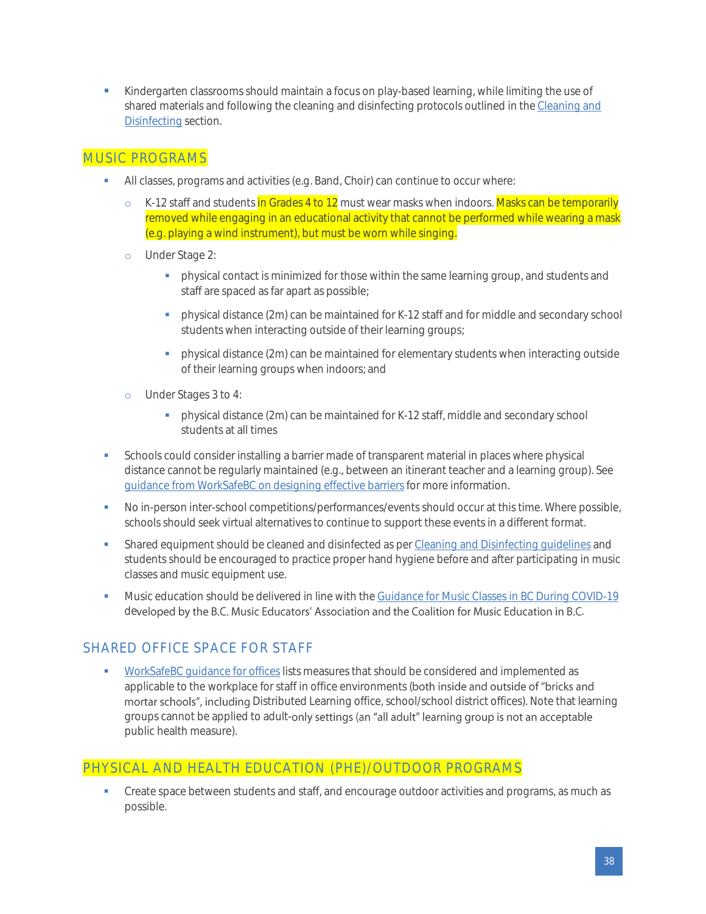- Kindergarten classrooms should maintain a focus on play-based learning, while limiting the use of shared materials and following the cleaning and disinfecting protocols outlined in the Cleaning and Disinfecting section.

## MUSIC PROGRAMS

- All classes, programs and activities (e.g. Band, Choir) can continue to occur where:
  - K-12 staff and students in Grades 4 to 12 must wear masks when indoors. Masks can be temporarily removed while engaging in an educational activity that cannot be performed while wearing a mask (e.g. playing a wind instrument), but must be worn while singing.
  - Under Stage 2:
    - physical contact is minimized for those within the same learning group, and students and staff are spaced as far apart as possible;
    - physical distance (2m) can be maintained for K-12 staff and for middle and secondary school students when interacting outside of their learning groups;
    - physical distance (2m) can be maintained for elementary students when interacting outside of their learning groups when indoors; and
  - Under Stages 3 to 4:
    - physical distance (2m) can be maintained for K-12 staff, middle and secondary school students at all times
- Schools could consider installing a barrier made of transparent material in places where physical distance cannot be regularly maintained (e.g., between an itinerant teacher and a learning group). See guidance from WorkSafeBC on designing effective barriers for more information.
- No in-person inter-school competitions/performances/events should occur at this time. Where possible, schools should seek virtual alternatives to continue to support these events in a different format.
- Shared equipment should be cleaned and disinfected as per Cleaning and Disinfecting guidelines and students should be encouraged to practice proper hand hygiene before and after participating in music classes and music equipment use.
- Music education should be delivered in line with the Guidance for Music Classes in BC During COVID-19 developed by the B.C. Music Educators' Association and the Coalition for Music Education in B.C.

## SHARED OFFICE SPACE FOR STAFF

- WorkSafeBC guidance for offices lists measures that should be considered and implemented as applicable to the workplace for staff in office environments (both inside and outside of "bricks and mortar schools", including Distributed Learning office, school/school district offices). Note that learning groups cannot be applied to adult-only settings (an "all adult" learning group is not an acceptable public health measure).

## PHYSICAL AND HEALTH EDUCATION (PHE)/OUTDOOR PROGRAMS

- Create space between students and staff, and encourage outdoor activities and programs, as much as possible.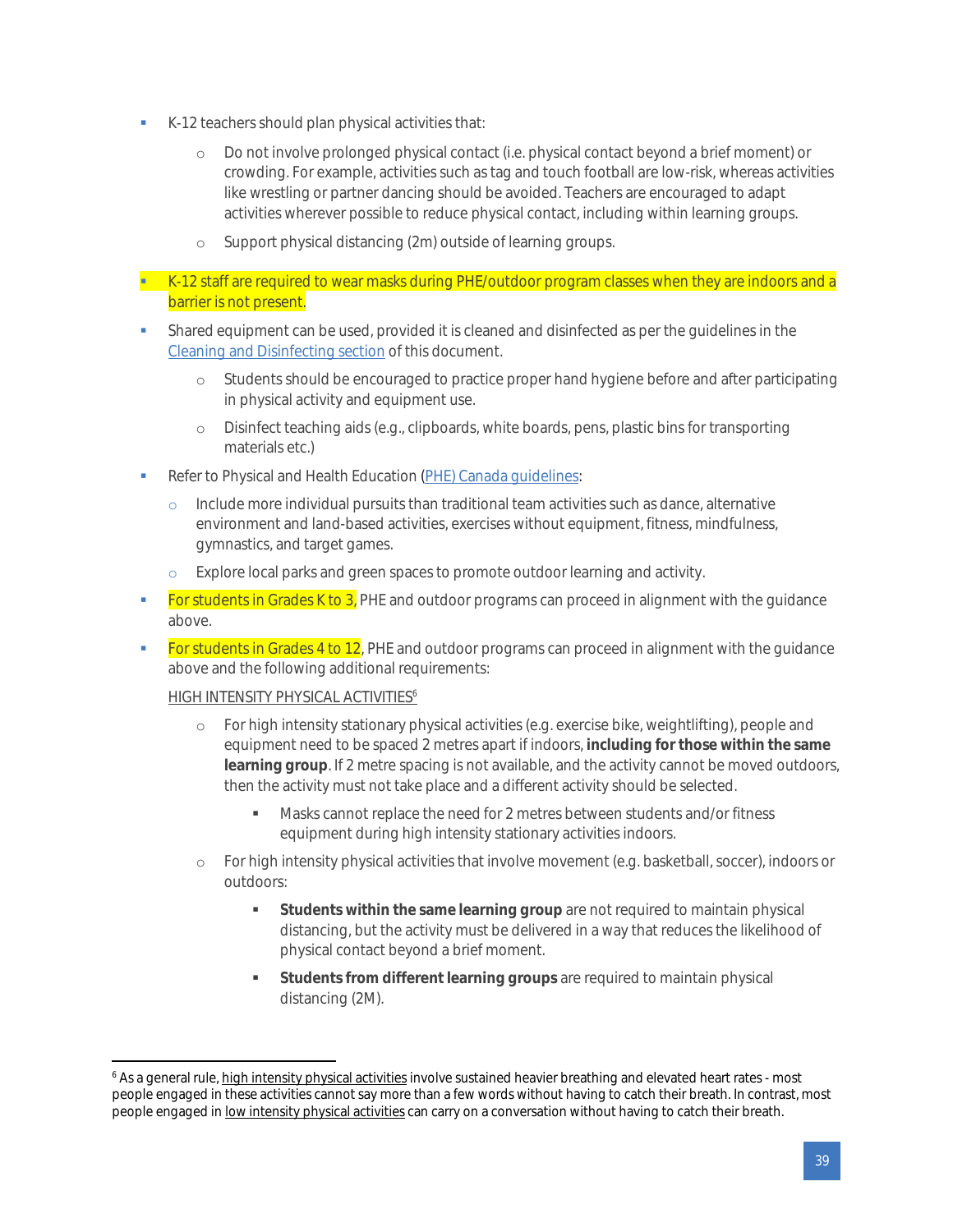- K-12 teachers should plan physical activities that:
  - Do not involve prolonged physical contact (i.e. physical contact beyond a brief moment) or crowding. For example, activities such as tag and touch football are low-risk, whereas activities like wrestling or partner dancing should be avoided. Teachers are encouraged to adapt activities wherever possible to reduce physical contact, including within learning groups.
  - Support physical distancing (2m) outside of learning groups.
- K-12 staff are required to wear masks during PHE/outdoor program classes when they are indoors and a barrier is not present.
- Shared equipment can be used, provided it is cleaned and disinfected as per the guidelines in the [Cleaning and Disinfecting section](#) of this document.
  - Students should be encouraged to practice proper hand hygiene before and after participating in physical activity and equipment use.
  - Disinfect teaching aids (e.g., clipboards, white boards, pens, plastic bins for transporting materials etc.)
- Refer to Physical and Health Education ([PHE) Canada guidelines](#):
  - Include more individual pursuits than traditional team activities such as dance, alternative environment and land-based activities, exercises without equipment, fitness, mindfulness, gymnastics, and target games.
  - Explore local parks and green spaces to promote outdoor learning and activity.
- For students in Grades K to 3, PHE and outdoor programs can proceed in alignment with the guidance above.
- For students in Grades 4 to 12, PHE and outdoor programs can proceed in alignment with the guidance above and the following additional requirements:

  HIGH INTENSITY PHYSICAL ACTIVITIES[6]

  - For high intensity stationary physical activities (e.g. exercise bike, weightlifting), people and equipment need to be spaced 2 metres apart if indoors, **including for those within the same learning group**. If 2 metre spacing is not available, and the activity cannot be moved outdoors, then the activity must not take place and a different activity should be selected.
    - Masks cannot replace the need for 2 metres between students and/or fitness equipment during high intensity stationary activities indoors.
  - For high intensity physical activities that involve movement (e.g. basketball, soccer), indoors or outdoors:
    - **Students within the same learning group** are not required to maintain physical distancing, but the activity must be delivered in a way that reduces the likelihood of physical contact beyond a brief moment.
    - **Students from different learning groups** are required to maintain physical distancing (2M).

---

[6] As a general rule, high intensity physical activities involve sustained heavier breathing and elevated heart rates - most people engaged in these activities cannot say more than a few words without having to catch their breath. In contrast, most people engaged in low intensity physical activities can carry on a conversation without having to catch their breath.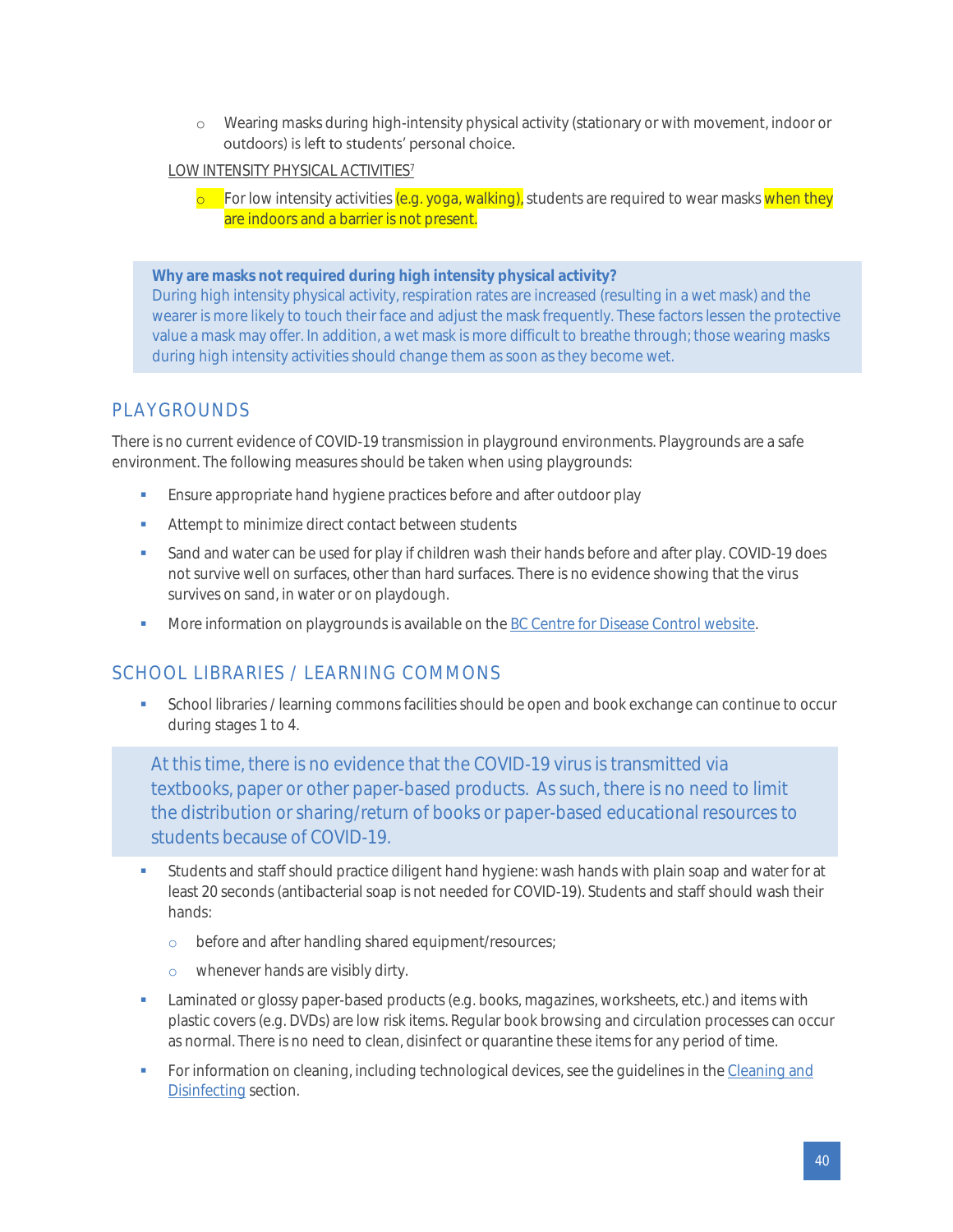- Wearing masks during high-intensity physical activity (stationary or with movement, indoor or outdoors) is left to students' personal choice.

LOW INTENSITY PHYSICAL ACTIVITIES[7]

- For low intensity activities (e.g. yoga, walking), students are required to wear masks when they are indoors and a barrier is not present.

> **Why are masks not required during high intensity physical activity?**
> During high intensity physical activity, respiration rates are increased (resulting in a wet mask) and the wearer is more likely to touch their face and adjust the mask frequently. These factors lessen the protective value a mask may offer. In addition, a wet mask is more difficult to breathe through; those wearing masks during high intensity activities should change them as soon as they become wet.

## PLAYGROUNDS

There is no current evidence of COVID-19 transmission in playground environments. Playgrounds are a safe environment. The following measures should be taken when using playgrounds:

- Ensure appropriate hand hygiene practices before and after outdoor play
- Attempt to minimize direct contact between students
- Sand and water can be used for play if children wash their hands before and after play. COVID-19 does not survive well on surfaces, other than hard surfaces. There is no evidence showing that the virus survives on sand, in water or on playdough.
- More information on playgrounds is available on the BC Centre for Disease Control website.

## SCHOOL LIBRARIES / LEARNING COMMONS

- School libraries / learning commons facilities should be open and book exchange can continue to occur during stages 1 to 4.

> At this time, there is no evidence that the COVID-19 virus is transmitted via textbooks, paper or other paper-based products. As such, there is no need to limit the distribution or sharing/return of books or paper-based educational resources to students because of COVID-19.

- Students and staff should practice diligent hand hygiene: wash hands with plain soap and water for at least 20 seconds (antibacterial soap is not needed for COVID-19). Students and staff should wash their hands:
  - before and after handling shared equipment/resources;
  - whenever hands are visibly dirty.
- Laminated or glossy paper-based products (e.g. books, magazines, worksheets, etc.) and items with plastic covers (e.g. DVDs) are low risk items. Regular book browsing and circulation processes can occur as normal. There is no need to clean, disinfect or quarantine these items for any period of time.
- For information on cleaning, including technological devices, see the guidelines in the Cleaning and Disinfecting section.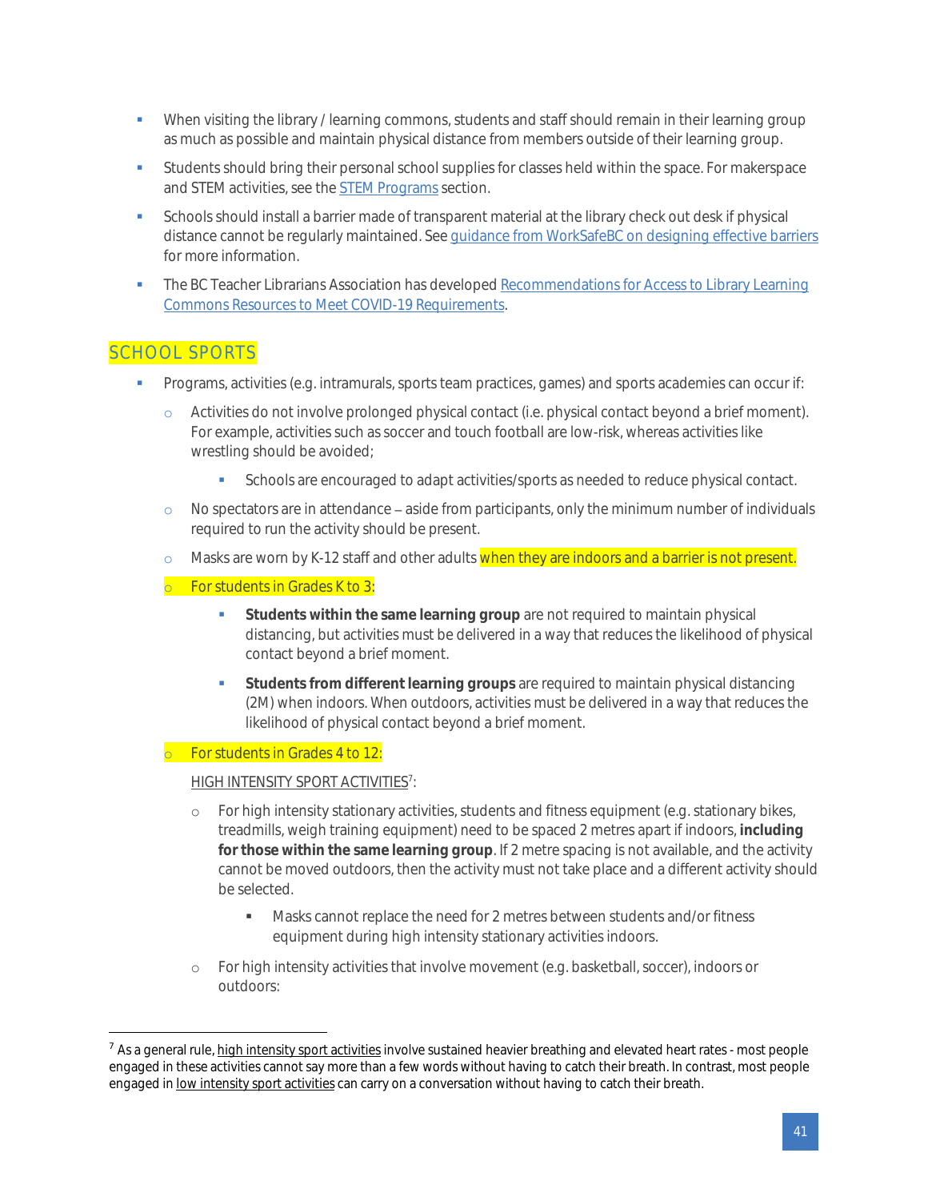- When visiting the library / learning commons, students and staff should remain in their learning group as much as possible and maintain physical distance from members outside of their learning group.
- Students should bring their personal school supplies for classes held within the space. For makerspace and STEM activities, see the [STEM Programs]() section.
- Schools should install a barrier made of transparent material at the library check out desk if physical distance cannot be regularly maintained. See [guidance from WorkSafeBC on designing effective barriers]() for more information.
- The BC Teacher Librarians Association has developed [Recommendations for Access to Library Learning Commons Resources to Meet COVID-19 Requirements]().

## SCHOOL SPORTS

- Programs, activities (e.g. intramurals, sports team practices, games) and sports academies can occur if:
  - Activities do not involve prolonged physical contact (i.e. physical contact beyond a brief moment). For example, activities such as soccer and touch football are low-risk, whereas activities like wrestling should be avoided;
    - Schools are encouraged to adapt activities/sports as needed to reduce physical contact.
  - No spectators are in attendance – aside from participants, only the minimum number of individuals required to run the activity should be present.
  - Masks are worn by K-12 staff and other adults when they are indoors and a barrier is not present.
  - For students in Grades K to 3:
    - **Students within the same learning group** are not required to maintain physical distancing, but activities must be delivered in a way that reduces the likelihood of physical contact beyond a brief moment.
    - **Students from different learning groups** are required to maintain physical distancing (2M) when indoors. When outdoors, activities must be delivered in a way that reduces the likelihood of physical contact beyond a brief moment.
  - For students in Grades 4 to 12:

    HIGH INTENSITY SPORT ACTIVITIES[7]:

    - For high intensity stationary activities, students and fitness equipment (e.g. stationary bikes, treadmills, weigh training equipment) need to be spaced 2 metres apart if indoors, **including for those within the same learning group**. If 2 metre spacing is not available, and the activity cannot be moved outdoors, then the activity must not take place and a different activity should be selected.
      - Masks cannot replace the need for 2 metres between students and/or fitness equipment during high intensity stationary activities indoors.
    - For high intensity activities that involve movement (e.g. basketball, soccer), indoors or outdoors:

---

[7] As a general rule, high intensity sport activities involve sustained heavier breathing and elevated heart rates - most people engaged in these activities cannot say more than a few words without having to catch their breath. In contrast, most people engaged in low intensity sport activities can carry on a conversation without having to catch their breath.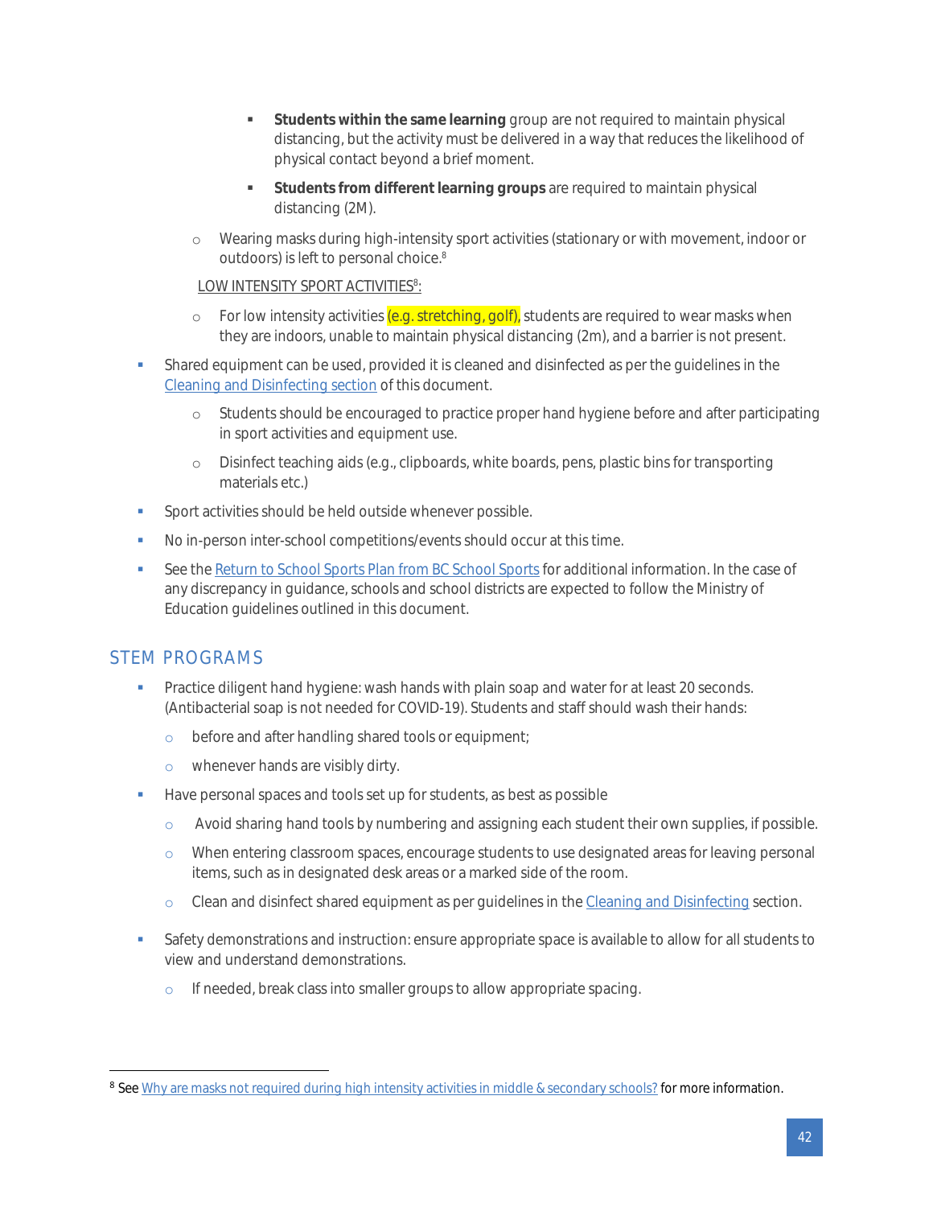- **Students within the same learning** group are not required to maintain physical distancing, but the activity must be delivered in a way that reduces the likelihood of physical contact beyond a brief moment.
        - **Students from different learning groups** are required to maintain physical distancing (2M).
    - Wearing masks during high-intensity sport activities (stationary or with movement, indoor or outdoors) is left to personal choice.[8]

    LOW INTENSITY SPORT ACTIVITIES[8]:

    - For low intensity activities (e.g. stretching, golf), students are required to wear masks when they are indoors, unable to maintain physical distancing (2m), and a barrier is not present.
- Shared equipment can be used, provided it is cleaned and disinfected as per the guidelines in the Cleaning and Disinfecting section of this document.
    - Students should be encouraged to practice proper hand hygiene before and after participating in sport activities and equipment use.
    - Disinfect teaching aids (e.g., clipboards, white boards, pens, plastic bins for transporting materials etc.)
- Sport activities should be held outside whenever possible.
- No in-person inter-school competitions/events should occur at this time.
- See the Return to School Sports Plan from BC School Sports for additional information. In the case of any discrepancy in guidance, schools and school districts are expected to follow the Ministry of Education guidelines outlined in this document.

## STEM PROGRAMS

- Practice diligent hand hygiene: wash hands with plain soap and water for at least 20 seconds. (Antibacterial soap is not needed for COVID-19). Students and staff should wash their hands:
    - before and after handling shared tools or equipment;
    - whenever hands are visibly dirty.
- Have personal spaces and tools set up for students, as best as possible
    - Avoid sharing hand tools by numbering and assigning each student their own supplies, if possible.
    - When entering classroom spaces, encourage students to use designated areas for leaving personal items, such as in designated desk areas or a marked side of the room.
    - Clean and disinfect shared equipment as per guidelines in the Cleaning and Disinfecting section.
- Safety demonstrations and instruction: ensure appropriate space is available to allow for all students to view and understand demonstrations.
    - If needed, break class into smaller groups to allow appropriate spacing.

---

[8] See Why are masks not required during high intensity activities in middle & secondary schools? for more information.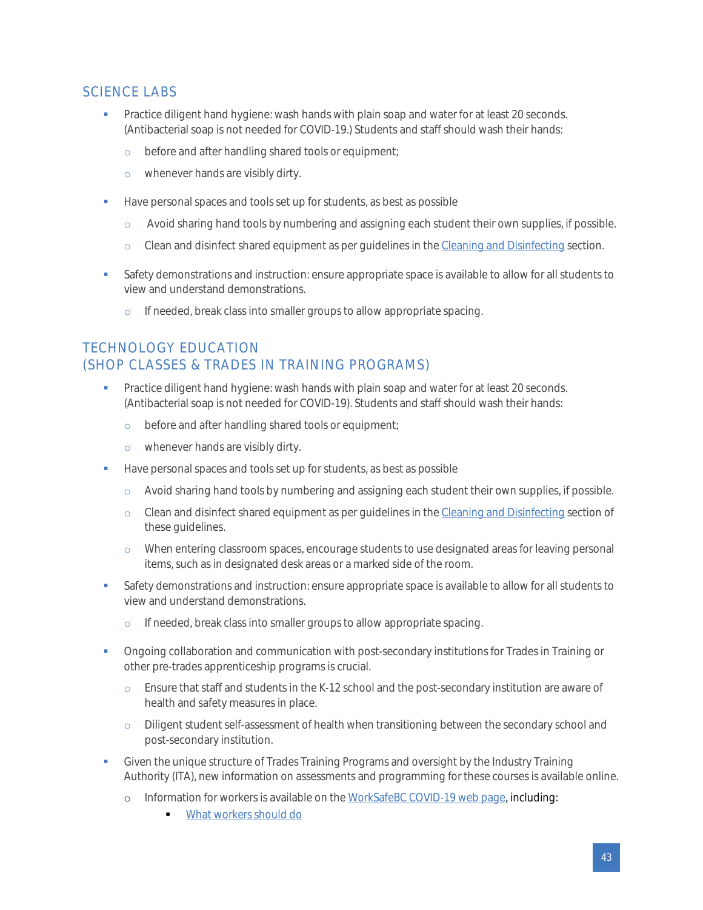## SCIENCE LABS

- Practice diligent hand hygiene: wash hands with plain soap and water for at least 20 seconds. (Antibacterial soap is not needed for COVID-19.) Students and staff should wash their hands:
  - before and after handling shared tools or equipment;
  - whenever hands are visibly dirty.
- Have personal spaces and tools set up for students, as best as possible
  - Avoid sharing hand tools by numbering and assigning each student their own supplies, if possible.
  - Clean and disinfect shared equipment as per guidelines in the [Cleaning and Disinfecting]() section.
- Safety demonstrations and instruction: ensure appropriate space is available to allow for all students to view and understand demonstrations.
  - If needed, break class into smaller groups to allow appropriate spacing.

## TECHNOLOGY EDUCATION (SHOP CLASSES & TRADES IN TRAINING PROGRAMS)

- Practice diligent hand hygiene: wash hands with plain soap and water for at least 20 seconds. (Antibacterial soap is not needed for COVID-19). Students and staff should wash their hands:
  - before and after handling shared tools or equipment;
  - whenever hands are visibly dirty.
- Have personal spaces and tools set up for students, as best as possible
  - Avoid sharing hand tools by numbering and assigning each student their own supplies, if possible.
  - Clean and disinfect shared equipment as per guidelines in the [Cleaning and Disinfecting]() section of these guidelines.
  - When entering classroom spaces, encourage students to use designated areas for leaving personal items, such as in designated desk areas or a marked side of the room.
- Safety demonstrations and instruction: ensure appropriate space is available to allow for all students to view and understand demonstrations.
  - If needed, break class into smaller groups to allow appropriate spacing.
- Ongoing collaboration and communication with post-secondary institutions for Trades in Training or other pre-trades apprenticeship programs is crucial.
  - Ensure that staff and students in the K-12 school and the post-secondary institution are aware of health and safety measures in place.
  - Diligent student self-assessment of health when transitioning between the secondary school and post-secondary institution.
- Given the unique structure of Trades Training Programs and oversight by the Industry Training Authority (ITA), new information on assessments and programming for these courses is available online.
  - Information for workers is available on the [WorkSafeBC COVID-19 web page](), including:
    - [What workers should do]()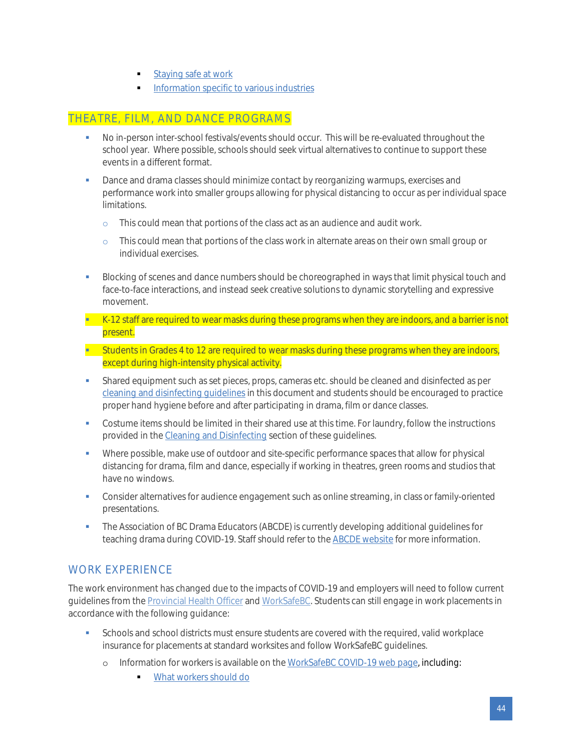- Staying safe at work
        - Information specific to various industries

## THEATRE, FILM, AND DANCE PROGRAMS

- No in-person inter-school festivals/events should occur. This will be re-evaluated throughout the school year. Where possible, schools should seek virtual alternatives to continue to support these events in a different format.
- Dance and drama classes should minimize contact by reorganizing warmups, exercises and performance work into smaller groups allowing for physical distancing to occur as per individual space limitations.
    - This could mean that portions of the class act as an audience and audit work.
    - This could mean that portions of the class work in alternate areas on their own small group or individual exercises.
- Blocking of scenes and dance numbers should be choreographed in ways that limit physical touch and face-to-face interactions, and instead seek creative solutions to dynamic storytelling and expressive movement.
- K-12 staff are required to wear masks during these programs when they are indoors, and a barrier is not present.
- Students in Grades 4 to 12 are required to wear masks during these programs when they are indoors, except during high-intensity physical activity.
- Shared equipment such as set pieces, props, cameras etc. should be cleaned and disinfected as per cleaning and disinfecting guidelines in this document and students should be encouraged to practice proper hand hygiene before and after participating in drama, film or dance classes.
- Costume items should be limited in their shared use at this time. For laundry, follow the instructions provided in the Cleaning and Disinfecting section of these guidelines.
- Where possible, make use of outdoor and site-specific performance spaces that allow for physical distancing for drama, film and dance, especially if working in theatres, green rooms and studios that have no windows.
- Consider alternatives for audience engagement such as online streaming, in class or family-oriented presentations.
- The Association of BC Drama Educators (ABCDE) is currently developing additional guidelines for teaching drama during COVID-19. Staff should refer to the ABCDE website for more information.

## WORK EXPERIENCE

The work environment has changed due to the impacts of COVID-19 and employers will need to follow current guidelines from the Provincial Health Officer and WorkSafeBC. Students can still engage in work placements in accordance with the following guidance:

- Schools and school districts must ensure students are covered with the required, valid workplace insurance for placements at standard worksites and follow WorkSafeBC guidelines.
    - Information for workers is available on the WorkSafeBC COVID-19 web page, including:
        - What workers should do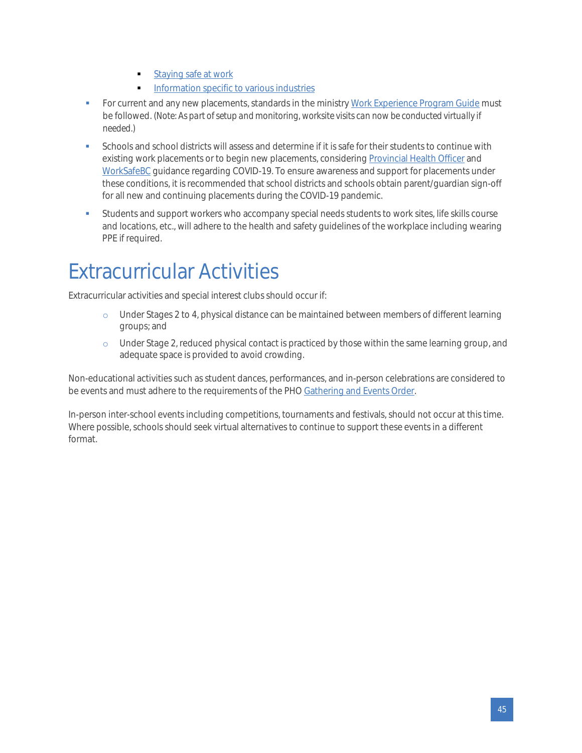- [Staying safe at work](#)
    - [Information specific to various industries](#)
- For current and any new placements, standards in the ministry [Work Experience Program Guide](#) must be followed. (Note: As part of setup and monitoring, worksite visits can now be conducted virtually if needed.)
- Schools and school districts will assess and determine if it is safe for their students to continue with existing work placements or to begin new placements, considering [Provincial Health Officer](#) and [WorkSafeBC](#) guidance regarding COVID-19. To ensure awareness and support for placements under these conditions, it is recommended that school districts and schools obtain parent/guardian sign-off for all new and continuing placements during the COVID-19 pandemic.
- Students and support workers who accompany special needs students to work sites, life skills course and locations, etc., will adhere to the health and safety guidelines of the workplace including wearing PPE if required.

# Extracurricular Activities

Extracurricular activities and special interest clubs should occur if:

- Under Stages 2 to 4, physical distance can be maintained between members of different learning groups; and
- Under Stage 2, reduced physical contact is practiced by those within the same learning group, and adequate space is provided to avoid crowding.

Non-educational activities such as student dances, performances, and in-person celebrations are considered to be events and must adhere to the requirements of the PHO [Gathering and Events Order](#).

In-person inter-school events including competitions, tournaments and festivals, should not occur at this time. Where possible, schools should seek virtual alternatives to continue to support these events in a different format.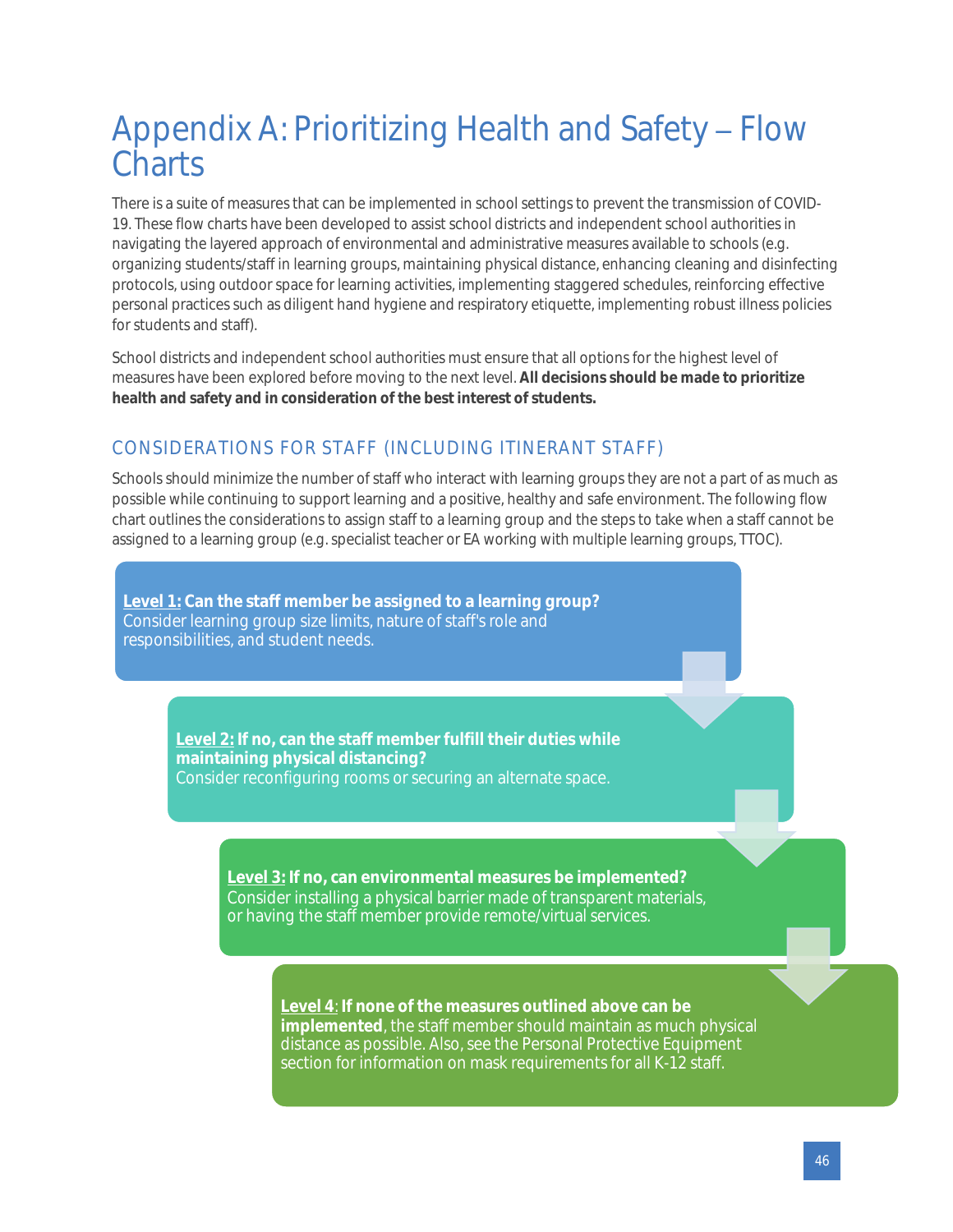# Appendix A: Prioritizing Health and Safety – Flow Charts

There is a suite of measures that can be implemented in school settings to prevent the transmission of COVID-19. These flow charts have been developed to assist school districts and independent school authorities in navigating the layered approach of environmental and administrative measures available to schools (e.g. organizing students/staff in learning groups, maintaining physical distance, enhancing cleaning and disinfecting protocols, using outdoor space for learning activities, implementing staggered schedules, reinforcing effective personal practices such as diligent hand hygiene and respiratory etiquette, implementing robust illness policies for students and staff).

School districts and independent school authorities must ensure that all options for the highest level of measures have been explored before moving to the next level. **All decisions should be made to prioritize health and safety and in consideration of the best interest of students.**

## CONSIDERATIONS FOR STAFF (INCLUDING ITINERANT STAFF)

Schools should minimize the number of staff who interact with learning groups they are not a part of as much as possible while continuing to support learning and a positive, healthy and safe environment. The following flow chart outlines the considerations to assign staff to a learning group and the steps to take when a staff cannot be assigned to a learning group (e.g. specialist teacher or EA working with multiple learning groups, TTOC).

**Level 1: Can the staff member be assigned to a learning group?**
Consider learning group size limits, nature of staff's role and responsibilities, and student needs.

**Level 2: If no, can the staff member fulfill their duties while maintaining physical distancing?**
Consider reconfiguring rooms or securing an alternate space.

**Level 3: If no, can environmental measures be implemented?**
Consider installing a physical barrier made of transparent materials, or having the staff member provide remote/virtual services.

**Level 4**: **If none of the measures outlined above can be implemented**, the staff member should maintain as much physical distance as possible. Also, see the Personal Protective Equipment section for information on mask requirements for all K-12 staff.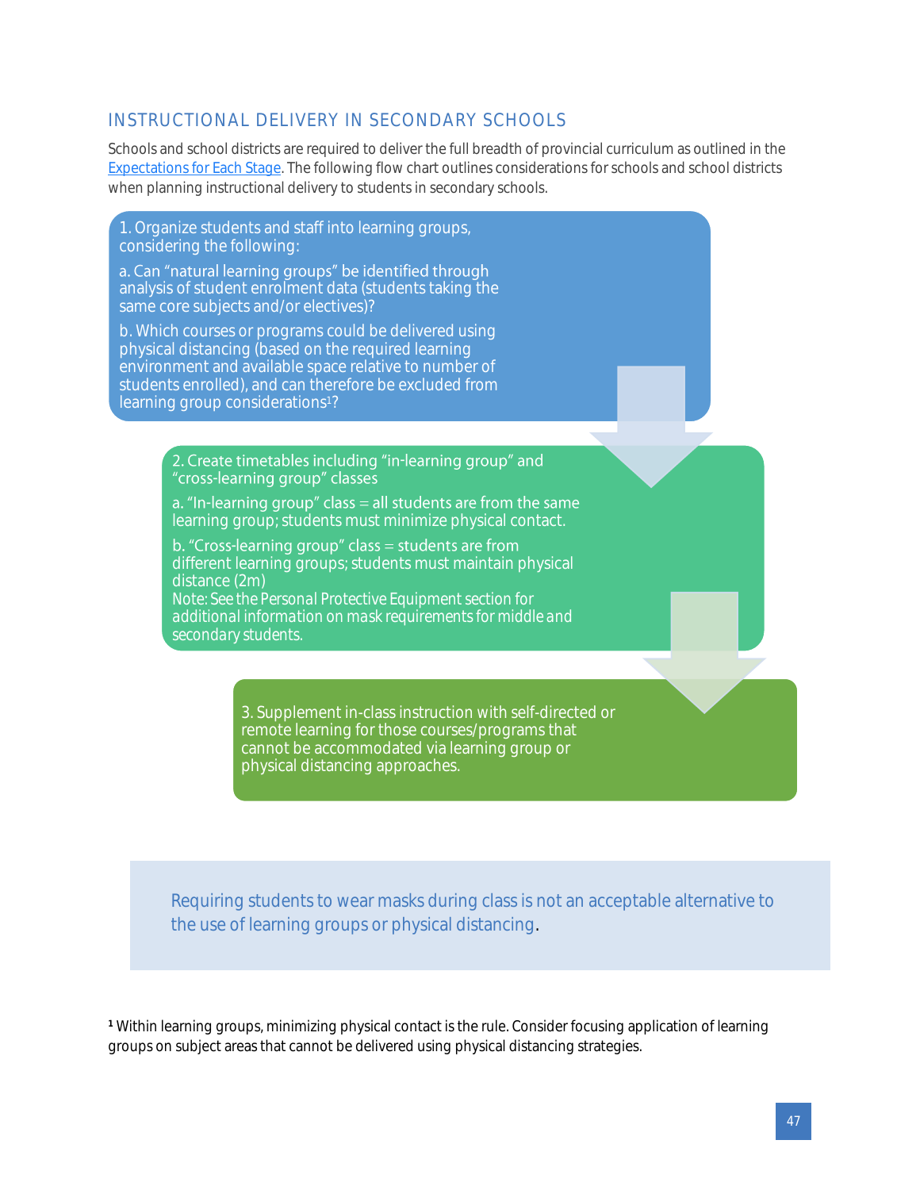## INSTRUCTIONAL DELIVERY IN SECONDARY SCHOOLS

Schools and school districts are required to deliver the full breadth of provincial curriculum as outlined in the Expectations for Each Stage. The following flow chart outlines considerations for schools and school districts when planning instructional delivery to students in secondary schools.

1. Organize students and staff into learning groups, considering the following:

   a. Can "natural learning groups" be identified through analysis of student enrolment data (students taking the same core subjects and/or electives)?

   b. Which courses or programs could be delivered using physical distancing (based on the required learning environment and available space relative to number of students enrolled), and can therefore be excluded from learning group considerations[1]?

2. Create timetables including "in-learning group" and "cross-learning group" classes

   a. "In-learning group" class = all students are from the same learning group; students must minimize physical contact.

   b. "Cross-learning group" class = students are from different learning groups; students must maintain physical distance (2m)

   Note: See the Personal Protective Equipment section for additional information on mask requirements for middle and secondary students.

3. Supplement in-class instruction with self-directed or remote learning for those courses/programs that cannot be accommodated via learning group or physical distancing approaches.

> Requiring students to wear masks during class is not an acceptable alternative to the use of learning groups or physical distancing.

[1] Within learning groups, minimizing physical contact is the rule. Consider focusing application of learning groups on subject areas that cannot be delivered using physical distancing strategies.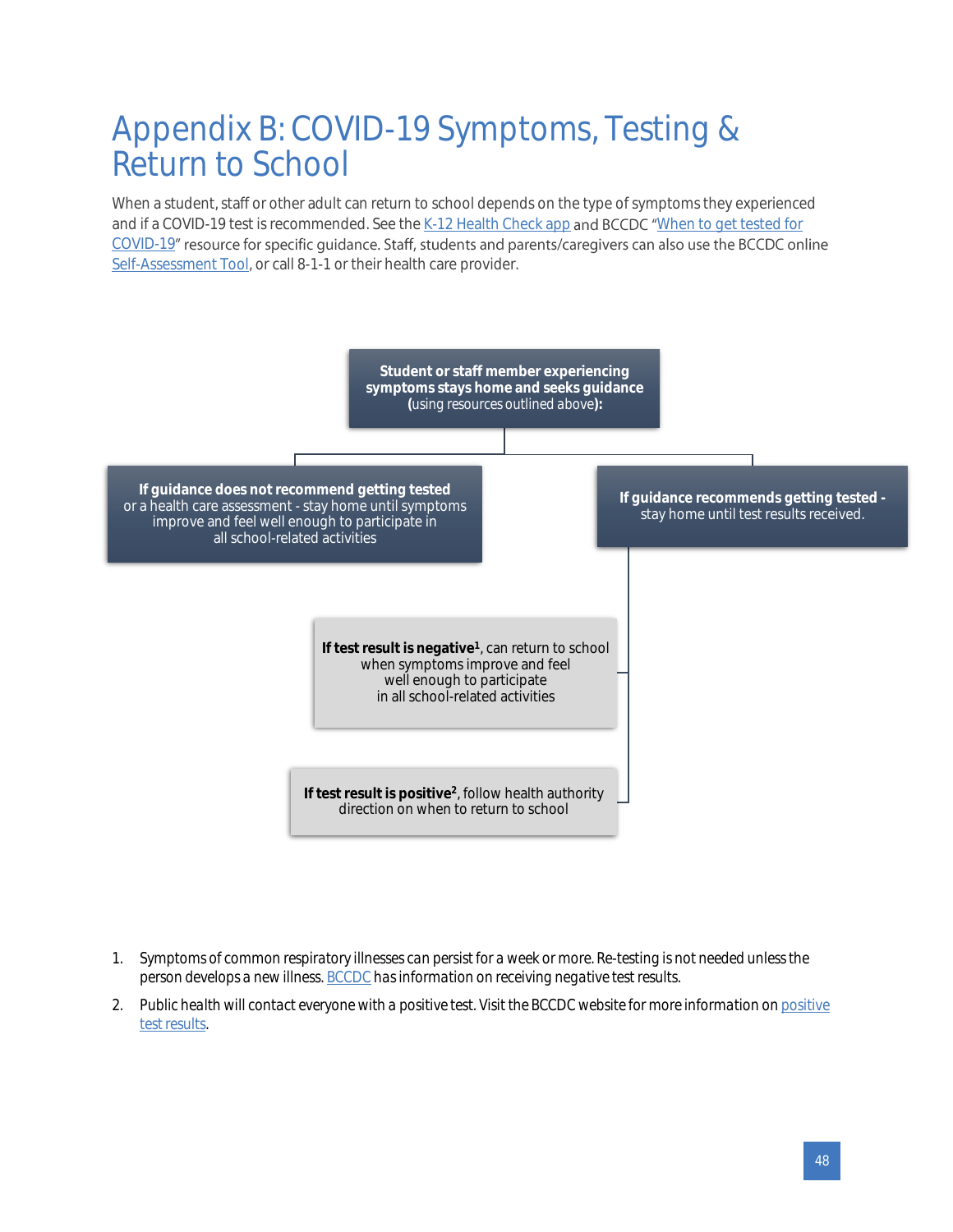# Appendix B: COVID-19 Symptoms, Testing & Return to School

When a student, staff or other adult can return to school depends on the type of symptoms they experienced and if a COVID-19 test is recommended. See the K-12 Health Check app and BCCDC "When to get tested for COVID-19" resource for specific guidance. Staff, students and parents/caregivers can also use the BCCDC online Self-Assessment Tool, or call 8-1-1 or their health care provider.

**Student or staff member experiencing symptoms stays home and seeks guidance** (using resources outlined above)**:**

- **If guidance does not recommend getting tested** or a health care assessment - stay home until symptoms improve and feel well enough to participate in all school-related activities
- **If guidance recommends getting tested** - stay home until test results received.
  - **If test result is negative**[1], can return to school when symptoms improve and feel well enough to participate in all school-related activities
  - **If test result is positive**[2], follow health authority direction on when to return to school

1. Symptoms of common respiratory illnesses can persist for a week or more. Re-testing is not needed unless the person develops a new illness. BCCDC has information on receiving negative test results.
2. Public health will contact everyone with a positive test. Visit the BCCDC website for more information on positive test results.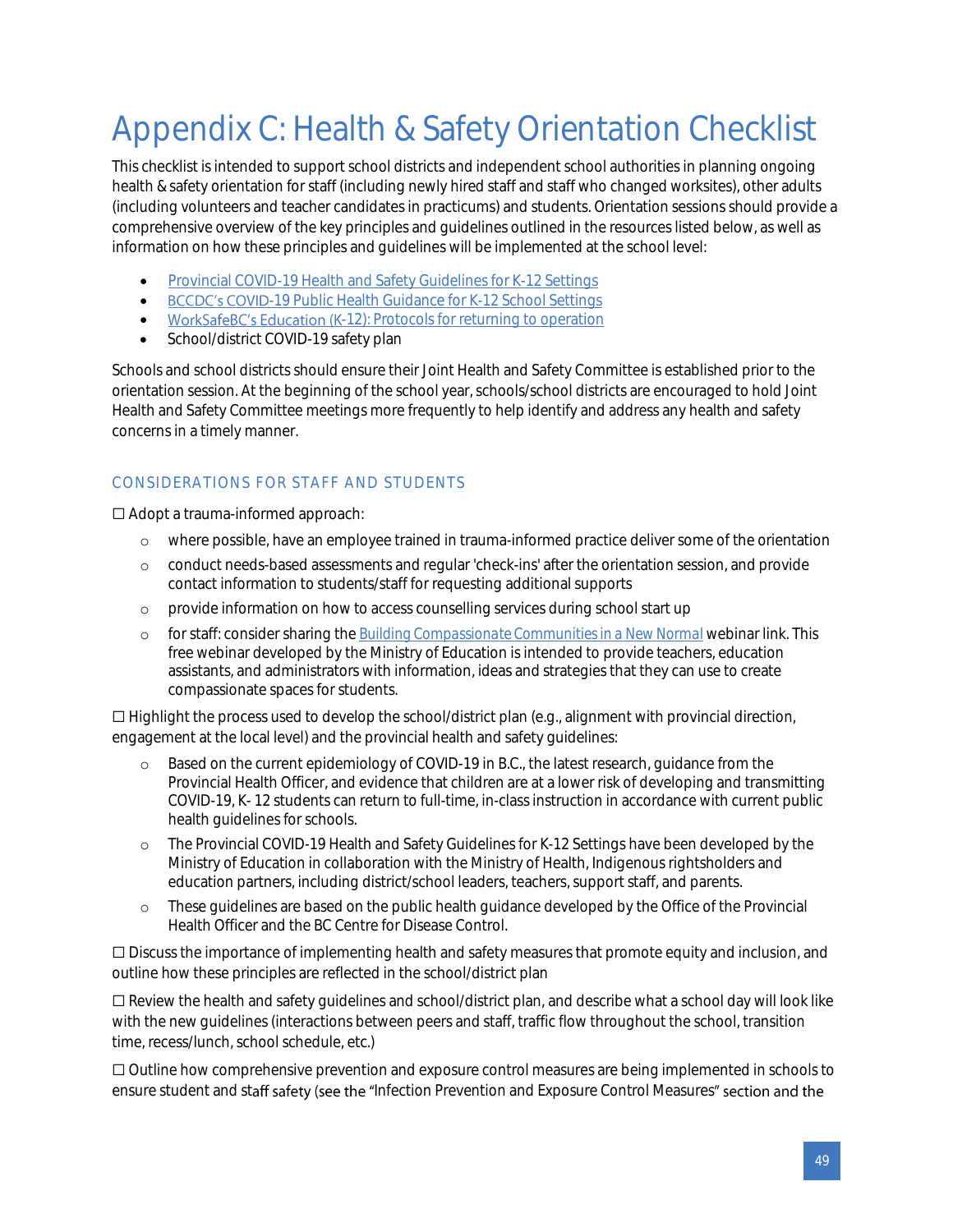# Appendix C: Health & Safety Orientation Checklist

This checklist is intended to support school districts and independent school authorities in planning ongoing health & safety orientation for staff (including newly hired staff and staff who changed worksites), other adults (including volunteers and teacher candidates in practicums) and students. Orientation sessions should provide a comprehensive overview of the key principles and guidelines outlined in the resources listed below, as well as information on how these principles and guidelines will be implemented at the school level:

- Provincial COVID-19 Health and Safety Guidelines for K-12 Settings
- BCCDC's COVID-19 Public Health Guidance for K-12 School Settings
- WorkSafeBC's Education (K-12): Protocols for returning to operation
- School/district COVID-19 safety plan

Schools and school districts should ensure their Joint Health and Safety Committee is established prior to the orientation session. At the beginning of the school year, schools/school districts are encouraged to hold Joint Health and Safety Committee meetings more frequently to help identify and address any health and safety concerns in a timely manner.

## CONSIDERATIONS FOR STAFF AND STUDENTS

☐ Adopt a trauma-informed approach:

- where possible, have an employee trained in trauma-informed practice deliver some of the orientation
- conduct needs-based assessments and regular 'check-ins' after the orientation session, and provide contact information to students/staff for requesting additional supports
- provide information on how to access counselling services during school start up
- for staff: consider sharing the Building Compassionate Communities in a New Normal webinar link. This free webinar developed by the Ministry of Education is intended to provide teachers, education assistants, and administrators with information, ideas and strategies that they can use to create compassionate spaces for students.

☐ Highlight the process used to develop the school/district plan (e.g., alignment with provincial direction, engagement at the local level) and the provincial health and safety guidelines:

- Based on the current epidemiology of COVID-19 in B.C., the latest research, guidance from the Provincial Health Officer, and evidence that children are at a lower risk of developing and transmitting COVID-19, K- 12 students can return to full-time, in-class instruction in accordance with current public health guidelines for schools.
- The Provincial COVID-19 Health and Safety Guidelines for K-12 Settings have been developed by the Ministry of Education in collaboration with the Ministry of Health, Indigenous rightsholders and education partners, including district/school leaders, teachers, support staff, and parents.
- These guidelines are based on the public health guidance developed by the Office of the Provincial Health Officer and the BC Centre for Disease Control.

☐ Discuss the importance of implementing health and safety measures that promote equity and inclusion, and outline how these principles are reflected in the school/district plan

☐ Review the health and safety guidelines and school/district plan, and describe what a school day will look like with the new guidelines (interactions between peers and staff, traffic flow throughout the school, transition time, recess/lunch, school schedule, etc.)

☐ Outline how comprehensive prevention and exposure control measures are being implemented in schools to ensure student and staff safety (see the "Infection Prevention and Exposure Control Measures" section and the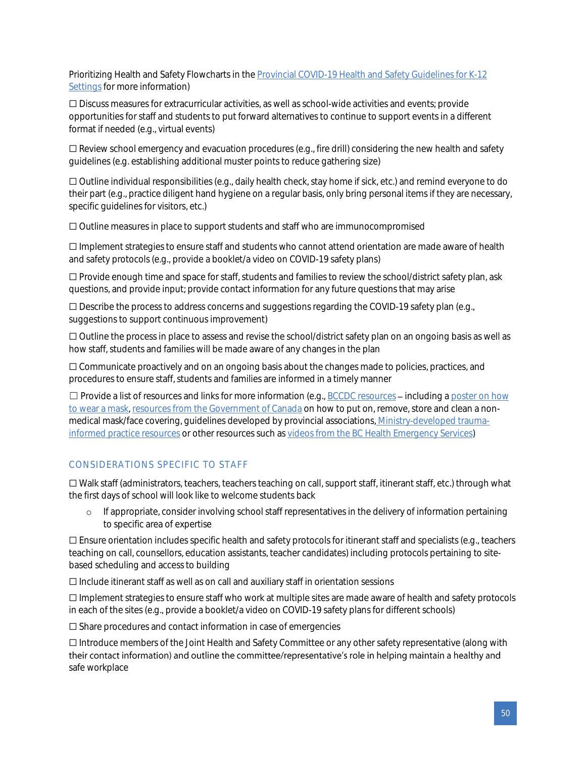Prioritizing Health and Safety Flowcharts in the [Provincial COVID-19 Health and Safety Guidelines for K-12 Settings]() for more information)

☐ Discuss measures for extracurricular activities, as well as school-wide activities and events; provide opportunities for staff and students to put forward alternatives to continue to support events in a different format if needed (e.g., virtual events)

☐ Review school emergency and evacuation procedures (e.g., fire drill) considering the new health and safety guidelines (e.g. establishing additional muster points to reduce gathering size)

☐ Outline individual responsibilities (e.g., daily health check, stay home if sick, etc.) and remind everyone to do their part (e.g., practice diligent hand hygiene on a regular basis, only bring personal items if they are necessary, specific guidelines for visitors, etc.)

☐ Outline measures in place to support students and staff who are immunocompromised

☐ Implement strategies to ensure staff and students who cannot attend orientation are made aware of health and safety protocols (e.g., provide a booklet/a video on COVID-19 safety plans)

☐ Provide enough time and space for staff, students and families to review the school/district safety plan, ask questions, and provide input; provide contact information for any future questions that may arise

☐ Describe the process to address concerns and suggestions regarding the COVID-19 safety plan (e.g., suggestions to support continuous improvement)

☐ Outline the process in place to assess and revise the school/district safety plan on an ongoing basis as well as how staff, students and families will be made aware of any changes in the plan

☐ Communicate proactively and on an ongoing basis about the changes made to policies, practices, and procedures to ensure staff, students and families are informed in a timely manner

☐ Provide a list of resources and links for more information (e.g., [BCCDC resources]() – including a [poster on how to wear a mask](), [resources from the Government of Canada]() on how to put on, remove, store and clean a non-medical mask/face covering, guidelines developed by provincial associations, [Ministry-developed trauma-informed practice resources]() or other resources such as [videos from the BC Health Emergency Services]())

## CONSIDERATIONS SPECIFIC TO STAFF

☐ Walk staff (administrators, teachers, teachers teaching on call, support staff, itinerant staff, etc.) through what the first days of school will look like to welcome students back

- If appropriate, consider involving school staff representatives in the delivery of information pertaining to specific area of expertise

☐ Ensure orientation includes specific health and safety protocols for itinerant staff and specialists (e.g., teachers teaching on call, counsellors, education assistants, teacher candidates) including protocols pertaining to site-based scheduling and access to building

☐ Include itinerant staff as well as on call and auxiliary staff in orientation sessions

☐ Implement strategies to ensure staff who work at multiple sites are made aware of health and safety protocols in each of the sites (e.g., provide a booklet/a video on COVID-19 safety plans for different schools)

☐ Share procedures and contact information in case of emergencies

☐ Introduce members of the Joint Health and Safety Committee or any other safety representative (along with their contact information) and outline the committee/representative's role in helping maintain a healthy and safe workplace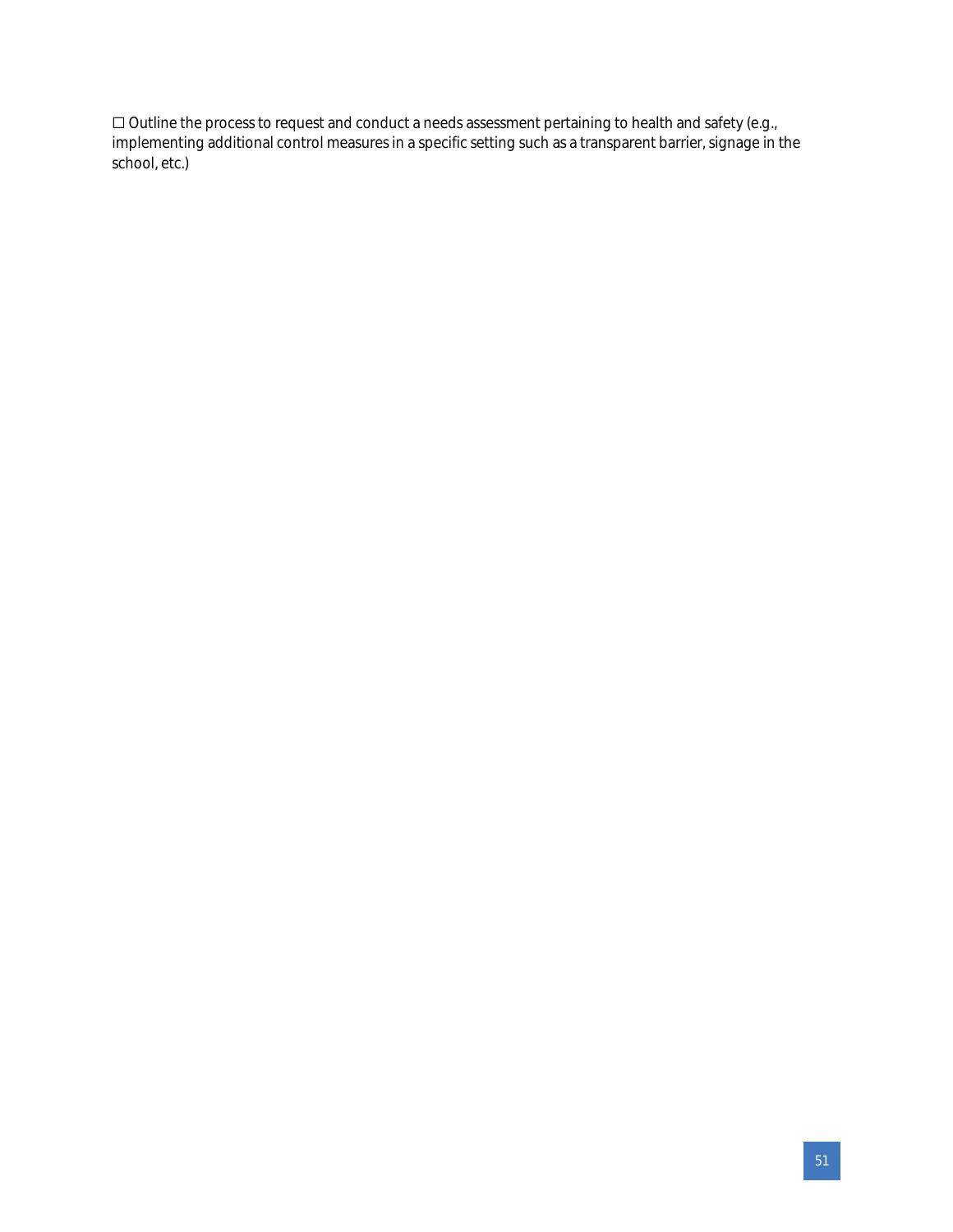☐ Outline the process to request and conduct a needs assessment pertaining to health and safety (e.g., implementing additional control measures in a specific setting such as a transparent barrier, signage in the school, etc.)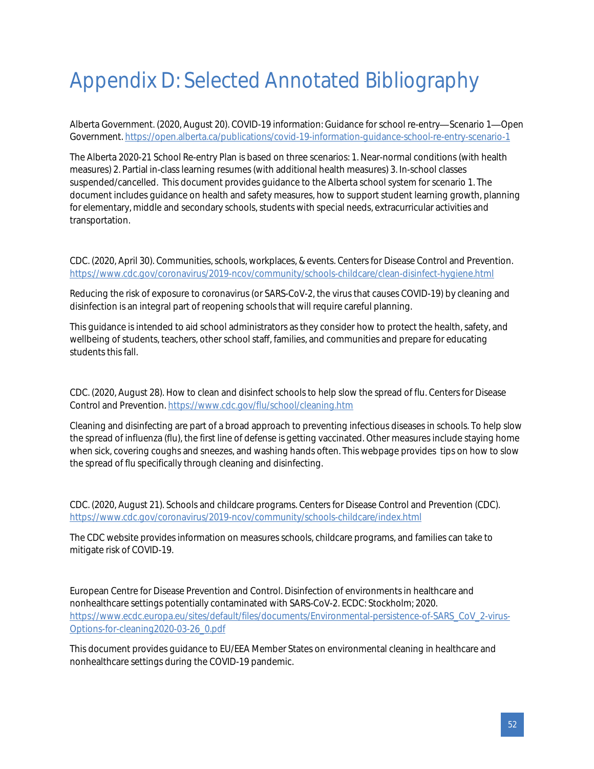# Appendix D: Selected Annotated Bibliography

Alberta Government. (2020, August 20). COVID-19 information: Guidance for school re-entry—Scenario 1—Open Government. https://open.alberta.ca/publications/covid-19-information-guidance-school-re-entry-scenario-1

The Alberta 2020-21 School Re-entry Plan is based on three scenarios: 1. Near-normal conditions (with health measures) 2. Partial in-class learning resumes (with additional health measures) 3. In-school classes suspended/cancelled. This document provides guidance to the Alberta school system for scenario 1. The document includes guidance on health and safety measures, how to support student learning growth, planning for elementary, middle and secondary schools, students with special needs, extracurricular activities and transportation.

CDC. (2020, April 30). Communities, schools, workplaces, & events. Centers for Disease Control and Prevention. https://www.cdc.gov/coronavirus/2019-ncov/community/schools-childcare/clean-disinfect-hygiene.html

Reducing the risk of exposure to coronavirus (or SARS-CoV-2, the virus that causes COVID-19) by cleaning and disinfection is an integral part of reopening schools that will require careful planning.

This guidance is intended to aid school administrators as they consider how to protect the health, safety, and wellbeing of students, teachers, other school staff, families, and communities and prepare for educating students this fall.

CDC. (2020, August 28). How to clean and disinfect schools to help slow the spread of flu. Centers for Disease Control and Prevention. https://www.cdc.gov/flu/school/cleaning.htm

Cleaning and disinfecting are part of a broad approach to preventing infectious diseases in schools. To help slow the spread of influenza (flu), the first line of defense is getting vaccinated. Other measures include staying home when sick, covering coughs and sneezes, and washing hands often. This webpage provides tips on how to slow the spread of flu specifically through cleaning and disinfecting.

CDC. (2020, August 21). Schools and childcare programs. Centers for Disease Control and Prevention (CDC). https://www.cdc.gov/coronavirus/2019-ncov/community/schools-childcare/index.html

The CDC website provides information on measures schools, childcare programs, and families can take to mitigate risk of COVID-19.

European Centre for Disease Prevention and Control. Disinfection of environments in healthcare and nonhealthcare settings potentially contaminated with SARS-CoV-2. ECDC: Stockholm; 2020. https://www.ecdc.europa.eu/sites/default/files/documents/Environmental-persistence-of-SARS_CoV_2-virus-Options-for-cleaning2020-03-26_0.pdf

This document provides guidance to EU/EEA Member States on environmental cleaning in healthcare and nonhealthcare settings during the COVID-19 pandemic.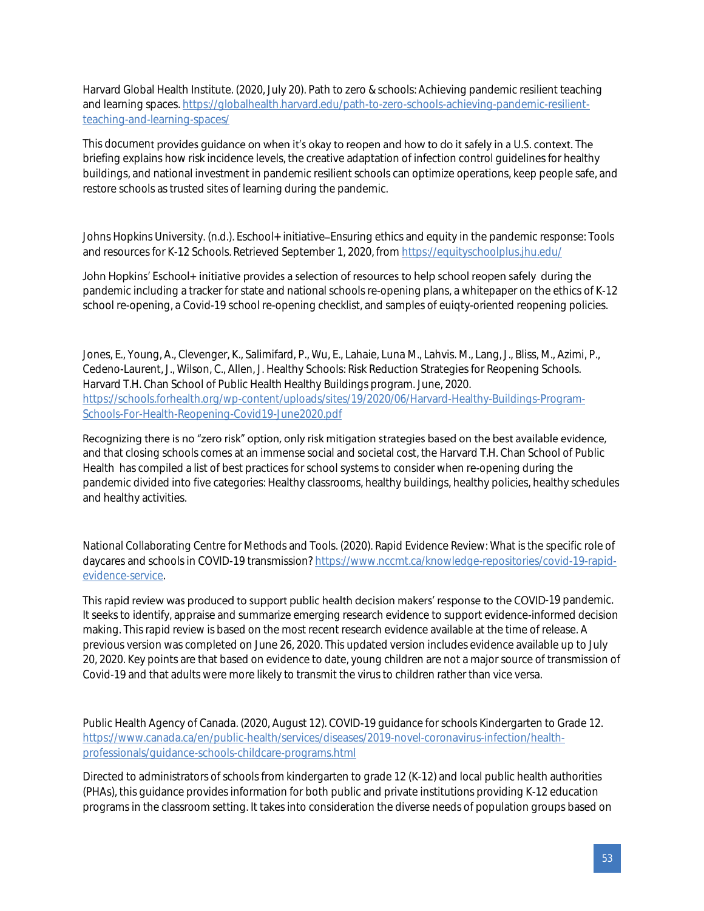Harvard Global Health Institute. (2020, July 20). Path to zero & schools: Achieving pandemic resilient teaching and learning spaces. https://globalhealth.harvard.edu/path-to-zero-schools-achieving-pandemic-resilient-teaching-and-learning-spaces/

This document provides guidance on when it's okay to reopen and how to do it safely in a U.S. context. The briefing explains how risk incidence levels, the creative adaptation of infection control guidelines for healthy buildings, and national investment in pandemic resilient schools can optimize operations, keep people safe, and restore schools as trusted sites of learning during the pandemic.

Johns Hopkins University. (n.d.). Eschool+ initiative–Ensuring ethics and equity in the pandemic response: Tools and resources for K-12 Schools. Retrieved September 1, 2020, from https://equityschoolplus.jhu.edu/

John Hopkins' Eschool+ initiative provides a selection of resources to help school reopen safely during the pandemic including a tracker for state and national schools re-opening plans, a whitepaper on the ethics of K-12 school re-opening, a Covid-19 school re-opening checklist, and samples of euiqty-oriented reopening policies.

Jones, E., Young, A., Clevenger, K., Salimifard, P., Wu, E., Lahaie, Luna M., Lahvis. M., Lang, J., Bliss, M., Azimi, P., Cedeno-Laurent, J., Wilson, C., Allen, J. Healthy Schools: Risk Reduction Strategies for Reopening Schools. Harvard T.H. Chan School of Public Health Healthy Buildings program. June, 2020. https://schools.forhealth.org/wp-content/uploads/sites/19/2020/06/Harvard-Healthy-Buildings-Program-Schools-For-Health-Reopening-Covid19-June2020.pdf

Recognizing there is no "zero risk" option, only risk mitigation strategies based on the best available evidence, and that closing schools comes at an immense social and societal cost, the Harvard T.H. Chan School of Public Health has compiled a list of best practices for school systems to consider when re-opening during the pandemic divided into five categories: Healthy classrooms, healthy buildings, healthy policies, healthy schedules and healthy activities.

National Collaborating Centre for Methods and Tools. (2020). Rapid Evidence Review: What is the specific role of daycares and schools in COVID-19 transmission? https://www.nccmt.ca/knowledge-repositories/covid-19-rapid-evidence-service.

This rapid review was produced to support public health decision makers' response to the COVID-19 pandemic. It seeks to identify, appraise and summarize emerging research evidence to support evidence-informed decision making. This rapid review is based on the most recent research evidence available at the time of release. A previous version was completed on June 26, 2020. This updated version includes evidence available up to July 20, 2020. Key points are that based on evidence to date, young children are not a major source of transmission of Covid-19 and that adults were more likely to transmit the virus to children rather than vice versa.

Public Health Agency of Canada. (2020, August 12). COVID-19 guidance for schools Kindergarten to Grade 12. https://www.canada.ca/en/public-health/services/diseases/2019-novel-coronavirus-infection/health-professionals/guidance-schools-childcare-programs.html

Directed to administrators of schools from kindergarten to grade 12 (K-12) and local public health authorities (PHAs), this guidance provides information for both public and private institutions providing K-12 education programs in the classroom setting. It takes into consideration the diverse needs of population groups based on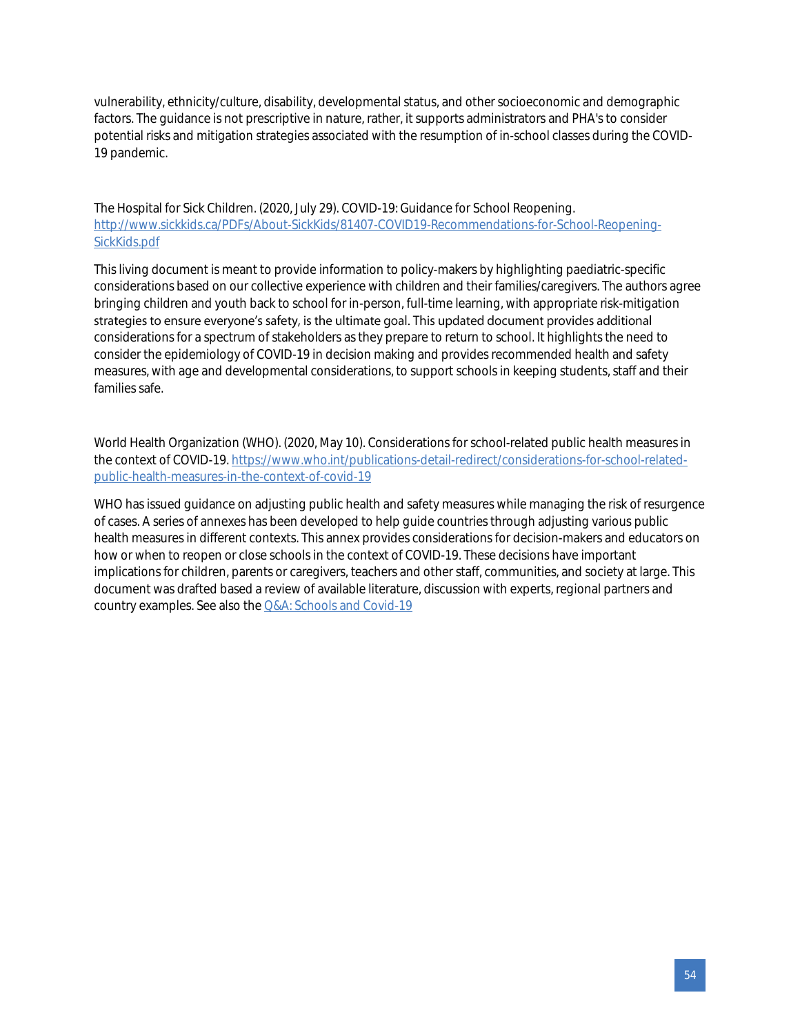vulnerability, ethnicity/culture, disability, developmental status, and other socioeconomic and demographic factors. The guidance is not prescriptive in nature, rather, it supports administrators and PHA's to consider potential risks and mitigation strategies associated with the resumption of in-school classes during the COVID-19 pandemic.

The Hospital for Sick Children. (2020, July 29). COVID-19: Guidance for School Reopening. [http://www.sickkids.ca/PDFs/About-SickKids/81407-COVID19-Recommendations-for-School-Reopening-SickKids.pdf](http://www.sickkids.ca/PDFs/About-SickKids/81407-COVID19-Recommendations-for-School-Reopening-SickKids.pdf)

This living document is meant to provide information to policy-makers by highlighting paediatric-specific considerations based on our collective experience with children and their families/caregivers. The authors agree bringing children and youth back to school for in-person, full-time learning, with appropriate risk-mitigation strategies to ensure everyone's safety, is the ultimate goal. This updated document provides additional considerations for a spectrum of stakeholders as they prepare to return to school. It highlights the need to consider the epidemiology of COVID-19 in decision making and provides recommended health and safety measures, with age and developmental considerations, to support schools in keeping students, staff and their families safe.

World Health Organization (WHO). (2020, May 10). Considerations for school-related public health measures in the context of COVID-19. [https://www.who.int/publications-detail-redirect/considerations-for-school-related-public-health-measures-in-the-context-of-covid-19](https://www.who.int/publications-detail-redirect/considerations-for-school-related-public-health-measures-in-the-context-of-covid-19)

WHO has issued guidance on adjusting public health and safety measures while managing the risk of resurgence of cases. A series of annexes has been developed to help guide countries through adjusting various public health measures in different contexts. This annex provides considerations for decision-makers and educators on how or when to reopen or close schools in the context of COVID-19. These decisions have important implications for children, parents or caregivers, teachers and other staff, communities, and society at large. This document was drafted based a review of available literature, discussion with experts, regional partners and country examples. See also the Q&A: Schools and Covid-19